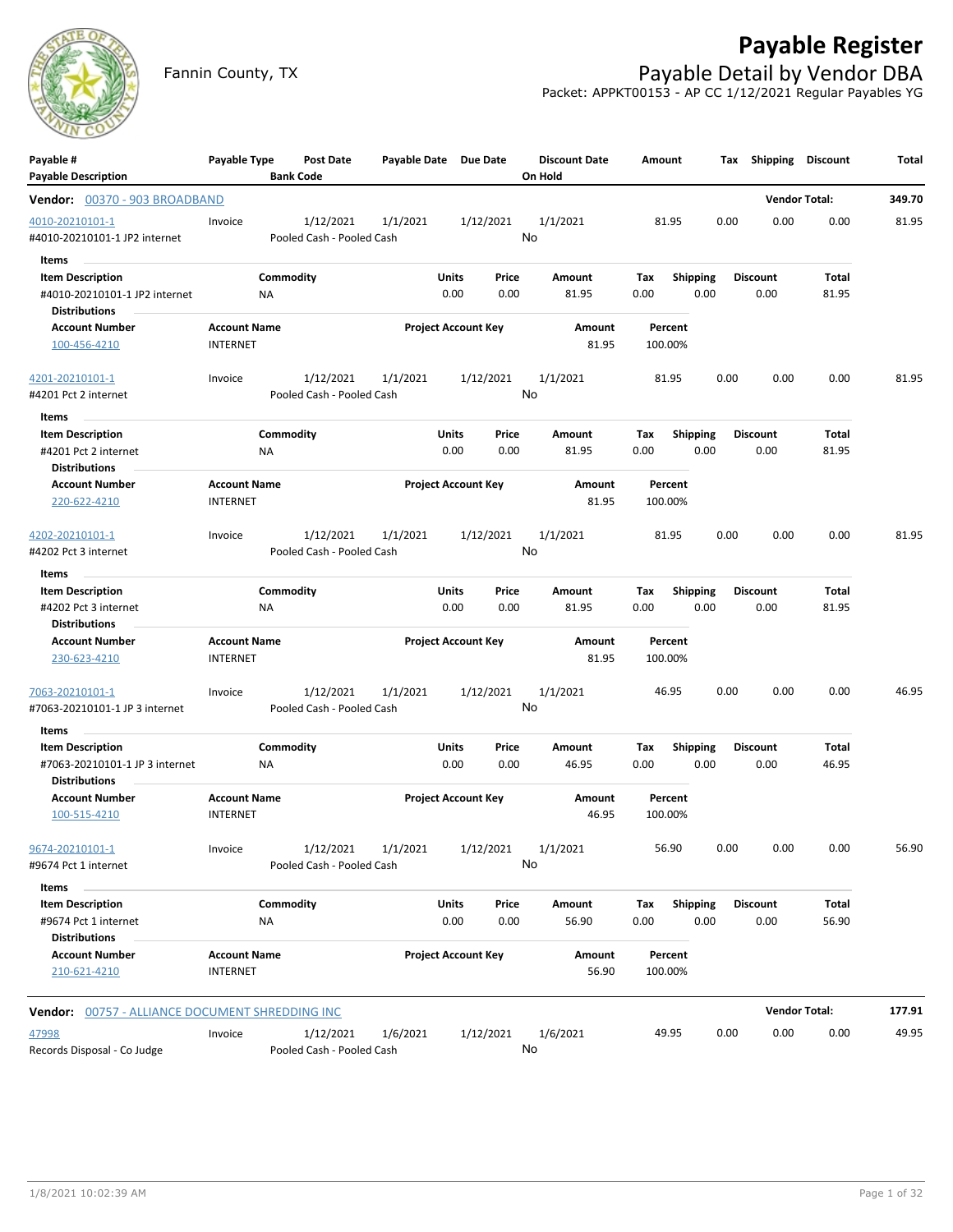# Payable Register

## Payable Detail by Vendor DBA

Fannin County, TX

Packet: APPKT00153 - AP CC 1/12/2021 Regular Payables YG

| Payable # / Payable Description | Payable Type | Post Date / Bank Code | Payable Date | Due Date | Discount Date / On Hold | Amount | Tax | Shipping | Discount | Total |
|---|---|---|---|---|---|---|---|---|---|---|
| **Vendor: 00370 - 903 BROADBAND** | | | | | | | | | **Vendor Total:** | **349.70** |
| 4010-20210101-1 | Invoice | 1/12/2021 | 1/1/2021 | 1/12/2021 | 1/1/2021 | 81.95 | 0.00 | 0.00 | 0.00 | 81.95 |
| #4010-20210101-1 JP2 internet | | Pooled Cash - Pooled Cash | | | No | | | | | |

**Items**

| Item Description | Commodity | Units | Price | Amount | Tax | Shipping | Discount | Total |
|---|---|---|---|---|---|---|---|---|
| #4010-20210101-1 JP2 internet | NA | 0.00 | 0.00 | 81.95 | 0.00 | 0.00 | 0.00 | 81.95 |

**Distributions**

| Account Number | Account Name | Project Account Key | Amount | Percent |
|---|---|---|---|---|
| 100-456-4210 | INTERNET | | 81.95 | 100.00% |

| Payable # / Payable Description | Payable Type | Post Date / Bank Code | Payable Date | Due Date | Discount Date / On Hold | Amount | Tax | Shipping | Discount | Total |
|---|---|---|---|---|---|---|---|---|---|---|
| 4201-20210101-1 | Invoice | 1/12/2021 | 1/1/2021 | 1/12/2021 | 1/1/2021 | 81.95 | 0.00 | 0.00 | 0.00 | 81.95 |
| #4201 Pct 2 internet | | Pooled Cash - Pooled Cash | | | No | | | | | |

**Items**

| Item Description | Commodity | Units | Price | Amount | Tax | Shipping | Discount | Total |
|---|---|---|---|---|---|---|---|---|
| #4201 Pct 2 internet | NA | 0.00 | 0.00 | 81.95 | 0.00 | 0.00 | 0.00 | 81.95 |

**Distributions**

| Account Number | Account Name | Project Account Key | Amount | Percent |
|---|---|---|---|---|
| 220-622-4210 | INTERNET | | 81.95 | 100.00% |

| Payable # / Payable Description | Payable Type | Post Date / Bank Code | Payable Date | Due Date | Discount Date / On Hold | Amount | Tax | Shipping | Discount | Total |
|---|---|---|---|---|---|---|---|---|---|---|
| 4202-20210101-1 | Invoice | 1/12/2021 | 1/1/2021 | 1/12/2021 | 1/1/2021 | 81.95 | 0.00 | 0.00 | 0.00 | 81.95 |
| #4202 Pct 3 internet | | Pooled Cash - Pooled Cash | | | No | | | | | |

**Items**

| Item Description | Commodity | Units | Price | Amount | Tax | Shipping | Discount | Total |
|---|---|---|---|---|---|---|---|---|
| #4202 Pct 3 internet | NA | 0.00 | 0.00 | 81.95 | 0.00 | 0.00 | 0.00 | 81.95 |

**Distributions**

| Account Number | Account Name | Project Account Key | Amount | Percent |
|---|---|---|---|---|
| 230-623-4210 | INTERNET | | 81.95 | 100.00% |

| Payable # / Payable Description | Payable Type | Post Date / Bank Code | Payable Date | Due Date | Discount Date / On Hold | Amount | Tax | Shipping | Discount | Total |
|---|---|---|---|---|---|---|---|---|---|---|
| 7063-20210101-1 | Invoice | 1/12/2021 | 1/1/2021 | 1/12/2021 | 1/1/2021 | 46.95 | 0.00 | 0.00 | 0.00 | 46.95 |
| #7063-20210101-1 JP 3 internet | | Pooled Cash - Pooled Cash | | | No | | | | | |

**Items**

| Item Description | Commodity | Units | Price | Amount | Tax | Shipping | Discount | Total |
|---|---|---|---|---|---|---|---|---|
| #7063-20210101-1 JP 3 internet | NA | 0.00 | 0.00 | 46.95 | 0.00 | 0.00 | 0.00 | 46.95 |

**Distributions**

| Account Number | Account Name | Project Account Key | Amount | Percent |
|---|---|---|---|---|
| 100-515-4210 | INTERNET | | 46.95 | 100.00% |

| Payable # / Payable Description | Payable Type | Post Date / Bank Code | Payable Date | Due Date | Discount Date / On Hold | Amount | Tax | Shipping | Discount | Total |
|---|---|---|---|---|---|---|---|---|---|---|
| 9674-20210101-1 | Invoice | 1/12/2021 | 1/1/2021 | 1/12/2021 | 1/1/2021 | 56.90 | 0.00 | 0.00 | 0.00 | 56.90 |
| #9674 Pct 1 internet | | Pooled Cash - Pooled Cash | | | No | | | | | |

**Items**

| Item Description | Commodity | Units | Price | Amount | Tax | Shipping | Discount | Total |
|---|---|---|---|---|---|---|---|---|
| #9674 Pct 1 internet | NA | 0.00 | 0.00 | 56.90 | 0.00 | 0.00 | 0.00 | 56.90 |

**Distributions**

| Account Number | Account Name | Project Account Key | Amount | Percent |
|---|---|---|---|---|
| 210-621-4210 | INTERNET | | 56.90 | 100.00% |

| Payable # / Payable Description | Payable Type | Post Date / Bank Code | Payable Date | Due Date | Discount Date / On Hold | Amount | Tax | Shipping | Discount | Total |
|---|---|---|---|---|---|---|---|---|---|---|
| **Vendor: 00757 - ALLIANCE DOCUMENT SHREDDING INC** | | | | | | | | | **Vendor Total:** | **177.91** |
| 47998 | Invoice | 1/12/2021 | 1/6/2021 | 1/12/2021 | 1/6/2021 | 49.95 | 0.00 | 0.00 | 0.00 | 49.95 |
| Records Disposal - Co Judge | | Pooled Cash - Pooled Cash | | | No | | | | | |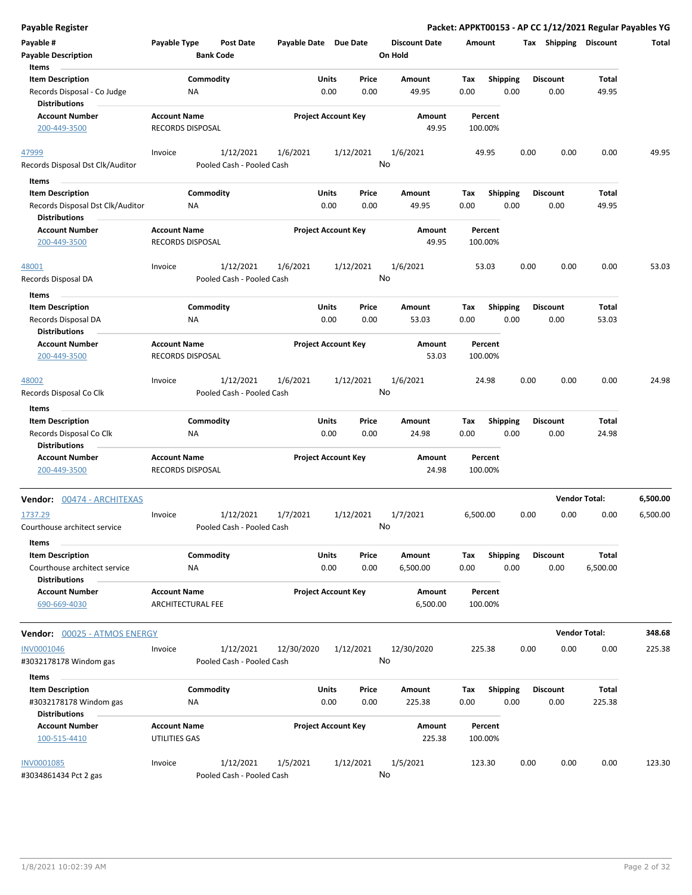**Payable Register** — Packet: APPKT00153 - AP CC 1/12/2021 Regular Payables YG

| Payable # | Payable Type | Post Date | Payable Date | Due Date | Discount Date | Amount | Tax | Shipping | Discount | Total |
|---|---|---|---|---|---|---|---|---|---|---|
| Payable Description | | Bank Code | | | On Hold | | | | | |

**Items**

| Item Description | Commodity | Units | Price | Amount | Tax | Shipping | Discount | Total |
|---|---|---|---|---|---|---|---|---|
| Records Disposal - Co Judge | NA | 0.00 | 0.00 | 49.95 | 0.00 | 0.00 | 0.00 | 49.95 |

**Distributions**

| Account Number | Account Name | Project Account Key | Amount | Percent |
|---|---|---|---|---|
| 200-449-3500 | RECORDS DISPOSAL | | 49.95 | 100.00% |

| Payable # | Payable Type | Post Date | Payable Date | Due Date | Discount Date | Amount | Tax | Shipping | Discount | Total |
|---|---|---|---|---|---|---|---|---|---|---|
| 47999 | Invoice | 1/12/2021 | 1/6/2021 | 1/12/2021 | 1/6/2021 | 49.95 | 0.00 | 0.00 | 0.00 | 49.95 |
| Records Disposal Dst Clk/Auditor | | Pooled Cash - Pooled Cash | | | No | | | | | |

**Items**

| Item Description | Commodity | Units | Price | Amount | Tax | Shipping | Discount | Total |
|---|---|---|---|---|---|---|---|---|
| Records Disposal Dst Clk/Auditor | NA | 0.00 | 0.00 | 49.95 | 0.00 | 0.00 | 0.00 | 49.95 |

**Distributions**

| Account Number | Account Name | Project Account Key | Amount | Percent |
|---|---|---|---|---|
| 200-449-3500 | RECORDS DISPOSAL | | 49.95 | 100.00% |

| Payable # | Payable Type | Post Date | Payable Date | Due Date | Discount Date | Amount | Tax | Shipping | Discount | Total |
|---|---|---|---|---|---|---|---|---|---|---|
| 48001 | Invoice | 1/12/2021 | 1/6/2021 | 1/12/2021 | 1/6/2021 | 53.03 | 0.00 | 0.00 | 0.00 | 53.03 |
| Records Disposal DA | | Pooled Cash - Pooled Cash | | | No | | | | | |

**Items**

| Item Description | Commodity | Units | Price | Amount | Tax | Shipping | Discount | Total |
|---|---|---|---|---|---|---|---|---|
| Records Disposal DA | NA | 0.00 | 0.00 | 53.03 | 0.00 | 0.00 | 0.00 | 53.03 |

**Distributions**

| Account Number | Account Name | Project Account Key | Amount | Percent |
|---|---|---|---|---|
| 200-449-3500 | RECORDS DISPOSAL | | 53.03 | 100.00% |

| Payable # | Payable Type | Post Date | Payable Date | Due Date | Discount Date | Amount | Tax | Shipping | Discount | Total |
|---|---|---|---|---|---|---|---|---|---|---|
| 48002 | Invoice | 1/12/2021 | 1/6/2021 | 1/12/2021 | 1/6/2021 | 24.98 | 0.00 | 0.00 | 0.00 | 24.98 |
| Records Disposal Co Clk | | Pooled Cash - Pooled Cash | | | No | | | | | |

**Items**

| Item Description | Commodity | Units | Price | Amount | Tax | Shipping | Discount | Total |
|---|---|---|---|---|---|---|---|---|
| Records Disposal Co Clk | NA | 0.00 | 0.00 | 24.98 | 0.00 | 0.00 | 0.00 | 24.98 |

**Distributions**

| Account Number | Account Name | Project Account Key | Amount | Percent |
|---|---|---|---|---|
| 200-449-3500 | RECORDS DISPOSAL | | 24.98 | 100.00% |

**Vendor: 00474 - ARCHITEXAS** — **Vendor Total: 6,500.00**

| Payable # | Payable Type | Post Date | Payable Date | Due Date | Discount Date | Amount | Tax | Shipping | Discount | Total |
|---|---|---|---|---|---|---|---|---|---|---|
| 1737.29 | Invoice | 1/12/2021 | 1/7/2021 | 1/12/2021 | 1/7/2021 | 6,500.00 | 0.00 | 0.00 | 0.00 | 6,500.00 |
| Courthouse architect service | | Pooled Cash - Pooled Cash | | | No | | | | | |

**Items**

| Item Description | Commodity | Units | Price | Amount | Tax | Shipping | Discount | Total |
|---|---|---|---|---|---|---|---|---|
| Courthouse architect service | NA | 0.00 | 0.00 | 6,500.00 | 0.00 | 0.00 | 0.00 | 6,500.00 |

**Distributions**

| Account Number | Account Name | Project Account Key | Amount | Percent |
|---|---|---|---|---|
| 690-669-4030 | ARCHITECTURAL FEE | | 6,500.00 | 100.00% |

**Vendor: 00025 - ATMOS ENERGY** — **Vendor Total: 348.68**

| Payable # | Payable Type | Post Date | Payable Date | Due Date | Discount Date | Amount | Tax | Shipping | Discount | Total |
|---|---|---|---|---|---|---|---|---|---|---|
| INV0001046 | Invoice | 1/12/2021 | 12/30/2020 | 1/12/2021 | 12/30/2020 | 225.38 | 0.00 | 0.00 | 0.00 | 225.38 |
| #3032178178 Windom gas | | Pooled Cash - Pooled Cash | | | No | | | | | |

**Items**

| Item Description | Commodity | Units | Price | Amount | Tax | Shipping | Discount | Total |
|---|---|---|---|---|---|---|---|---|
| #3032178178 Windom gas | NA | 0.00 | 0.00 | 225.38 | 0.00 | 0.00 | 0.00 | 225.38 |

**Distributions**

| Account Number | Account Name | Project Account Key | Amount | Percent |
|---|---|---|---|---|
| 100-515-4410 | UTILITIES GAS | | 225.38 | 100.00% |

| Payable # | Payable Type | Post Date | Payable Date | Due Date | Discount Date | Amount | Tax | Shipping | Discount | Total |
|---|---|---|---|---|---|---|---|---|---|---|
| INV0001085 | Invoice | 1/12/2021 | 1/5/2021 | 1/12/2021 | 1/5/2021 | 123.30 | 0.00 | 0.00 | 0.00 | 123.30 |
| #3034861434 Pct 2 gas | | Pooled Cash - Pooled Cash | | | No | | | | | |

1/8/2021 10:02:39 AM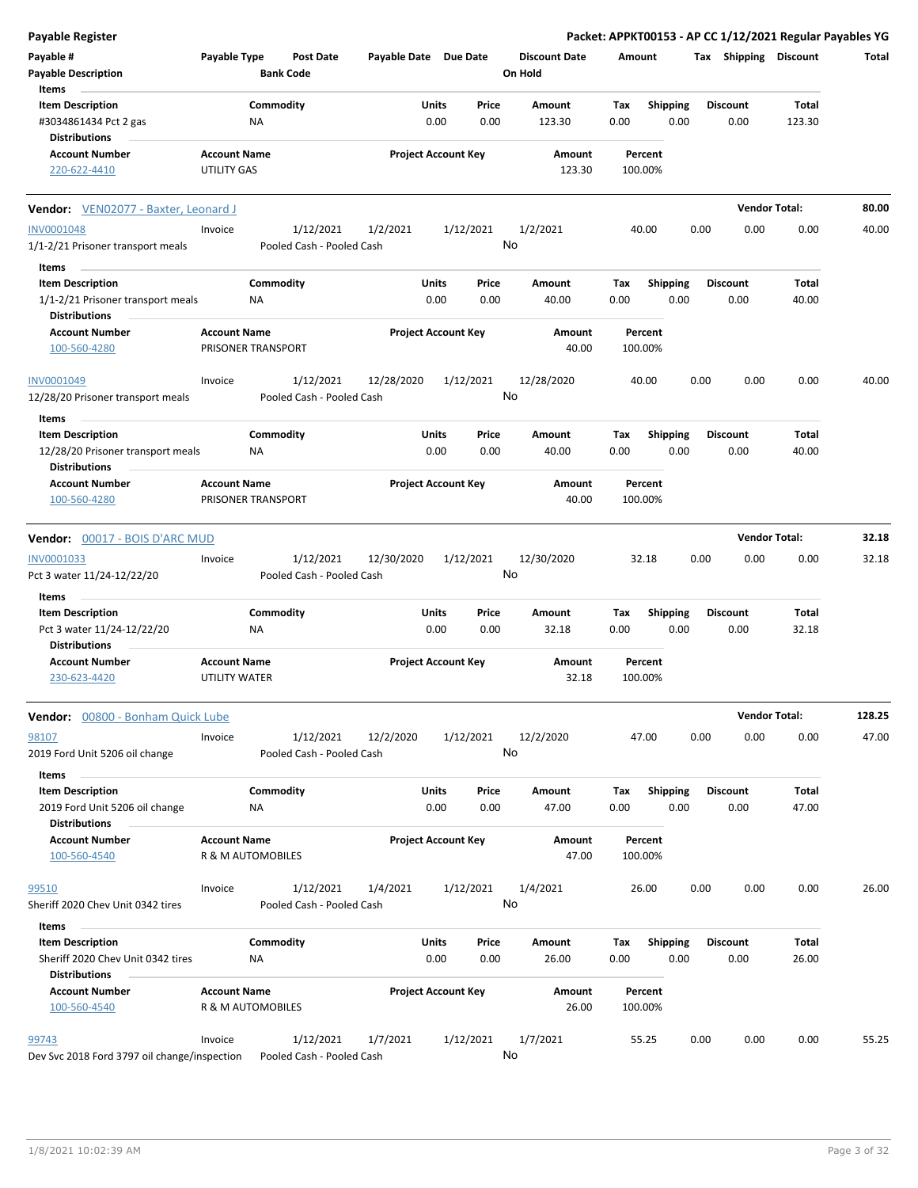**Payable Register**

**Packet: APPKT00153 - AP CC 1/12/2021 Regular Payables YG**

| Payable # | Payable Type | Post Date | Payable Date | Due Date | Discount Date | Amount | Tax | Shipping | Discount | Total |
|---|---|---|---|---|---|---|---|---|---|---|
| Payable Description | | Bank Code | | | On Hold | | | | | |

**Items**

| Item Description | Commodity | Units | Price | Amount | Tax | Shipping | Discount | Total |
|---|---|---|---|---|---|---|---|---|
| #3034861434 Pct 2 gas | NA | 0.00 | 0.00 | 123.30 | 0.00 | 0.00 | 0.00 | 123.30 |

**Distributions**

| Account Number | Account Name | Project Account Key | Amount | Percent |
|---|---|---|---|---|
| 220-622-4410 | UTILITY GAS | | 123.30 | 100.00% |

---

**Vendor:** VEN02077 - Baxter, Leonard J — **Vendor Total: 80.00**

| Payable # | Payable Type | Post Date | Payable Date | Due Date | Discount Date | Amount | Tax | Shipping | Discount | Total |
|---|---|---|---|---|---|---|---|---|---|---|
| INV0001048 | Invoice | 1/12/2021 | 1/2/2021 | 1/12/2021 | 1/2/2021 | 40.00 | 0.00 | 0.00 | 0.00 | 40.00 |
| 1/1-2/21 Prisoner transport meals | | Pooled Cash - Pooled Cash | | | No | | | | | |

**Items**

| Item Description | Commodity | Units | Price | Amount | Tax | Shipping | Discount | Total |
|---|---|---|---|---|---|---|---|---|
| 1/1-2/21 Prisoner transport meals | NA | 0.00 | 0.00 | 40.00 | 0.00 | 0.00 | 0.00 | 40.00 |

**Distributions**

| Account Number | Account Name | Project Account Key | Amount | Percent |
|---|---|---|---|---|
| 100-560-4280 | PRISONER TRANSPORT | | 40.00 | 100.00% |

| Payable # | Payable Type | Post Date | Payable Date | Due Date | Discount Date | Amount | Tax | Shipping | Discount | Total |
|---|---|---|---|---|---|---|---|---|---|---|
| INV0001049 | Invoice | 1/12/2021 | 12/28/2020 | 1/12/2021 | 12/28/2020 | 40.00 | 0.00 | 0.00 | 0.00 | 40.00 |
| 12/28/20 Prisoner transport meals | | Pooled Cash - Pooled Cash | | | No | | | | | |

**Items**

| Item Description | Commodity | Units | Price | Amount | Tax | Shipping | Discount | Total |
|---|---|---|---|---|---|---|---|---|
| 12/28/20 Prisoner transport meals | NA | 0.00 | 0.00 | 40.00 | 0.00 | 0.00 | 0.00 | 40.00 |

**Distributions**

| Account Number | Account Name | Project Account Key | Amount | Percent |
|---|---|---|---|---|
| 100-560-4280 | PRISONER TRANSPORT | | 40.00 | 100.00% |

---

**Vendor:** 00017 - BOIS D'ARC MUD — **Vendor Total: 32.18**

| Payable # | Payable Type | Post Date | Payable Date | Due Date | Discount Date | Amount | Tax | Shipping | Discount | Total |
|---|---|---|---|---|---|---|---|---|---|---|
| INV0001033 | Invoice | 1/12/2021 | 12/30/2020 | 1/12/2021 | 12/30/2020 | 32.18 | 0.00 | 0.00 | 0.00 | 32.18 |
| Pct 3 water 11/24-12/22/20 | | Pooled Cash - Pooled Cash | | | No | | | | | |

**Items**

| Item Description | Commodity | Units | Price | Amount | Tax | Shipping | Discount | Total |
|---|---|---|---|---|---|---|---|---|
| Pct 3 water 11/24-12/22/20 | NA | 0.00 | 0.00 | 32.18 | 0.00 | 0.00 | 0.00 | 32.18 |

**Distributions**

| Account Number | Account Name | Project Account Key | Amount | Percent |
|---|---|---|---|---|
| 230-623-4420 | UTILITY WATER | | 32.18 | 100.00% |

---

**Vendor:** 00800 - Bonham Quick Lube — **Vendor Total: 128.25**

| Payable # | Payable Type | Post Date | Payable Date | Due Date | Discount Date | Amount | Tax | Shipping | Discount | Total |
|---|---|---|---|---|---|---|---|---|---|---|
| 98107 | Invoice | 1/12/2021 | 12/2/2020 | 1/12/2021 | 12/2/2020 | 47.00 | 0.00 | 0.00 | 0.00 | 47.00 |
| 2019 Ford Unit 5206 oil change | | Pooled Cash - Pooled Cash | | | No | | | | | |

**Items**

| Item Description | Commodity | Units | Price | Amount | Tax | Shipping | Discount | Total |
|---|---|---|---|---|---|---|---|---|
| 2019 Ford Unit 5206 oil change | NA | 0.00 | 0.00 | 47.00 | 0.00 | 0.00 | 0.00 | 47.00 |

**Distributions**

| Account Number | Account Name | Project Account Key | Amount | Percent |
|---|---|---|---|---|
| 100-560-4540 | R & M AUTOMOBILES | | 47.00 | 100.00% |

| Payable # | Payable Type | Post Date | Payable Date | Due Date | Discount Date | Amount | Tax | Shipping | Discount | Total |
|---|---|---|---|---|---|---|---|---|---|---|
| 99510 | Invoice | 1/12/2021 | 1/4/2021 | 1/12/2021 | 1/4/2021 | 26.00 | 0.00 | 0.00 | 0.00 | 26.00 |
| Sheriff 2020 Chev Unit 0342 tires | | Pooled Cash - Pooled Cash | | | No | | | | | |

**Items**

| Item Description | Commodity | Units | Price | Amount | Tax | Shipping | Discount | Total |
|---|---|---|---|---|---|---|---|---|
| Sheriff 2020 Chev Unit 0342 tires | NA | 0.00 | 0.00 | 26.00 | 0.00 | 0.00 | 0.00 | 26.00 |

**Distributions**

| Account Number | Account Name | Project Account Key | Amount | Percent |
|---|---|---|---|---|
| 100-560-4540 | R & M AUTOMOBILES | | 26.00 | 100.00% |

| Payable # | Payable Type | Post Date | Payable Date | Due Date | Discount Date | Amount | Tax | Shipping | Discount | Total |
|---|---|---|---|---|---|---|---|---|---|---|
| 99743 | Invoice | 1/12/2021 | 1/7/2021 | 1/12/2021 | 1/7/2021 | 55.25 | 0.00 | 0.00 | 0.00 | 55.25 |
| Dev Svc 2018 Ford 3797 oil change/inspection | | Pooled Cash - Pooled Cash | | | No | | | | | |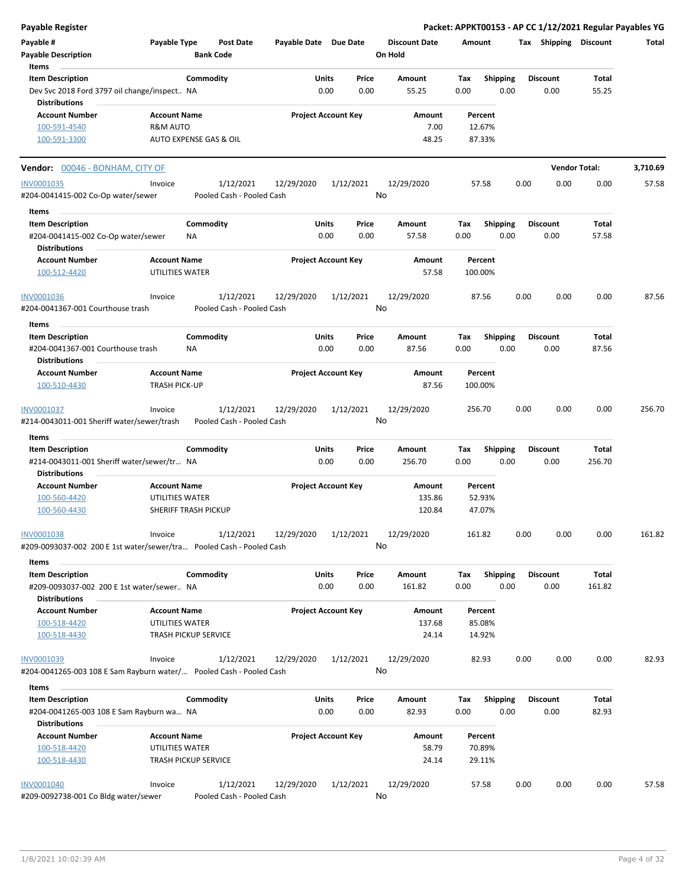**Payable Register** — **Packet: APPKT00153 - AP CC 1/12/2021 Regular Payables YG**

| Payable # | Payable Type | Post Date | Payable Date | Due Date | Discount Date | Amount | Tax | Shipping | Discount | Total |
|---|---|---|---|---|---|---|---|---|---|---|
| Payable Description | | Bank Code | | | On Hold | | | | | |

**Items**

| Item Description | Commodity | Units | Price | Amount | Tax | Shipping | Discount | Total |
|---|---|---|---|---|---|---|---|---|
| Dev Svc 2018 Ford 3797 oil change/inspect… | NA | 0.00 | 0.00 | 55.25 | 0.00 | 0.00 | 0.00 | 55.25 |

**Distributions**

| Account Number | Account Name | Project Account Key | Amount | Percent |
|---|---|---|---|---|
| 100-591-4540 | R&M AUTO | | 7.00 | 12.67% |
| 100-591-3300 | AUTO EXPENSE GAS & OIL | | 48.25 | 87.33% |

---

**Vendor:** 00046 - BONHAM, CITY OF — **Vendor Total: 3,710.69**

| Payable # | Payable Type | Post Date | Payable Date | Due Date | Discount Date | Amount | Tax | Shipping | Discount | Total |
|---|---|---|---|---|---|---|---|---|---|---|
| INV0001035 | Invoice | 1/12/2021 | 12/29/2020 | 1/12/2021 | 12/29/2020 | 57.58 | 0.00 | 0.00 | 0.00 | 57.58 |
| #204-0041415-002 Co-Op water/sewer | | Pooled Cash - Pooled Cash | | | No | | | | | |

**Items**

| Item Description | Commodity | Units | Price | Amount | Tax | Shipping | Discount | Total |
|---|---|---|---|---|---|---|---|---|
| #204-0041415-002 Co-Op water/sewer | NA | 0.00 | 0.00 | 57.58 | 0.00 | 0.00 | 0.00 | 57.58 |

**Distributions**

| Account Number | Account Name | Project Account Key | Amount | Percent |
|---|---|---|---|---|
| 100-512-4420 | UTILITIES WATER | | 57.58 | 100.00% |

| Payable # | Payable Type | Post Date | Payable Date | Due Date | Discount Date | Amount | Tax | Shipping | Discount | Total |
|---|---|---|---|---|---|---|---|---|---|---|
| INV0001036 | Invoice | 1/12/2021 | 12/29/2020 | 1/12/2021 | 12/29/2020 | 87.56 | 0.00 | 0.00 | 0.00 | 87.56 |
| #204-0041367-001 Courthouse trash | | Pooled Cash - Pooled Cash | | | No | | | | | |

**Items**

| Item Description | Commodity | Units | Price | Amount | Tax | Shipping | Discount | Total |
|---|---|---|---|---|---|---|---|---|
| #204-0041367-001 Courthouse trash | NA | 0.00 | 0.00 | 87.56 | 0.00 | 0.00 | 0.00 | 87.56 |

**Distributions**

| Account Number | Account Name | Project Account Key | Amount | Percent |
|---|---|---|---|---|
| 100-510-4430 | TRASH PICK-UP | | 87.56 | 100.00% |

| Payable # | Payable Type | Post Date | Payable Date | Due Date | Discount Date | Amount | Tax | Shipping | Discount | Total |
|---|---|---|---|---|---|---|---|---|---|---|
| INV0001037 | Invoice | 1/12/2021 | 12/29/2020 | 1/12/2021 | 12/29/2020 | 256.70 | 0.00 | 0.00 | 0.00 | 256.70 |
| #214-0043011-001 Sheriff water/sewer/trash | | Pooled Cash - Pooled Cash | | | No | | | | | |

**Items**

| Item Description | Commodity | Units | Price | Amount | Tax | Shipping | Discount | Total |
|---|---|---|---|---|---|---|---|---|
| #214-0043011-001 Sheriff water/sewer/tr… | NA | 0.00 | 0.00 | 256.70 | 0.00 | 0.00 | 0.00 | 256.70 |

**Distributions**

| Account Number | Account Name | Project Account Key | Amount | Percent |
|---|---|---|---|---|
| 100-560-4420 | UTILITIES WATER | | 135.86 | 52.93% |
| 100-560-4430 | SHERIFF TRASH PICKUP | | 120.84 | 47.07% |

| Payable # | Payable Type | Post Date | Payable Date | Due Date | Discount Date | Amount | Tax | Shipping | Discount | Total |
|---|---|---|---|---|---|---|---|---|---|---|
| INV0001038 | Invoice | 1/12/2021 | 12/29/2020 | 1/12/2021 | 12/29/2020 | 161.82 | 0.00 | 0.00 | 0.00 | 161.82 |
| #209-0093037-002 200 E 1st water/sewer/tra… | | Pooled Cash - Pooled Cash | | | No | | | | | |

**Items**

| Item Description | Commodity | Units | Price | Amount | Tax | Shipping | Discount | Total |
|---|---|---|---|---|---|---|---|---|
| #209-0093037-002 200 E 1st water/sewer… | NA | 0.00 | 0.00 | 161.82 | 0.00 | 0.00 | 0.00 | 161.82 |

**Distributions**

| Account Number | Account Name | Project Account Key | Amount | Percent |
|---|---|---|---|---|
| 100-518-4420 | UTILITIES WATER | | 137.68 | 85.08% |
| 100-518-4430 | TRASH PICKUP SERVICE | | 24.14 | 14.92% |

| Payable # | Payable Type | Post Date | Payable Date | Due Date | Discount Date | Amount | Tax | Shipping | Discount | Total |
|---|---|---|---|---|---|---|---|---|---|---|
| INV0001039 | Invoice | 1/12/2021 | 12/29/2020 | 1/12/2021 | 12/29/2020 | 82.93 | 0.00 | 0.00 | 0.00 | 82.93 |
| #204-0041265-003 108 E Sam Rayburn water/… | | Pooled Cash - Pooled Cash | | | No | | | | | |

**Items**

| Item Description | Commodity | Units | Price | Amount | Tax | Shipping | Discount | Total |
|---|---|---|---|---|---|---|---|---|
| #204-0041265-003 108 E Sam Rayburn wa… | NA | 0.00 | 0.00 | 82.93 | 0.00 | 0.00 | 0.00 | 82.93 |

**Distributions**

| Account Number | Account Name | Project Account Key | Amount | Percent |
|---|---|---|---|---|
| 100-518-4420 | UTILITIES WATER | | 58.79 | 70.89% |
| 100-518-4430 | TRASH PICKUP SERVICE | | 24.14 | 29.11% |

| Payable # | Payable Type | Post Date | Payable Date | Due Date | Discount Date | Amount | Tax | Shipping | Discount | Total |
|---|---|---|---|---|---|---|---|---|---|---|
| INV0001040 | Invoice | 1/12/2021 | 12/29/2020 | 1/12/2021 | 12/29/2020 | 57.58 | 0.00 | 0.00 | 0.00 | 57.58 |
| #209-0092738-001 Co Bldg water/sewer | | Pooled Cash - Pooled Cash | | | No | | | | | |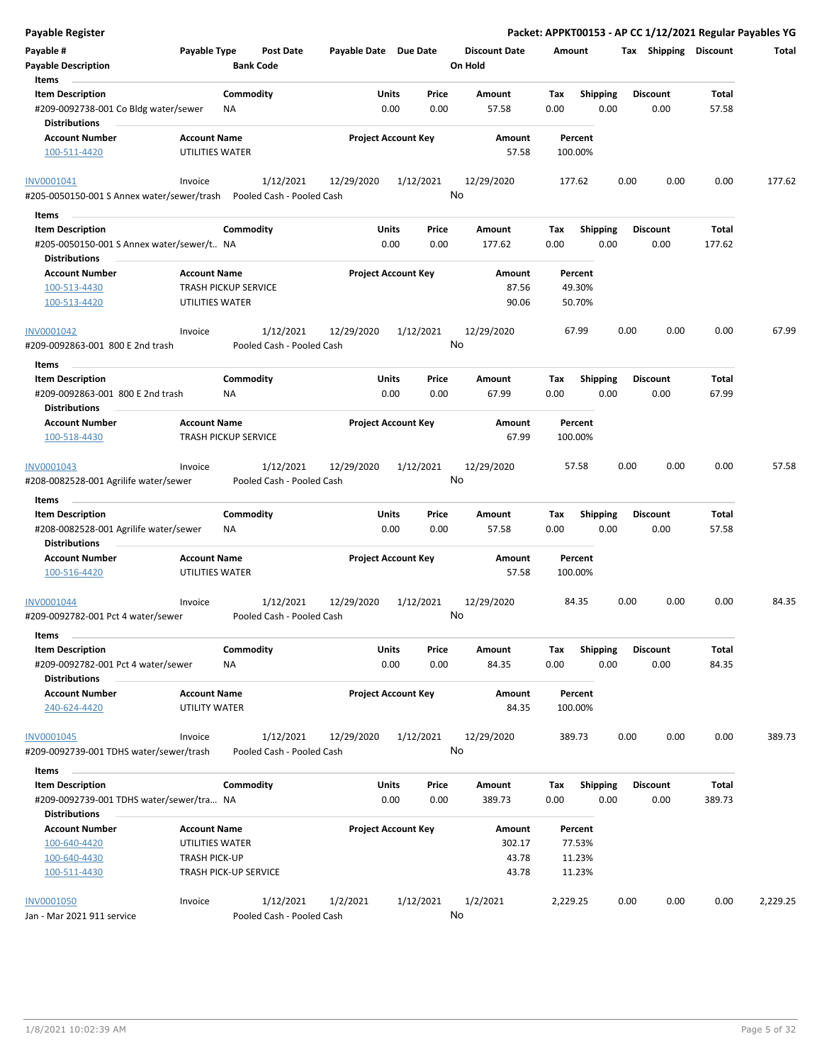## Payable Register

**Packet: APPKT00153 - AP CC 1/12/2021 Regular Payables YG**

| Payable # | Payable Type | Post Date | Payable Date | Due Date | Discount Date | Amount | Tax | Shipping | Discount | Total |
|---|---|---|---|---|---|---|---|---|---|---|
| **Payable Description** | | **Bank Code** | | | **On Hold** | | | | | |

**Items**

| Item Description | Commodity | Units | Price | Amount | Tax | Shipping | Discount | Total |
|---|---|---|---|---|---|---|---|---|
| #209-0092738-001 Co Bldg water/sewer | NA | 0.00 | 0.00 | 57.58 | 0.00 | 0.00 | 0.00 | 57.58 |

**Distributions**

| Account Number | Account Name | Project Account Key | Amount | Percent |
|---|---|---|---|---|
| 100-511-4420 | UTILITIES WATER | | 57.58 | 100.00% |

---

| Payable # | Payable Type | Post Date | Payable Date | Due Date | Discount Date | Amount | Tax | Shipping | Discount | Total |
|---|---|---|---|---|---|---|---|---|---|---|
| INV0001041 | Invoice | 1/12/2021 | 12/29/2020 | 1/12/2021 | 12/29/2020 | 177.62 | 0.00 | 0.00 | 0.00 | 177.62 |
| #205-0050150-001 S Annex water/sewer/trash | | Pooled Cash - Pooled Cash | | | No | | | | | |

**Items**

| Item Description | Commodity | Units | Price | Amount | Tax | Shipping | Discount | Total |
|---|---|---|---|---|---|---|---|---|
| #205-0050150-001 S Annex water/sewer/t... | NA | 0.00 | 0.00 | 177.62 | 0.00 | 0.00 | 0.00 | 177.62 |

**Distributions**

| Account Number | Account Name | Project Account Key | Amount | Percent |
|---|---|---|---|---|
| 100-513-4430 | TRASH PICKUP SERVICE | | 87.56 | 49.30% |
| 100-513-4420 | UTILITIES WATER | | 90.06 | 50.70% |

---

| Payable # | Payable Type | Post Date | Payable Date | Due Date | Discount Date | Amount | Tax | Shipping | Discount | Total |
|---|---|---|---|---|---|---|---|---|---|---|
| INV0001042 | Invoice | 1/12/2021 | 12/29/2020 | 1/12/2021 | 12/29/2020 | 67.99 | 0.00 | 0.00 | 0.00 | 67.99 |
| #209-0092863-001 800 E 2nd trash | | Pooled Cash - Pooled Cash | | | No | | | | | |

**Items**

| Item Description | Commodity | Units | Price | Amount | Tax | Shipping | Discount | Total |
|---|---|---|---|---|---|---|---|---|
| #209-0092863-001 800 E 2nd trash | NA | 0.00 | 0.00 | 67.99 | 0.00 | 0.00 | 0.00 | 67.99 |

**Distributions**

| Account Number | Account Name | Project Account Key | Amount | Percent |
|---|---|---|---|---|
| 100-518-4430 | TRASH PICKUP SERVICE | | 67.99 | 100.00% |

---

| Payable # | Payable Type | Post Date | Payable Date | Due Date | Discount Date | Amount | Tax | Shipping | Discount | Total |
|---|---|---|---|---|---|---|---|---|---|---|
| INV0001043 | Invoice | 1/12/2021 | 12/29/2020 | 1/12/2021 | 12/29/2020 | 57.58 | 0.00 | 0.00 | 0.00 | 57.58 |
| #208-0082528-001 Agrilife water/sewer | | Pooled Cash - Pooled Cash | | | No | | | | | |

**Items**

| Item Description | Commodity | Units | Price | Amount | Tax | Shipping | Discount | Total |
|---|---|---|---|---|---|---|---|---|
| #208-0082528-001 Agrilife water/sewer | NA | 0.00 | 0.00 | 57.58 | 0.00 | 0.00 | 0.00 | 57.58 |

**Distributions**

| Account Number | Account Name | Project Account Key | Amount | Percent |
|---|---|---|---|---|
| 100-516-4420 | UTILITIES WATER | | 57.58 | 100.00% |

---

| Payable # | Payable Type | Post Date | Payable Date | Due Date | Discount Date | Amount | Tax | Shipping | Discount | Total |
|---|---|---|---|---|---|---|---|---|---|---|
| INV0001044 | Invoice | 1/12/2021 | 12/29/2020 | 1/12/2021 | 12/29/2020 | 84.35 | 0.00 | 0.00 | 0.00 | 84.35 |
| #209-0092782-001 Pct 4 water/sewer | | Pooled Cash - Pooled Cash | | | No | | | | | |

**Items**

| Item Description | Commodity | Units | Price | Amount | Tax | Shipping | Discount | Total |
|---|---|---|---|---|---|---|---|---|
| #209-0092782-001 Pct 4 water/sewer | NA | 0.00 | 0.00 | 84.35 | 0.00 | 0.00 | 0.00 | 84.35 |

**Distributions**

| Account Number | Account Name | Project Account Key | Amount | Percent |
|---|---|---|---|---|
| 240-624-4420 | UTILITY WATER | | 84.35 | 100.00% |

---

| Payable # | Payable Type | Post Date | Payable Date | Due Date | Discount Date | Amount | Tax | Shipping | Discount | Total |
|---|---|---|---|---|---|---|---|---|---|---|
| INV0001045 | Invoice | 1/12/2021 | 12/29/2020 | 1/12/2021 | 12/29/2020 | 389.73 | 0.00 | 0.00 | 0.00 | 389.73 |
| #209-0092739-001 TDHS water/sewer/trash | | Pooled Cash - Pooled Cash | | | No | | | | | |

**Items**

| Item Description | Commodity | Units | Price | Amount | Tax | Shipping | Discount | Total |
|---|---|---|---|---|---|---|---|---|
| #209-0092739-001 TDHS water/sewer/tra... | NA | 0.00 | 0.00 | 389.73 | 0.00 | 0.00 | 0.00 | 389.73 |

**Distributions**

| Account Number | Account Name | Project Account Key | Amount | Percent |
|---|---|---|---|---|
| 100-640-4420 | UTILITIES WATER | | 302.17 | 77.53% |
| 100-640-4430 | TRASH PICK-UP | | 43.78 | 11.23% |
| 100-511-4430 | TRASH PICK-UP SERVICE | | 43.78 | 11.23% |

---

| Payable # | Payable Type | Post Date | Payable Date | Due Date | Discount Date | Amount | Tax | Shipping | Discount | Total |
|---|---|---|---|---|---|---|---|---|---|---|
| INV0001050 | Invoice | 1/12/2021 | 1/2/2021 | 1/12/2021 | 1/2/2021 | 2,229.25 | 0.00 | 0.00 | 0.00 | 2,229.25 |
| Jan - Mar 2021 911 service | | Pooled Cash - Pooled Cash | | | No | | | | | |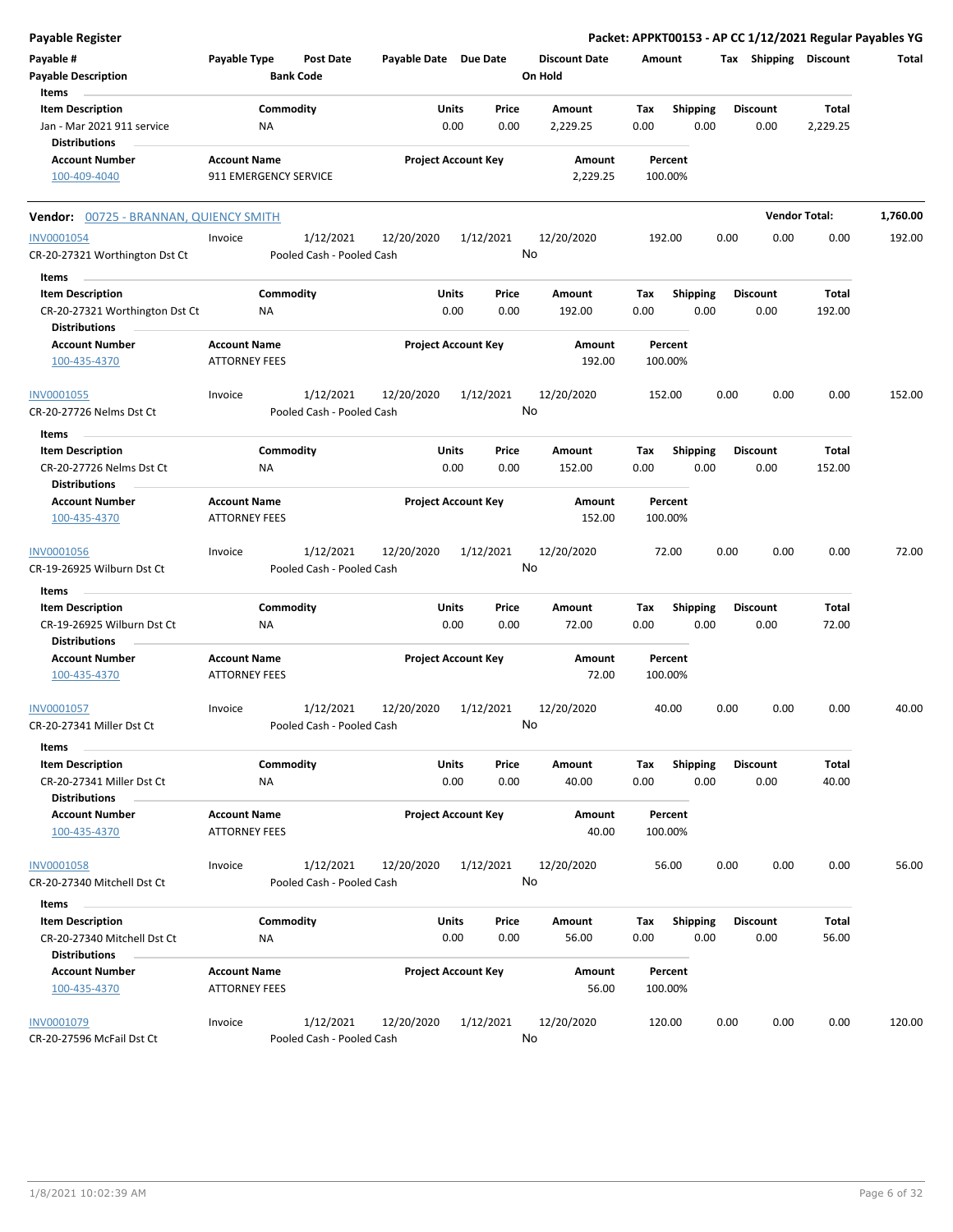| Item Description | Commodity | Units | Price | Amount | Tax | Shipping | Discount | Total |
|---|---|---|---|---|---|---|---|---|
| Jan - Mar 2021 911 service | NA | 0.00 | 0.00 | 2,229.25 | 0.00 | 0.00 | 0.00 | 2,229.25 |

**Distributions**

| Account Number | Account Name | Project Account Key | Amount | Percent |
|---|---|---|---|---|
| 100-409-4040 | 911 EMERGENCY SERVICE | | 2,229.25 | 100.00% |

**Vendor:** 00725 - BRANNAN, QUIENCY SMITH — **Vendor Total:** 1,760.00

| Payable # | Payable Type | Post Date | Payable Date | Due Date | Discount Date | Amount | Tax | Shipping | Discount | Total |
|---|---|---|---|---|---|---|---|---|---|---|
| INV0001054 | Invoice | 1/12/2021 | 12/20/2020 | 1/12/2021 | 12/20/2020 | 192.00 | 0.00 | 0.00 | 0.00 | 192.00 |

CR-20-27321 Worthington Dst Ct — Bank Code: Pooled Cash - Pooled Cash — On Hold: No

| Item Description | Commodity | Units | Price | Amount | Tax | Shipping | Discount | Total |
|---|---|---|---|---|---|---|---|---|
| CR-20-27321 Worthington Dst Ct | NA | 0.00 | 0.00 | 192.00 | 0.00 | 0.00 | 0.00 | 192.00 |

| Account Number | Account Name | Project Account Key | Amount | Percent |
|---|---|---|---|---|
| 100-435-4370 | ATTORNEY FEES | | 192.00 | 100.00% |

| Payable # | Payable Type | Post Date | Payable Date | Due Date | Discount Date | Amount | Tax | Shipping | Discount | Total |
|---|---|---|---|---|---|---|---|---|---|---|
| INV0001055 | Invoice | 1/12/2021 | 12/20/2020 | 1/12/2021 | 12/20/2020 | 152.00 | 0.00 | 0.00 | 0.00 | 152.00 |

CR-20-27726 Nelms Dst Ct — Bank Code: Pooled Cash - Pooled Cash — On Hold: No

| Item Description | Commodity | Units | Price | Amount | Tax | Shipping | Discount | Total |
|---|---|---|---|---|---|---|---|---|
| CR-20-27726 Nelms Dst Ct | NA | 0.00 | 0.00 | 152.00 | 0.00 | 0.00 | 0.00 | 152.00 |

| Account Number | Account Name | Project Account Key | Amount | Percent |
|---|---|---|---|---|
| 100-435-4370 | ATTORNEY FEES | | 152.00 | 100.00% |

| Payable # | Payable Type | Post Date | Payable Date | Due Date | Discount Date | Amount | Tax | Shipping | Discount | Total |
|---|---|---|---|---|---|---|---|---|---|---|
| INV0001056 | Invoice | 1/12/2021 | 12/20/2020 | 1/12/2021 | 12/20/2020 | 72.00 | 0.00 | 0.00 | 0.00 | 72.00 |

CR-19-26925 Wilburn Dst Ct — Bank Code: Pooled Cash - Pooled Cash — On Hold: No

| Item Description | Commodity | Units | Price | Amount | Tax | Shipping | Discount | Total |
|---|---|---|---|---|---|---|---|---|
| CR-19-26925 Wilburn Dst Ct | NA | 0.00 | 0.00 | 72.00 | 0.00 | 0.00 | 0.00 | 72.00 |

| Account Number | Account Name | Project Account Key | Amount | Percent |
|---|---|---|---|---|
| 100-435-4370 | ATTORNEY FEES | | 72.00 | 100.00% |

| Payable # | Payable Type | Post Date | Payable Date | Due Date | Discount Date | Amount | Tax | Shipping | Discount | Total |
|---|---|---|---|---|---|---|---|---|---|---|
| INV0001057 | Invoice | 1/12/2021 | 12/20/2020 | 1/12/2021 | 12/20/2020 | 40.00 | 0.00 | 0.00 | 0.00 | 40.00 |

CR-20-27341 Miller Dst Ct — Bank Code: Pooled Cash - Pooled Cash — On Hold: No

| Item Description | Commodity | Units | Price | Amount | Tax | Shipping | Discount | Total |
|---|---|---|---|---|---|---|---|---|
| CR-20-27341 Miller Dst Ct | NA | 0.00 | 0.00 | 40.00 | 0.00 | 0.00 | 0.00 | 40.00 |

| Account Number | Account Name | Project Account Key | Amount | Percent |
|---|---|---|---|---|
| 100-435-4370 | ATTORNEY FEES | | 40.00 | 100.00% |

| Payable # | Payable Type | Post Date | Payable Date | Due Date | Discount Date | Amount | Tax | Shipping | Discount | Total |
|---|---|---|---|---|---|---|---|---|---|---|
| INV0001058 | Invoice | 1/12/2021 | 12/20/2020 | 1/12/2021 | 12/20/2020 | 56.00 | 0.00 | 0.00 | 0.00 | 56.00 |

CR-20-27340 Mitchell Dst Ct — Bank Code: Pooled Cash - Pooled Cash — On Hold: No

| Item Description | Commodity | Units | Price | Amount | Tax | Shipping | Discount | Total |
|---|---|---|---|---|---|---|---|---|
| CR-20-27340 Mitchell Dst Ct | NA | 0.00 | 0.00 | 56.00 | 0.00 | 0.00 | 0.00 | 56.00 |

| Account Number | Account Name | Project Account Key | Amount | Percent |
|---|---|---|---|---|
| 100-435-4370 | ATTORNEY FEES | | 56.00 | 100.00% |

| Payable # | Payable Type | Post Date | Payable Date | Due Date | Discount Date | Amount | Tax | Shipping | Discount | Total |
|---|---|---|---|---|---|---|---|---|---|---|
| INV0001079 | Invoice | 1/12/2021 | 12/20/2020 | 1/12/2021 | 12/20/2020 | 120.00 | 0.00 | 0.00 | 0.00 | 120.00 |

CR-20-27596 McFail Dst Ct — Bank Code: Pooled Cash - Pooled Cash — On Hold: No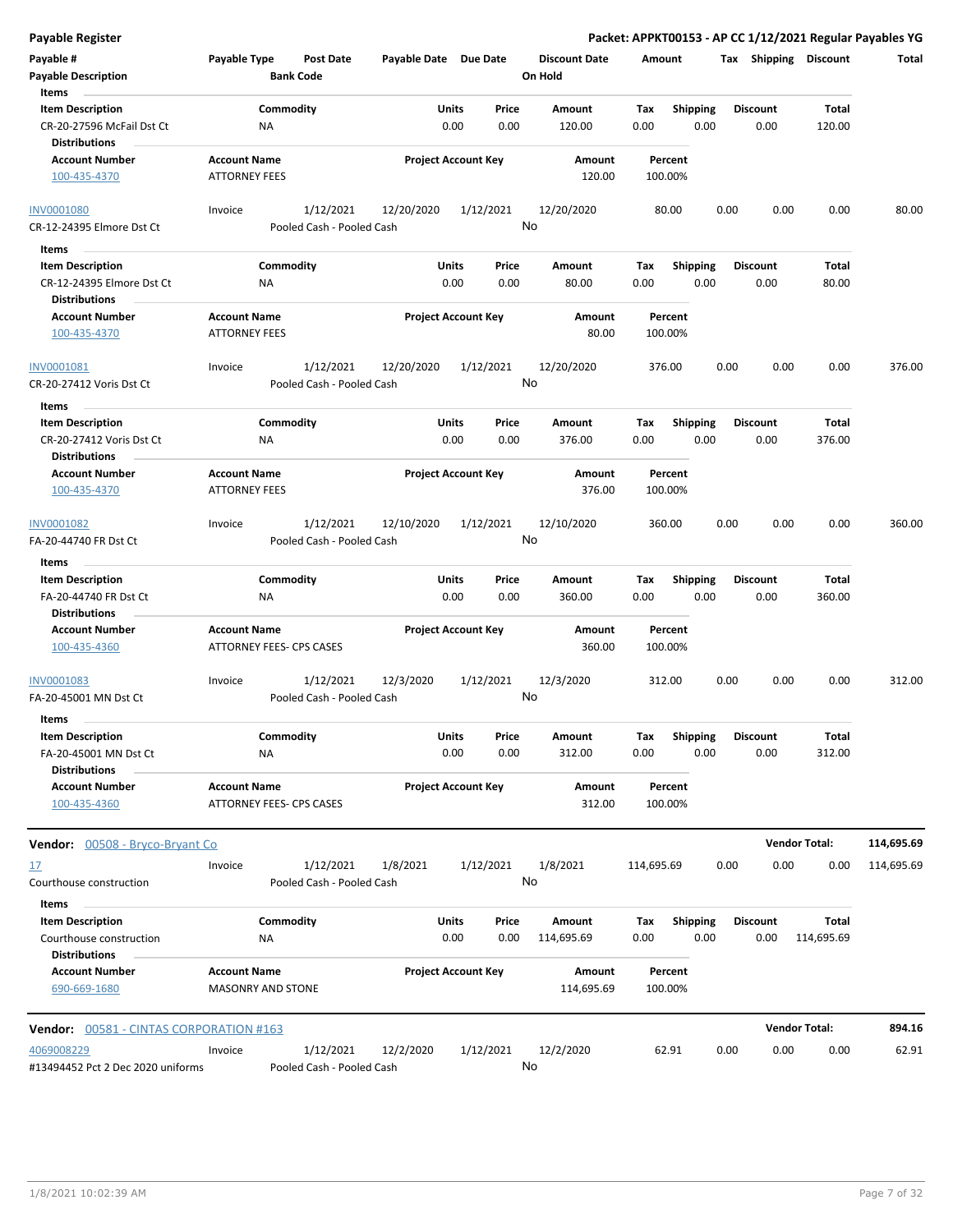## Payable Register

**Packet: APPKT00153 - AP CC 1/12/2021 Regular Payables YG**

| Payable # | Payable Type | Post Date | Payable Date | Due Date | Discount Date | Amount | Tax | Shipping | Discount | Total |
|---|---|---|---|---|---|---|---|---|---|---|
| Payable Description | | Bank Code | | | On Hold | | | | | |

**Items**

| Item Description | Commodity | Units | Price | Amount | Tax | Shipping | Discount | Total |
|---|---|---|---|---|---|---|---|---|
| CR-20-27596 McFail Dst Ct | NA | 0.00 | 0.00 | 120.00 | 0.00 | 0.00 | 0.00 | 120.00 |

**Distributions**

| Account Number | Account Name | Project Account Key | Amount | Percent |
|---|---|---|---|---|
| 100-435-4370 | ATTORNEY FEES | | 120.00 | 100.00% |

| Payable # | Payable Type | Post Date | Payable Date | Due Date | Discount Date | Amount | Tax | Shipping | Discount | Total |
|---|---|---|---|---|---|---|---|---|---|---|
| INV0001080 | Invoice | 1/12/2021 | 12/20/2020 | 1/12/2021 | 12/20/2020 | 80.00 | 0.00 | 0.00 | 0.00 | 80.00 |
| CR-12-24395 Elmore Dst Ct | | Pooled Cash - Pooled Cash | | | No | | | | | |

**Items**

| Item Description | Commodity | Units | Price | Amount | Tax | Shipping | Discount | Total |
|---|---|---|---|---|---|---|---|---|
| CR-12-24395 Elmore Dst Ct | NA | 0.00 | 0.00 | 80.00 | 0.00 | 0.00 | 0.00 | 80.00 |

**Distributions**

| Account Number | Account Name | Project Account Key | Amount | Percent |
|---|---|---|---|---|
| 100-435-4370 | ATTORNEY FEES | | 80.00 | 100.00% |

| Payable # | Payable Type | Post Date | Payable Date | Due Date | Discount Date | Amount | Tax | Shipping | Discount | Total |
|---|---|---|---|---|---|---|---|---|---|---|
| INV0001081 | Invoice | 1/12/2021 | 12/20/2020 | 1/12/2021 | 12/20/2020 | 376.00 | 0.00 | 0.00 | 0.00 | 376.00 |
| CR-20-27412 Voris Dst Ct | | Pooled Cash - Pooled Cash | | | No | | | | | |

**Items**

| Item Description | Commodity | Units | Price | Amount | Tax | Shipping | Discount | Total |
|---|---|---|---|---|---|---|---|---|
| CR-20-27412 Voris Dst Ct | NA | 0.00 | 0.00 | 376.00 | 0.00 | 0.00 | 0.00 | 376.00 |

**Distributions**

| Account Number | Account Name | Project Account Key | Amount | Percent |
|---|---|---|---|---|
| 100-435-4370 | ATTORNEY FEES | | 376.00 | 100.00% |

| Payable # | Payable Type | Post Date | Payable Date | Due Date | Discount Date | Amount | Tax | Shipping | Discount | Total |
|---|---|---|---|---|---|---|---|---|---|---|
| INV0001082 | Invoice | 1/12/2021 | 12/10/2020 | 1/12/2021 | 12/10/2020 | 360.00 | 0.00 | 0.00 | 0.00 | 360.00 |
| FA-20-44740 FR Dst Ct | | Pooled Cash - Pooled Cash | | | No | | | | | |

**Items**

| Item Description | Commodity | Units | Price | Amount | Tax | Shipping | Discount | Total |
|---|---|---|---|---|---|---|---|---|
| FA-20-44740 FR Dst Ct | NA | 0.00 | 0.00 | 360.00 | 0.00 | 0.00 | 0.00 | 360.00 |

**Distributions**

| Account Number | Account Name | Project Account Key | Amount | Percent |
|---|---|---|---|---|
| 100-435-4360 | ATTORNEY FEES- CPS CASES | | 360.00 | 100.00% |

| Payable # | Payable Type | Post Date | Payable Date | Due Date | Discount Date | Amount | Tax | Shipping | Discount | Total |
|---|---|---|---|---|---|---|---|---|---|---|
| INV0001083 | Invoice | 1/12/2021 | 12/3/2020 | 1/12/2021 | 12/3/2020 | 312.00 | 0.00 | 0.00 | 0.00 | 312.00 |
| FA-20-45001 MN Dst Ct | | Pooled Cash - Pooled Cash | | | No | | | | | |

**Items**

| Item Description | Commodity | Units | Price | Amount | Tax | Shipping | Discount | Total |
|---|---|---|---|---|---|---|---|---|
| FA-20-45001 MN Dst Ct | NA | 0.00 | 0.00 | 312.00 | 0.00 | 0.00 | 0.00 | 312.00 |

**Distributions**

| Account Number | Account Name | Project Account Key | Amount | Percent |
|---|---|---|---|---|
| 100-435-4360 | ATTORNEY FEES- CPS CASES | | 312.00 | 100.00% |

**Vendor:** 00508 - Bryco-Bryant Co — **Vendor Total: 114,695.69**

| Payable # | Payable Type | Post Date | Payable Date | Due Date | Discount Date | Amount | Tax | Shipping | Discount | Total |
|---|---|---|---|---|---|---|---|---|---|---|
| 17 | Invoice | 1/12/2021 | 1/8/2021 | 1/12/2021 | 1/8/2021 | 114,695.69 | 0.00 | 0.00 | 0.00 | 114,695.69 |
| Courthouse construction | | Pooled Cash - Pooled Cash | | | No | | | | | |

**Items**

| Item Description | Commodity | Units | Price | Amount | Tax | Shipping | Discount | Total |
|---|---|---|---|---|---|---|---|---|
| Courthouse construction | NA | 0.00 | 0.00 | 114,695.69 | 0.00 | 0.00 | 0.00 | 114,695.69 |

**Distributions**

| Account Number | Account Name | Project Account Key | Amount | Percent |
|---|---|---|---|---|
| 690-669-1680 | MASONRY AND STONE | | 114,695.69 | 100.00% |

**Vendor:** 00581 - CINTAS CORPORATION #163 — **Vendor Total: 894.16**

| Payable # | Payable Type | Post Date | Payable Date | Due Date | Discount Date | Amount | Tax | Shipping | Discount | Total |
|---|---|---|---|---|---|---|---|---|---|---|
| 4069008229 | Invoice | 1/12/2021 | 12/2/2020 | 1/12/2021 | 12/2/2020 | 62.91 | 0.00 | 0.00 | 0.00 | 62.91 |
| #13494452 Pct 2 Dec 2020 uniforms | | Pooled Cash - Pooled Cash | | | No | | | | | |

1/8/2021 10:02:39 AM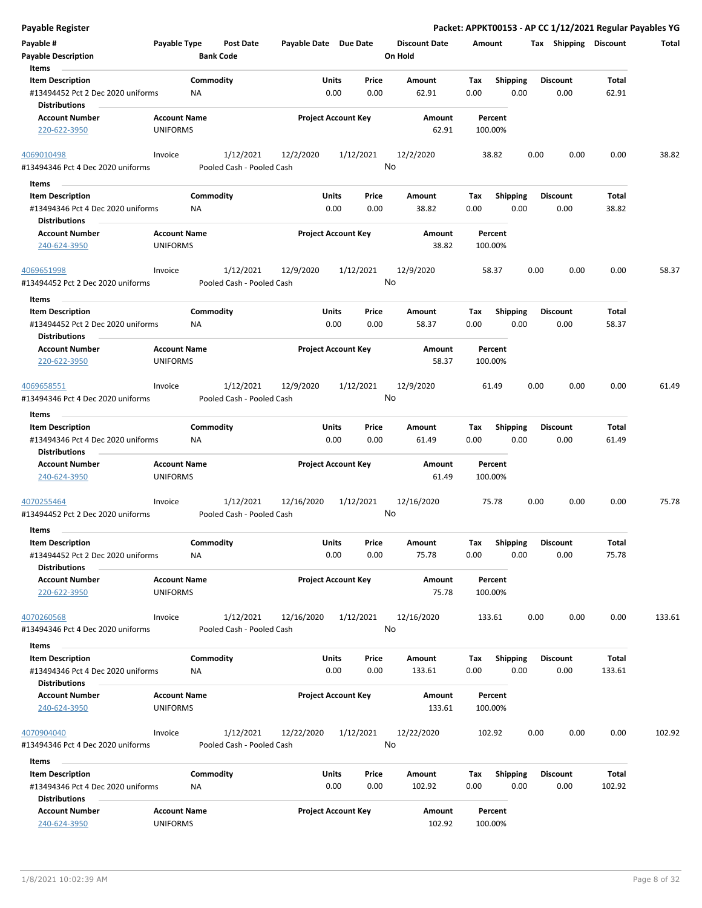**Payable Register** — Packet: APPKT00153 - AP CC 1/12/2021 Regular Payables YG

| Payable # | Payable Type | Post Date | Payable Date | Due Date | Discount Date | Amount | Tax | Shipping | Discount | Total |
|---|---|---|---|---|---|---|---|---|---|---|
| Payable Description | | Bank Code | | | On Hold | | | | | |

**Items**

| Item Description | Commodity | Units | Price | Amount | Tax | Shipping | Discount | Total |
|---|---|---|---|---|---|---|---|---|
| #13494452 Pct 2 Dec 2020 uniforms | NA | 0.00 | 0.00 | 62.91 | 0.00 | 0.00 | 0.00 | 62.91 |

**Distributions**

| Account Number | Account Name | Project Account Key | Amount | Percent |
|---|---|---|---|---|
| 220-622-3950 | UNIFORMS | | 62.91 | 100.00% |

| 4069010498 | Invoice | 1/12/2021 | 12/2/2020 | 1/12/2021 | 12/2/2020 | 38.82 | 0.00 | 0.00 | 0.00 | 38.82 |
|---|---|---|---|---|---|---|---|---|---|---|
| #13494346 Pct 4 Dec 2020 uniforms | | Pooled Cash - Pooled Cash | | | No | | | | | |

**Items**

| Item Description | Commodity | Units | Price | Amount | Tax | Shipping | Discount | Total |
|---|---|---|---|---|---|---|---|---|
| #13494346 Pct 4 Dec 2020 uniforms | NA | 0.00 | 0.00 | 38.82 | 0.00 | 0.00 | 0.00 | 38.82 |

**Distributions**

| Account Number | Account Name | Project Account Key | Amount | Percent |
|---|---|---|---|---|
| 240-624-3950 | UNIFORMS | | 38.82 | 100.00% |

| 4069651998 | Invoice | 1/12/2021 | 12/9/2020 | 1/12/2021 | 12/9/2020 | 58.37 | 0.00 | 0.00 | 0.00 | 58.37 |
|---|---|---|---|---|---|---|---|---|---|---|
| #13494452 Pct 2 Dec 2020 uniforms | | Pooled Cash - Pooled Cash | | | No | | | | | |

**Items**

| Item Description | Commodity | Units | Price | Amount | Tax | Shipping | Discount | Total |
|---|---|---|---|---|---|---|---|---|
| #13494452 Pct 2 Dec 2020 uniforms | NA | 0.00 | 0.00 | 58.37 | 0.00 | 0.00 | 0.00 | 58.37 |

**Distributions**

| Account Number | Account Name | Project Account Key | Amount | Percent |
|---|---|---|---|---|
| 220-622-3950 | UNIFORMS | | 58.37 | 100.00% |

| 4069658551 | Invoice | 1/12/2021 | 12/9/2020 | 1/12/2021 | 12/9/2020 | 61.49 | 0.00 | 0.00 | 0.00 | 61.49 |
|---|---|---|---|---|---|---|---|---|---|---|
| #13494346 Pct 4 Dec 2020 uniforms | | Pooled Cash - Pooled Cash | | | No | | | | | |

**Items**

| Item Description | Commodity | Units | Price | Amount | Tax | Shipping | Discount | Total |
|---|---|---|---|---|---|---|---|---|
| #13494346 Pct 4 Dec 2020 uniforms | NA | 0.00 | 0.00 | 61.49 | 0.00 | 0.00 | 0.00 | 61.49 |

**Distributions**

| Account Number | Account Name | Project Account Key | Amount | Percent |
|---|---|---|---|---|
| 240-624-3950 | UNIFORMS | | 61.49 | 100.00% |

| 4070255464 | Invoice | 1/12/2021 | 12/16/2020 | 1/12/2021 | 12/16/2020 | 75.78 | 0.00 | 0.00 | 0.00 | 75.78 |
|---|---|---|---|---|---|---|---|---|---|---|
| #13494452 Pct 2 Dec 2020 uniforms | | Pooled Cash - Pooled Cash | | | No | | | | | |

**Items**

| Item Description | Commodity | Units | Price | Amount | Tax | Shipping | Discount | Total |
|---|---|---|---|---|---|---|---|---|
| #13494452 Pct 2 Dec 2020 uniforms | NA | 0.00 | 0.00 | 75.78 | 0.00 | 0.00 | 0.00 | 75.78 |

**Distributions**

| Account Number | Account Name | Project Account Key | Amount | Percent |
|---|---|---|---|---|
| 220-622-3950 | UNIFORMS | | 75.78 | 100.00% |

| 4070260568 | Invoice | 1/12/2021 | 12/16/2020 | 1/12/2021 | 12/16/2020 | 133.61 | 0.00 | 0.00 | 0.00 | 133.61 |
|---|---|---|---|---|---|---|---|---|---|---|
| #13494346 Pct 4 Dec 2020 uniforms | | Pooled Cash - Pooled Cash | | | No | | | | | |

**Items**

| Item Description | Commodity | Units | Price | Amount | Tax | Shipping | Discount | Total |
|---|---|---|---|---|---|---|---|---|
| #13494346 Pct 4 Dec 2020 uniforms | NA | 0.00 | 0.00 | 133.61 | 0.00 | 0.00 | 0.00 | 133.61 |

**Distributions**

| Account Number | Account Name | Project Account Key | Amount | Percent |
|---|---|---|---|---|
| 240-624-3950 | UNIFORMS | | 133.61 | 100.00% |

| 4070904040 | Invoice | 1/12/2021 | 12/22/2020 | 1/12/2021 | 12/22/2020 | 102.92 | 0.00 | 0.00 | 0.00 | 102.92 |
|---|---|---|---|---|---|---|---|---|---|---|
| #13494346 Pct 4 Dec 2020 uniforms | | Pooled Cash - Pooled Cash | | | No | | | | | |

**Items**

| Item Description | Commodity | Units | Price | Amount | Tax | Shipping | Discount | Total |
|---|---|---|---|---|---|---|---|---|
| #13494346 Pct 4 Dec 2020 uniforms | NA | 0.00 | 0.00 | 102.92 | 0.00 | 0.00 | 0.00 | 102.92 |

**Distributions**

| Account Number | Account Name | Project Account Key | Amount | Percent |
|---|---|---|---|---|
| 240-624-3950 | UNIFORMS | | 102.92 | 100.00% |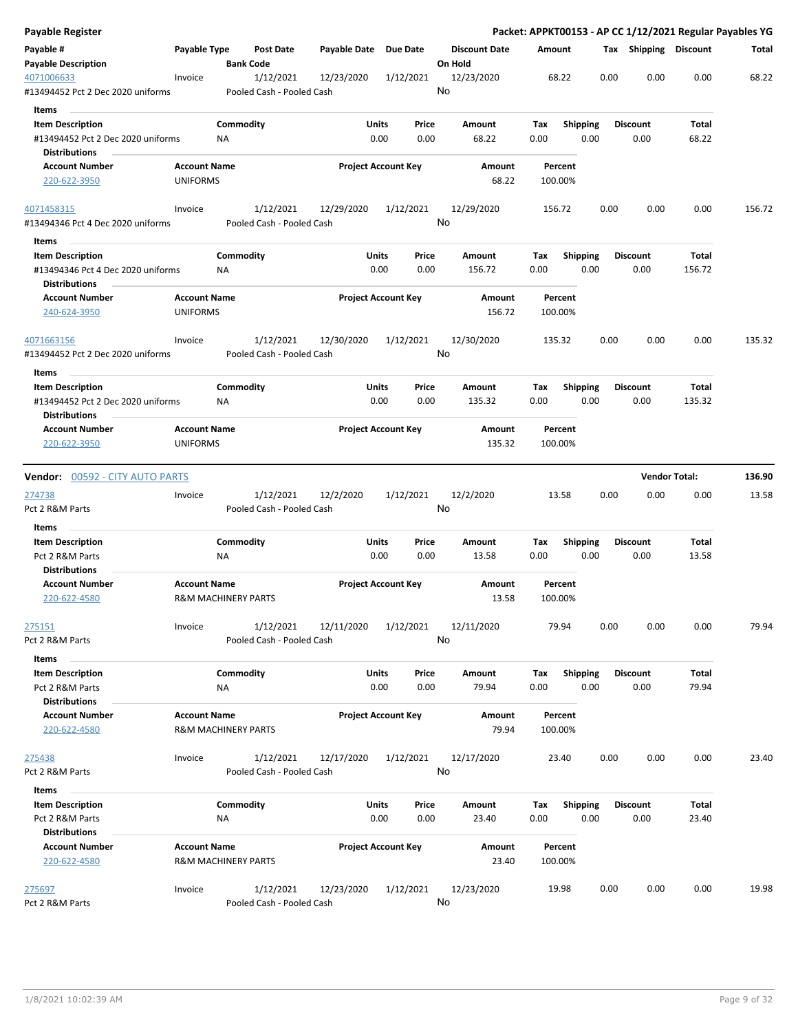| Payable # | Payable Type | Post Date | Payable Date | Due Date | Discount Date | Amount | Tax | Shipping | Discount | Total |
|---|---|---|---|---|---|---|---|---|---|---|
| Payable Description | | Bank Code | | | On Hold | | | | | |
| 4071006633 | Invoice | 1/12/2021 | 12/23/2020 | 1/12/2021 | 12/23/2020 | 68.22 | 0.00 | 0.00 | 0.00 | 68.22 |
| #13494452 Pct 2 Dec 2020 uniforms | | Pooled Cash - Pooled Cash | | | No | | | | | |

**Items**

| Item Description | Commodity | Units | Price | Amount | Tax | Shipping | Discount | Total |
|---|---|---|---|---|---|---|---|---|
| #13494452 Pct 2 Dec 2020 uniforms | NA | 0.00 | 0.00 | 68.22 | 0.00 | 0.00 | 0.00 | 68.22 |

**Distributions**

| Account Number | Account Name | Project Account Key | Amount | Percent |
|---|---|---|---|---|
| 220-622-3950 | UNIFORMS | | 68.22 | 100.00% |

| Payable # | Payable Type | Post Date | Payable Date | Due Date | Discount Date | Amount | Tax | Shipping | Discount | Total |
|---|---|---|---|---|---|---|---|---|---|---|
| 4071458315 | Invoice | 1/12/2021 | 12/29/2020 | 1/12/2021 | 12/29/2020 | 156.72 | 0.00 | 0.00 | 0.00 | 156.72 |
| #13494346 Pct 4 Dec 2020 uniforms | | Pooled Cash - Pooled Cash | | | No | | | | | |

**Items**

| Item Description | Commodity | Units | Price | Amount | Tax | Shipping | Discount | Total |
|---|---|---|---|---|---|---|---|---|
| #13494346 Pct 4 Dec 2020 uniforms | NA | 0.00 | 0.00 | 156.72 | 0.00 | 0.00 | 0.00 | 156.72 |

**Distributions**

| Account Number | Account Name | Project Account Key | Amount | Percent |
|---|---|---|---|---|
| 240-624-3950 | UNIFORMS | | 156.72 | 100.00% |

| Payable # | Payable Type | Post Date | Payable Date | Due Date | Discount Date | Amount | Tax | Shipping | Discount | Total |
|---|---|---|---|---|---|---|---|---|---|---|
| 4071663156 | Invoice | 1/12/2021 | 12/30/2020 | 1/12/2021 | 12/30/2020 | 135.32 | 0.00 | 0.00 | 0.00 | 135.32 |
| #13494452 Pct 2 Dec 2020 uniforms | | Pooled Cash - Pooled Cash | | | No | | | | | |

**Items**

| Item Description | Commodity | Units | Price | Amount | Tax | Shipping | Discount | Total |
|---|---|---|---|---|---|---|---|---|
| #13494452 Pct 2 Dec 2020 uniforms | NA | 0.00 | 0.00 | 135.32 | 0.00 | 0.00 | 0.00 | 135.32 |

**Distributions**

| Account Number | Account Name | Project Account Key | Amount | Percent |
|---|---|---|---|---|
| 220-622-3950 | UNIFORMS | | 135.32 | 100.00% |

---

**Vendor:** 00592 - CITY AUTO PARTS — **Vendor Total: 136.90**

| Payable # | Payable Type | Post Date | Payable Date | Due Date | Discount Date | Amount | Tax | Shipping | Discount | Total |
|---|---|---|---|---|---|---|---|---|---|---|
| 274738 | Invoice | 1/12/2021 | 12/2/2020 | 1/12/2021 | 12/2/2020 | 13.58 | 0.00 | 0.00 | 0.00 | 13.58 |
| Pct 2 R&M Parts | | Pooled Cash - Pooled Cash | | | No | | | | | |

**Items**

| Item Description | Commodity | Units | Price | Amount | Tax | Shipping | Discount | Total |
|---|---|---|---|---|---|---|---|---|
| Pct 2 R&M Parts | NA | 0.00 | 0.00 | 13.58 | 0.00 | 0.00 | 0.00 | 13.58 |

**Distributions**

| Account Number | Account Name | Project Account Key | Amount | Percent |
|---|---|---|---|---|
| 220-622-4580 | R&M MACHINERY PARTS | | 13.58 | 100.00% |

| Payable # | Payable Type | Post Date | Payable Date | Due Date | Discount Date | Amount | Tax | Shipping | Discount | Total |
|---|---|---|---|---|---|---|---|---|---|---|
| 275151 | Invoice | 1/12/2021 | 12/11/2020 | 1/12/2021 | 12/11/2020 | 79.94 | 0.00 | 0.00 | 0.00 | 79.94 |
| Pct 2 R&M Parts | | Pooled Cash - Pooled Cash | | | No | | | | | |

**Items**

| Item Description | Commodity | Units | Price | Amount | Tax | Shipping | Discount | Total |
|---|---|---|---|---|---|---|---|---|
| Pct 2 R&M Parts | NA | 0.00 | 0.00 | 79.94 | 0.00 | 0.00 | 0.00 | 79.94 |

**Distributions**

| Account Number | Account Name | Project Account Key | Amount | Percent |
|---|---|---|---|---|
| 220-622-4580 | R&M MACHINERY PARTS | | 79.94 | 100.00% |

| Payable # | Payable Type | Post Date | Payable Date | Due Date | Discount Date | Amount | Tax | Shipping | Discount | Total |
|---|---|---|---|---|---|---|---|---|---|---|
| 275438 | Invoice | 1/12/2021 | 12/17/2020 | 1/12/2021 | 12/17/2020 | 23.40 | 0.00 | 0.00 | 0.00 | 23.40 |
| Pct 2 R&M Parts | | Pooled Cash - Pooled Cash | | | No | | | | | |

**Items**

| Item Description | Commodity | Units | Price | Amount | Tax | Shipping | Discount | Total |
|---|---|---|---|---|---|---|---|---|
| Pct 2 R&M Parts | NA | 0.00 | 0.00 | 23.40 | 0.00 | 0.00 | 0.00 | 23.40 |

**Distributions**

| Account Number | Account Name | Project Account Key | Amount | Percent |
|---|---|---|---|---|
| 220-622-4580 | R&M MACHINERY PARTS | | 23.40 | 100.00% |

| Payable # | Payable Type | Post Date | Payable Date | Due Date | Discount Date | Amount | Tax | Shipping | Discount | Total |
|---|---|---|---|---|---|---|---|---|---|---|
| 275697 | Invoice | 1/12/2021 | 12/23/2020 | 1/12/2021 | 12/23/2020 | 19.98 | 0.00 | 0.00 | 0.00 | 19.98 |
| Pct 2 R&M Parts | | Pooled Cash - Pooled Cash | | | No | | | | | |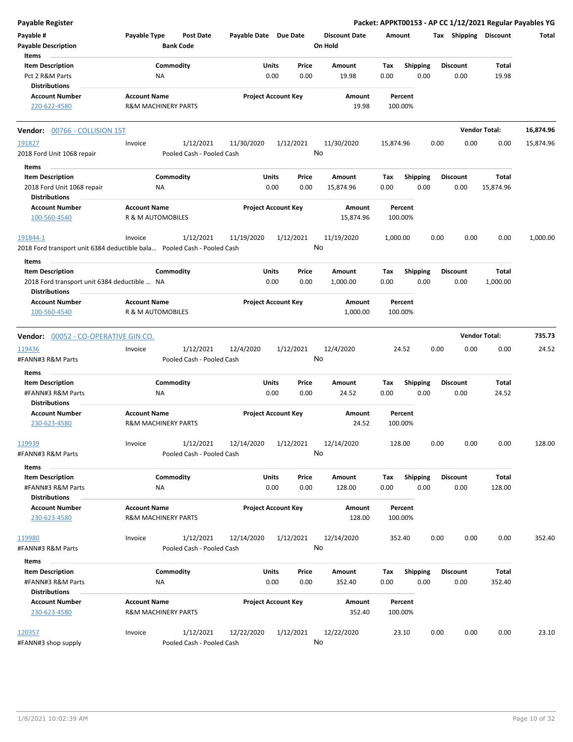**Payable Register** — Packet: APPKT00153 - AP CC 1/12/2021 Regular Payables YG

| Payable # | Payable Type | Post Date | Payable Date | Due Date | Discount Date | Amount | Tax | Shipping | Discount | Total |
|---|---|---|---|---|---|---|---|---|---|---|
| Payable Description | | Bank Code | | | On Hold | | | | | |

| Item Description | Commodity | Units | Price | Amount | Tax | Shipping | Discount | Total |
|---|---|---|---|---|---|---|---|---|
| Pct 2 R&M Parts | NA | 0.00 | 0.00 | 19.98 | 0.00 | 0.00 | 0.00 | 19.98 |

| Account Number | Account Name | Project Account Key | Amount | Percent |
|---|---|---|---|---|
| 220-622-4580 | R&M MACHINERY PARTS | | 19.98 | 100.00% |

## Vendor: 00766 - COLLISION 1ST — Vendor Total: 16,874.96

| Payable # | Payable Type | Post Date | Payable Date | Due Date | Discount Date | Amount | Tax | Shipping | Discount | Total |
|---|---|---|---|---|---|---|---|---|---|---|
| 191827 | Invoice | 1/12/2021 | 11/30/2020 | 1/12/2021 | 11/30/2020 | 15,874.96 | 0.00 | 0.00 | 0.00 | 15,874.96 |
| 2018 Ford Unit 1068 repair | | Pooled Cash - Pooled Cash | | | No | | | | | |

| Item Description | Commodity | Units | Price | Amount | Tax | Shipping | Discount | Total |
|---|---|---|---|---|---|---|---|---|
| 2018 Ford Unit 1068 repair | NA | 0.00 | 0.00 | 15,874.96 | 0.00 | 0.00 | 0.00 | 15,874.96 |

| Account Number | Account Name | Project Account Key | Amount | Percent |
|---|---|---|---|---|
| 100-560-4540 | R & M AUTOMOBILES | | 15,874.96 | 100.00% |

| Payable # | Payable Type | Post Date | Payable Date | Due Date | Discount Date | Amount | Tax | Shipping | Discount | Total |
|---|---|---|---|---|---|---|---|---|---|---|
| 191844-1 | Invoice | 1/12/2021 | 11/19/2020 | 1/12/2021 | 11/19/2020 | 1,000.00 | 0.00 | 0.00 | 0.00 | 1,000.00 |
| 2018 Ford transport unit 6384 deductible bala… | | Pooled Cash - Pooled Cash | | | No | | | | | |

| Item Description | Commodity | Units | Price | Amount | Tax | Shipping | Discount | Total |
|---|---|---|---|---|---|---|---|---|
| 2018 Ford transport unit 6384 deductible … | NA | 0.00 | 0.00 | 1,000.00 | 0.00 | 0.00 | 0.00 | 1,000.00 |

| Account Number | Account Name | Project Account Key | Amount | Percent |
|---|---|---|---|---|
| 100-560-4540 | R & M AUTOMOBILES | | 1,000.00 | 100.00% |

## Vendor: 00052 - CO-OPERATIVE GIN CO. — Vendor Total: 735.73

| Payable # | Payable Type | Post Date | Payable Date | Due Date | Discount Date | Amount | Tax | Shipping | Discount | Total |
|---|---|---|---|---|---|---|---|---|---|---|
| 119436 | Invoice | 1/12/2021 | 12/4/2020 | 1/12/2021 | 12/4/2020 | 24.52 | 0.00 | 0.00 | 0.00 | 24.52 |
| #FANN#3 R&M Parts | | Pooled Cash - Pooled Cash | | | No | | | | | |

| Item Description | Commodity | Units | Price | Amount | Tax | Shipping | Discount | Total |
|---|---|---|---|---|---|---|---|---|
| #FANN#3 R&M Parts | NA | 0.00 | 0.00 | 24.52 | 0.00 | 0.00 | 0.00 | 24.52 |

| Account Number | Account Name | Project Account Key | Amount | Percent |
|---|---|---|---|---|
| 230-623-4580 | R&M MACHINERY PARTS | | 24.52 | 100.00% |

| Payable # | Payable Type | Post Date | Payable Date | Due Date | Discount Date | Amount | Tax | Shipping | Discount | Total |
|---|---|---|---|---|---|---|---|---|---|---|
| 119939 | Invoice | 1/12/2021 | 12/14/2020 | 1/12/2021 | 12/14/2020 | 128.00 | 0.00 | 0.00 | 0.00 | 128.00 |
| #FANN#3 R&M Parts | | Pooled Cash - Pooled Cash | | | No | | | | | |

| Item Description | Commodity | Units | Price | Amount | Tax | Shipping | Discount | Total |
|---|---|---|---|---|---|---|---|---|
| #FANN#3 R&M Parts | NA | 0.00 | 0.00 | 128.00 | 0.00 | 0.00 | 0.00 | 128.00 |

| Account Number | Account Name | Project Account Key | Amount | Percent |
|---|---|---|---|---|
| 230-623-4580 | R&M MACHINERY PARTS | | 128.00 | 100.00% |

| Payable # | Payable Type | Post Date | Payable Date | Due Date | Discount Date | Amount | Tax | Shipping | Discount | Total |
|---|---|---|---|---|---|---|---|---|---|---|
| 119980 | Invoice | 1/12/2021 | 12/14/2020 | 1/12/2021 | 12/14/2020 | 352.40 | 0.00 | 0.00 | 0.00 | 352.40 |
| #FANN#3 R&M Parts | | Pooled Cash - Pooled Cash | | | No | | | | | |

| Item Description | Commodity | Units | Price | Amount | Tax | Shipping | Discount | Total |
|---|---|---|---|---|---|---|---|---|
| #FANN#3 R&M Parts | NA | 0.00 | 0.00 | 352.40 | 0.00 | 0.00 | 0.00 | 352.40 |

| Account Number | Account Name | Project Account Key | Amount | Percent |
|---|---|---|---|---|
| 230-623-4580 | R&M MACHINERY PARTS | | 352.40 | 100.00% |

| Payable # | Payable Type | Post Date | Payable Date | Due Date | Discount Date | Amount | Tax | Shipping | Discount | Total |
|---|---|---|---|---|---|---|---|---|---|---|
| 120357 | Invoice | 1/12/2021 | 12/22/2020 | 1/12/2021 | 12/22/2020 | 23.10 | 0.00 | 0.00 | 0.00 | 23.10 |
| #FANN#3 shop supply | | Pooled Cash - Pooled Cash | | | No | | | | | |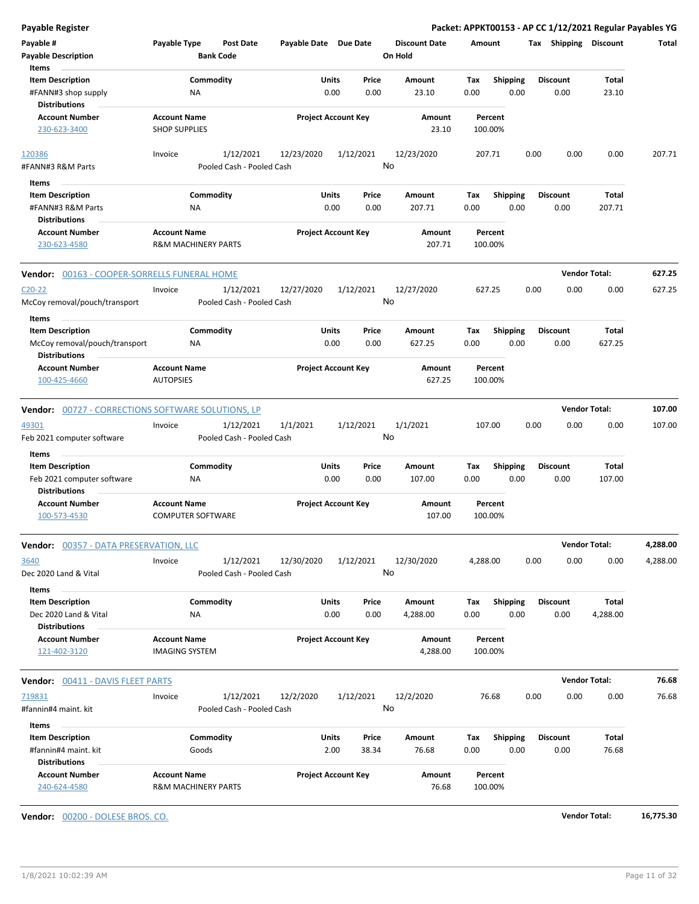| Payable # | Payable Type | Post Date | Payable Date | Due Date | Discount Date | Amount | Tax | Shipping | Discount | Total |
|---|---|---|---|---|---|---|---|---|---|---|
| Payable Description | | Bank Code | | | On Hold | | | | | |

**Items**

| Item Description | Commodity | Units | Price | Amount | Tax | Shipping | Discount | Total |
|---|---|---|---|---|---|---|---|---|
| #FANN#3 shop supply | NA | 0.00 | 0.00 | 23.10 | 0.00 | 0.00 | 0.00 | 23.10 |

**Distributions**

| Account Number | Account Name | Project Account Key | Amount | Percent |
|---|---|---|---|---|
| 230-623-3400 | SHOP SUPPLIES | | 23.10 | 100.00% |

| Payable # | Payable Type | Post Date | Payable Date | Due Date | Discount Date | Amount | Tax | Shipping | Discount | Total |
|---|---|---|---|---|---|---|---|---|---|---|
| 120386 | Invoice | 1/12/2021 | 12/23/2020 | 1/12/2021 | 12/23/2020 | 207.71 | 0.00 | 0.00 | 0.00 | 207.71 |
| #FANN#3 R&M Parts | | Pooled Cash - Pooled Cash | | | No | | | | | |

**Items**

| Item Description | Commodity | Units | Price | Amount | Tax | Shipping | Discount | Total |
|---|---|---|---|---|---|---|---|---|
| #FANN#3 R&M Parts | NA | 0.00 | 0.00 | 207.71 | 0.00 | 0.00 | 0.00 | 207.71 |

**Distributions**

| Account Number | Account Name | Project Account Key | Amount | Percent |
|---|---|---|---|---|
| 230-623-4580 | R&M MACHINERY PARTS | | 207.71 | 100.00% |

**Vendor:** 00163 - COOPER-SORRELLS FUNERAL HOME — **Vendor Total:** 627.25

| Payable # | Payable Type | Post Date | Payable Date | Due Date | Discount Date | Amount | Tax | Shipping | Discount | Total |
|---|---|---|---|---|---|---|---|---|---|---|
| C20-22 | Invoice | 1/12/2021 | 12/27/2020 | 1/12/2021 | 12/27/2020 | 627.25 | 0.00 | 0.00 | 0.00 | 627.25 |
| McCoy removal/pouch/transport | | Pooled Cash - Pooled Cash | | | No | | | | | |

**Items**

| Item Description | Commodity | Units | Price | Amount | Tax | Shipping | Discount | Total |
|---|---|---|---|---|---|---|---|---|
| McCoy removal/pouch/transport | NA | 0.00 | 0.00 | 627.25 | 0.00 | 0.00 | 0.00 | 627.25 |

**Distributions**

| Account Number | Account Name | Project Account Key | Amount | Percent |
|---|---|---|---|---|
| 100-425-4660 | AUTOPSIES | | 627.25 | 100.00% |

**Vendor:** 00727 - CORRECTIONS SOFTWARE SOLUTIONS, LP — **Vendor Total:** 107.00

| Payable # | Payable Type | Post Date | Payable Date | Due Date | Discount Date | Amount | Tax | Shipping | Discount | Total |
|---|---|---|---|---|---|---|---|---|---|---|
| 49301 | Invoice | 1/12/2021 | 1/1/2021 | 1/12/2021 | 1/1/2021 | 107.00 | 0.00 | 0.00 | 0.00 | 107.00 |
| Feb 2021 computer software | | Pooled Cash - Pooled Cash | | | No | | | | | |

**Items**

| Item Description | Commodity | Units | Price | Amount | Tax | Shipping | Discount | Total |
|---|---|---|---|---|---|---|---|---|
| Feb 2021 computer software | NA | 0.00 | 0.00 | 107.00 | 0.00 | 0.00 | 0.00 | 107.00 |

**Distributions**

| Account Number | Account Name | Project Account Key | Amount | Percent |
|---|---|---|---|---|
| 100-573-4530 | COMPUTER SOFTWARE | | 107.00 | 100.00% |

**Vendor:** 00357 - DATA PRESERVATION, LLC — **Vendor Total:** 4,288.00

| Payable # | Payable Type | Post Date | Payable Date | Due Date | Discount Date | Amount | Tax | Shipping | Discount | Total |
|---|---|---|---|---|---|---|---|---|---|---|
| 3640 | Invoice | 1/12/2021 | 12/30/2020 | 1/12/2021 | 12/30/2020 | 4,288.00 | 0.00 | 0.00 | 0.00 | 4,288.00 |
| Dec 2020 Land & Vital | | Pooled Cash - Pooled Cash | | | No | | | | | |

**Items**

| Item Description | Commodity | Units | Price | Amount | Tax | Shipping | Discount | Total |
|---|---|---|---|---|---|---|---|---|
| Dec 2020 Land & Vital | NA | 0.00 | 0.00 | 4,288.00 | 0.00 | 0.00 | 0.00 | 4,288.00 |

**Distributions**

| Account Number | Account Name | Project Account Key | Amount | Percent |
|---|---|---|---|---|
| 121-402-3120 | IMAGING SYSTEM | | 4,288.00 | 100.00% |

**Vendor:** 00411 - DAVIS FLEET PARTS — **Vendor Total:** 76.68

| Payable # | Payable Type | Post Date | Payable Date | Due Date | Discount Date | Amount | Tax | Shipping | Discount | Total |
|---|---|---|---|---|---|---|---|---|---|---|
| 719831 | Invoice | 1/12/2021 | 12/2/2020 | 1/12/2021 | 12/2/2020 | 76.68 | 0.00 | 0.00 | 0.00 | 76.68 |
| #fannin#4 maint. kit | | Pooled Cash - Pooled Cash | | | No | | | | | |

**Items**

| Item Description | Commodity | Units | Price | Amount | Tax | Shipping | Discount | Total |
|---|---|---|---|---|---|---|---|---|
| #fannin#4 maint. kit | Goods | 2.00 | 38.34 | 76.68 | 0.00 | 0.00 | 0.00 | 76.68 |

**Distributions**

| Account Number | Account Name | Project Account Key | Amount | Percent |
|---|---|---|---|---|
| 240-624-4580 | R&M MACHINERY PARTS | | 76.68 | 100.00% |

**Vendor:** 00200 - DOLESE BROS. CO. — **Vendor Total:** 16,775.30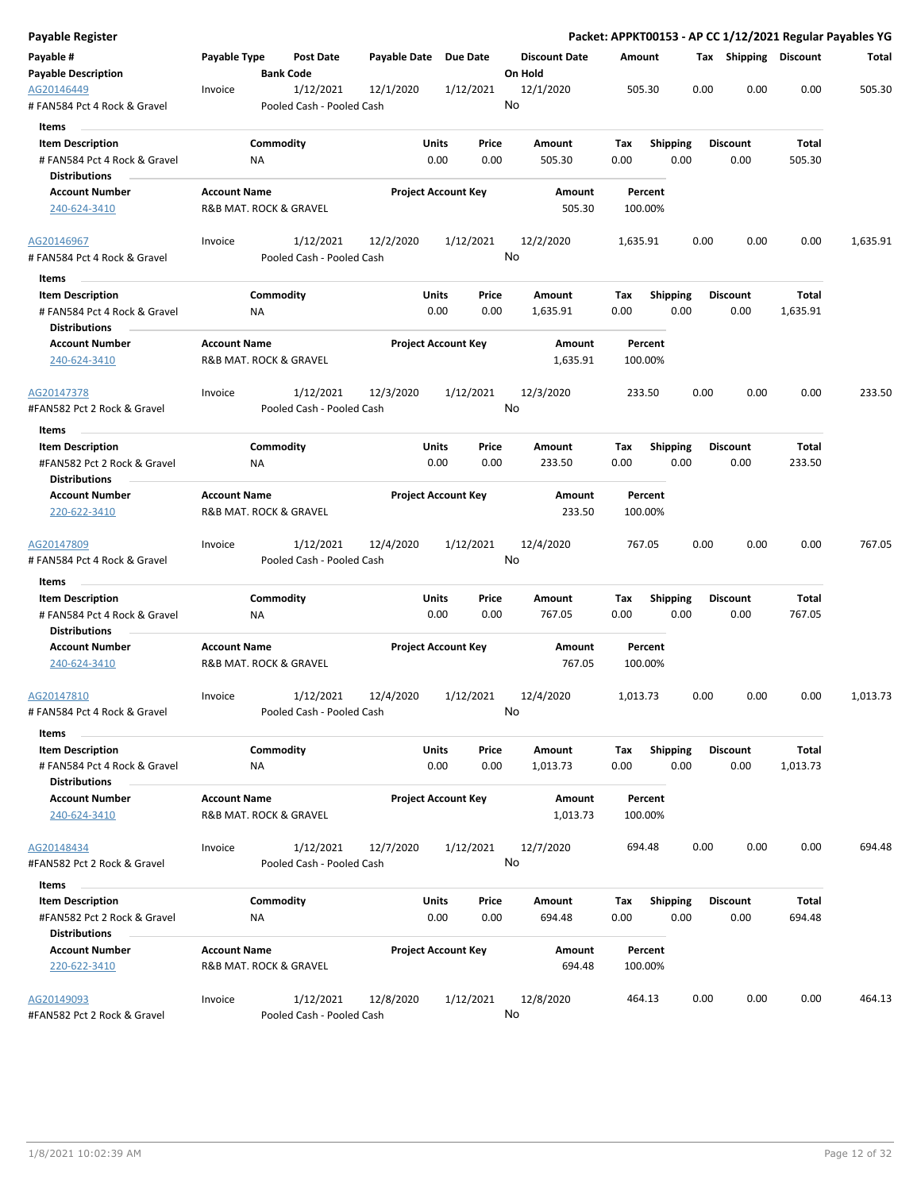# Payable Register

**Packet: APPKT00153 - AP CC 1/12/2021 Regular Payables YG**

| Payable # / Payable Description | Payable Type | Post Date / Bank Code | Payable Date | Due Date | Discount Date / On Hold | Amount | Tax | Shipping | Discount | Total |
|---|---|---|---|---|---|---|---|---|---|---|
| AG20146449 | Invoice | 1/12/2021 | 12/1/2020 | 1/12/2021 | 12/1/2020 | 505.30 | 0.00 | 0.00 | 0.00 | 505.30 |
| # FAN584 Pct 4 Rock & Gravel | | Pooled Cash - Pooled Cash | | | No | | | | | |

**Items**

| Item Description | Commodity | Units | Price | Amount | Tax | Shipping | Discount | Total |
|---|---|---|---|---|---|---|---|---|
| # FAN584 Pct 4 Rock & Gravel | NA | 0.00 | 0.00 | 505.30 | 0.00 | 0.00 | 0.00 | 505.30 |

**Distributions**

| Account Number | Account Name | Project Account Key | Amount | Percent |
|---|---|---|---|---|
| 240-624-3410 | R&B MAT. ROCK & GRAVEL | | 505.30 | 100.00% |

| Payable # / Payable Description | Payable Type | Post Date / Bank Code | Payable Date | Due Date | Discount Date / On Hold | Amount | Tax | Shipping | Discount | Total |
|---|---|---|---|---|---|---|---|---|---|---|
| AG20146967 | Invoice | 1/12/2021 | 12/2/2020 | 1/12/2021 | 12/2/2020 | 1,635.91 | 0.00 | 0.00 | 0.00 | 1,635.91 |
| # FAN584 Pct 4 Rock & Gravel | | Pooled Cash - Pooled Cash | | | No | | | | | |

**Items**

| Item Description | Commodity | Units | Price | Amount | Tax | Shipping | Discount | Total |
|---|---|---|---|---|---|---|---|---|
| # FAN584 Pct 4 Rock & Gravel | NA | 0.00 | 0.00 | 1,635.91 | 0.00 | 0.00 | 0.00 | 1,635.91 |

**Distributions**

| Account Number | Account Name | Project Account Key | Amount | Percent |
|---|---|---|---|---|
| 240-624-3410 | R&B MAT. ROCK & GRAVEL | | 1,635.91 | 100.00% |

| Payable # / Payable Description | Payable Type | Post Date / Bank Code | Payable Date | Due Date | Discount Date / On Hold | Amount | Tax | Shipping | Discount | Total |
|---|---|---|---|---|---|---|---|---|---|---|
| AG20147378 | Invoice | 1/12/2021 | 12/3/2020 | 1/12/2021 | 12/3/2020 | 233.50 | 0.00 | 0.00 | 0.00 | 233.50 |
| #FAN582 Pct 2 Rock & Gravel | | Pooled Cash - Pooled Cash | | | No | | | | | |

**Items**

| Item Description | Commodity | Units | Price | Amount | Tax | Shipping | Discount | Total |
|---|---|---|---|---|---|---|---|---|
| #FAN582 Pct 2 Rock & Gravel | NA | 0.00 | 0.00 | 233.50 | 0.00 | 0.00 | 0.00 | 233.50 |

**Distributions**

| Account Number | Account Name | Project Account Key | Amount | Percent |
|---|---|---|---|---|
| 220-622-3410 | R&B MAT. ROCK & GRAVEL | | 233.50 | 100.00% |

| Payable # / Payable Description | Payable Type | Post Date / Bank Code | Payable Date | Due Date | Discount Date / On Hold | Amount | Tax | Shipping | Discount | Total |
|---|---|---|---|---|---|---|---|---|---|---|
| AG20147809 | Invoice | 1/12/2021 | 12/4/2020 | 1/12/2021 | 12/4/2020 | 767.05 | 0.00 | 0.00 | 0.00 | 767.05 |
| # FAN584 Pct 4 Rock & Gravel | | Pooled Cash - Pooled Cash | | | No | | | | | |

**Items**

| Item Description | Commodity | Units | Price | Amount | Tax | Shipping | Discount | Total |
|---|---|---|---|---|---|---|---|---|
| # FAN584 Pct 4 Rock & Gravel | NA | 0.00 | 0.00 | 767.05 | 0.00 | 0.00 | 0.00 | 767.05 |

**Distributions**

| Account Number | Account Name | Project Account Key | Amount | Percent |
|---|---|---|---|---|
| 240-624-3410 | R&B MAT. ROCK & GRAVEL | | 767.05 | 100.00% |

| Payable # / Payable Description | Payable Type | Post Date / Bank Code | Payable Date | Due Date | Discount Date / On Hold | Amount | Tax | Shipping | Discount | Total |
|---|---|---|---|---|---|---|---|---|---|---|
| AG20147810 | Invoice | 1/12/2021 | 12/4/2020 | 1/12/2021 | 12/4/2020 | 1,013.73 | 0.00 | 0.00 | 0.00 | 1,013.73 |
| # FAN584 Pct 4 Rock & Gravel | | Pooled Cash - Pooled Cash | | | No | | | | | |

**Items**

| Item Description | Commodity | Units | Price | Amount | Tax | Shipping | Discount | Total |
|---|---|---|---|---|---|---|---|---|
| # FAN584 Pct 4 Rock & Gravel | NA | 0.00 | 0.00 | 1,013.73 | 0.00 | 0.00 | 0.00 | 1,013.73 |

**Distributions**

| Account Number | Account Name | Project Account Key | Amount | Percent |
|---|---|---|---|---|
| 240-624-3410 | R&B MAT. ROCK & GRAVEL | | 1,013.73 | 100.00% |

| Payable # / Payable Description | Payable Type | Post Date / Bank Code | Payable Date | Due Date | Discount Date / On Hold | Amount | Tax | Shipping | Discount | Total |
|---|---|---|---|---|---|---|---|---|---|---|
| AG20148434 | Invoice | 1/12/2021 | 12/7/2020 | 1/12/2021 | 12/7/2020 | 694.48 | 0.00 | 0.00 | 0.00 | 694.48 |
| #FAN582 Pct 2 Rock & Gravel | | Pooled Cash - Pooled Cash | | | No | | | | | |

**Items**

| Item Description | Commodity | Units | Price | Amount | Tax | Shipping | Discount | Total |
|---|---|---|---|---|---|---|---|---|
| #FAN582 Pct 2 Rock & Gravel | NA | 0.00 | 0.00 | 694.48 | 0.00 | 0.00 | 0.00 | 694.48 |

**Distributions**

| Account Number | Account Name | Project Account Key | Amount | Percent |
|---|---|---|---|---|
| 220-622-3410 | R&B MAT. ROCK & GRAVEL | | 694.48 | 100.00% |

| Payable # / Payable Description | Payable Type | Post Date / Bank Code | Payable Date | Due Date | Discount Date / On Hold | Amount | Tax | Shipping | Discount | Total |
|---|---|---|---|---|---|---|---|---|---|---|
| AG20149093 | Invoice | 1/12/2021 | 12/8/2020 | 1/12/2021 | 12/8/2020 | 464.13 | 0.00 | 0.00 | 0.00 | 464.13 |
| #FAN582 Pct 2 Rock & Gravel | | Pooled Cash - Pooled Cash | | | No | | | | | |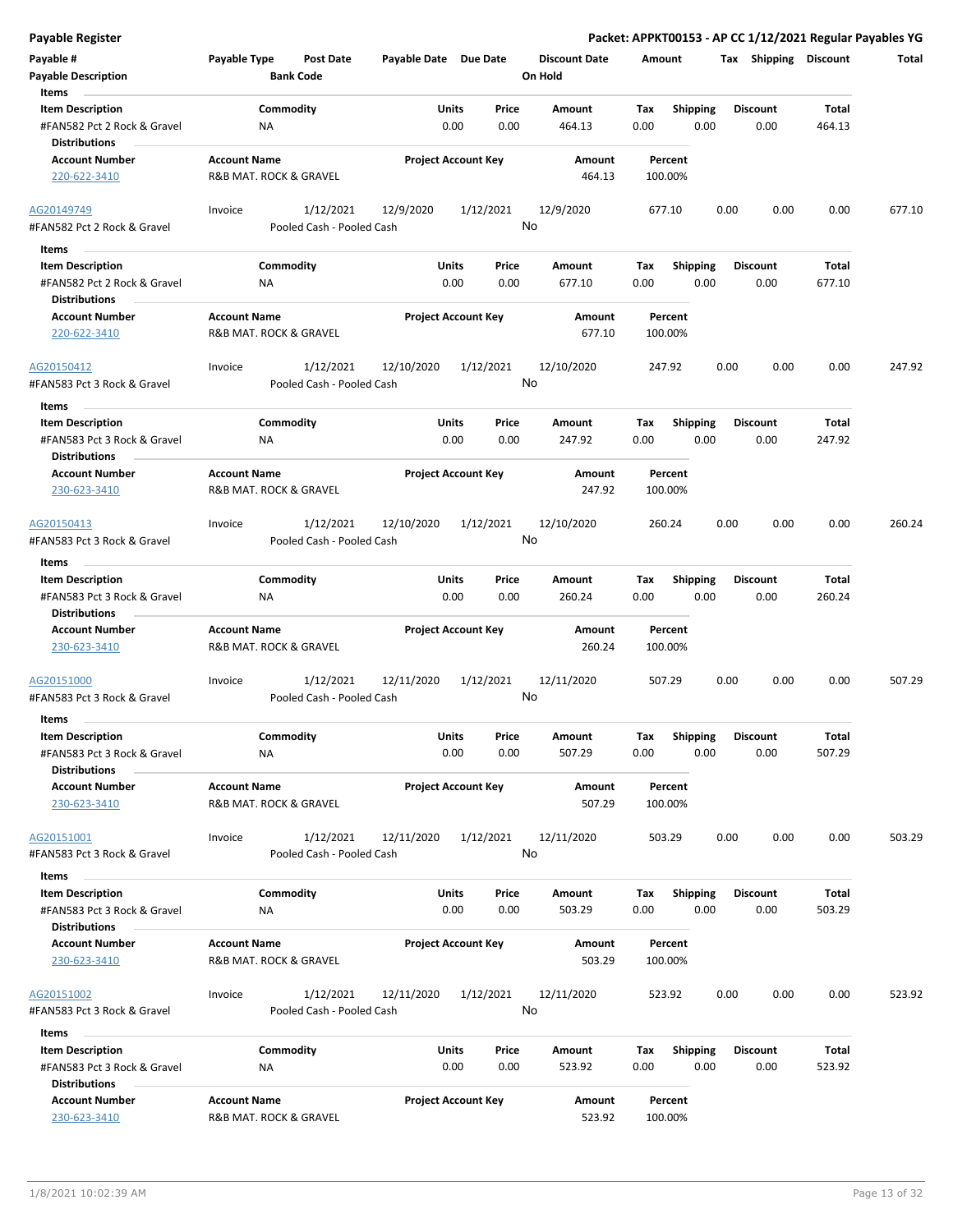**Payable Register** — Packet: APPKT00153 - AP CC 1/12/2021 Regular Payables YG

| Payable # / Payable Description | Payable Type | Post Date / Bank Code | Payable Date | Due Date | Discount Date / On Hold | Amount | Tax | Shipping | Discount | Total |
|---|---|---|---|---|---|---|---|---|---|---|

**Items**

| Item Description | Commodity | Units | Price | Amount | Tax | Shipping | Discount | Total |
|---|---|---|---|---|---|---|---|---|
| #FAN582 Pct 2 Rock & Gravel | NA | 0.00 | 0.00 | 464.13 | 0.00 | 0.00 | 0.00 | 464.13 |

**Distributions**

| Account Number | Account Name | Project Account Key | Amount | Percent |
|---|---|---|---|---|
| 220-622-3410 | R&B MAT. ROCK & GRAVEL | | 464.13 | 100.00% |

---

| Payable # | Payable Type | Post Date | Payable Date | Due Date | Discount Date | Amount | Tax | Shipping | Discount | Total |
|---|---|---|---|---|---|---|---|---|---|---|
| AG20149749 | Invoice | 1/12/2021 | 12/9/2020 | 1/12/2021 | 12/9/2020 | 677.10 | 0.00 | 0.00 | 0.00 | 677.10 |
| #FAN582 Pct 2 Rock & Gravel | | Pooled Cash - Pooled Cash | | | No | | | | | |

**Items**

| Item Description | Commodity | Units | Price | Amount | Tax | Shipping | Discount | Total |
|---|---|---|---|---|---|---|---|---|
| #FAN582 Pct 2 Rock & Gravel | NA | 0.00 | 0.00 | 677.10 | 0.00 | 0.00 | 0.00 | 677.10 |

**Distributions**

| Account Number | Account Name | Project Account Key | Amount | Percent |
|---|---|---|---|---|
| 220-622-3410 | R&B MAT. ROCK & GRAVEL | | 677.10 | 100.00% |

---

| Payable # | Payable Type | Post Date | Payable Date | Due Date | Discount Date | Amount | Tax | Shipping | Discount | Total |
|---|---|---|---|---|---|---|---|---|---|---|
| AG20150412 | Invoice | 1/12/2021 | 12/10/2020 | 1/12/2021 | 12/10/2020 | 247.92 | 0.00 | 0.00 | 0.00 | 247.92 |
| #FAN583 Pct 3 Rock & Gravel | | Pooled Cash - Pooled Cash | | | No | | | | | |

**Items**

| Item Description | Commodity | Units | Price | Amount | Tax | Shipping | Discount | Total |
|---|---|---|---|---|---|---|---|---|
| #FAN583 Pct 3 Rock & Gravel | NA | 0.00 | 0.00 | 247.92 | 0.00 | 0.00 | 0.00 | 247.92 |

**Distributions**

| Account Number | Account Name | Project Account Key | Amount | Percent |
|---|---|---|---|---|
| 230-623-3410 | R&B MAT. ROCK & GRAVEL | | 247.92 | 100.00% |

---

| Payable # | Payable Type | Post Date | Payable Date | Due Date | Discount Date | Amount | Tax | Shipping | Discount | Total |
|---|---|---|---|---|---|---|---|---|---|---|
| AG20150413 | Invoice | 1/12/2021 | 12/10/2020 | 1/12/2021 | 12/10/2020 | 260.24 | 0.00 | 0.00 | 0.00 | 260.24 |
| #FAN583 Pct 3 Rock & Gravel | | Pooled Cash - Pooled Cash | | | No | | | | | |

**Items**

| Item Description | Commodity | Units | Price | Amount | Tax | Shipping | Discount | Total |
|---|---|---|---|---|---|---|---|---|
| #FAN583 Pct 3 Rock & Gravel | NA | 0.00 | 0.00 | 260.24 | 0.00 | 0.00 | 0.00 | 260.24 |

**Distributions**

| Account Number | Account Name | Project Account Key | Amount | Percent |
|---|---|---|---|---|
| 230-623-3410 | R&B MAT. ROCK & GRAVEL | | 260.24 | 100.00% |

---

| Payable # | Payable Type | Post Date | Payable Date | Due Date | Discount Date | Amount | Tax | Shipping | Discount | Total |
|---|---|---|---|---|---|---|---|---|---|---|
| AG20151000 | Invoice | 1/12/2021 | 12/11/2020 | 1/12/2021 | 12/11/2020 | 507.29 | 0.00 | 0.00 | 0.00 | 507.29 |
| #FAN583 Pct 3 Rock & Gravel | | Pooled Cash - Pooled Cash | | | No | | | | | |

**Items**

| Item Description | Commodity | Units | Price | Amount | Tax | Shipping | Discount | Total |
|---|---|---|---|---|---|---|---|---|
| #FAN583 Pct 3 Rock & Gravel | NA | 0.00 | 0.00 | 507.29 | 0.00 | 0.00 | 0.00 | 507.29 |

**Distributions**

| Account Number | Account Name | Project Account Key | Amount | Percent |
|---|---|---|---|---|
| 230-623-3410 | R&B MAT. ROCK & GRAVEL | | 507.29 | 100.00% |

---

| Payable # | Payable Type | Post Date | Payable Date | Due Date | Discount Date | Amount | Tax | Shipping | Discount | Total |
|---|---|---|---|---|---|---|---|---|---|---|
| AG20151001 | Invoice | 1/12/2021 | 12/11/2020 | 1/12/2021 | 12/11/2020 | 503.29 | 0.00 | 0.00 | 0.00 | 503.29 |
| #FAN583 Pct 3 Rock & Gravel | | Pooled Cash - Pooled Cash | | | No | | | | | |

**Items**

| Item Description | Commodity | Units | Price | Amount | Tax | Shipping | Discount | Total |
|---|---|---|---|---|---|---|---|---|
| #FAN583 Pct 3 Rock & Gravel | NA | 0.00 | 0.00 | 503.29 | 0.00 | 0.00 | 0.00 | 503.29 |

**Distributions**

| Account Number | Account Name | Project Account Key | Amount | Percent |
|---|---|---|---|---|
| 230-623-3410 | R&B MAT. ROCK & GRAVEL | | 503.29 | 100.00% |

---

| Payable # | Payable Type | Post Date | Payable Date | Due Date | Discount Date | Amount | Tax | Shipping | Discount | Total |
|---|---|---|---|---|---|---|---|---|---|---|
| AG20151002 | Invoice | 1/12/2021 | 12/11/2020 | 1/12/2021 | 12/11/2020 | 523.92 | 0.00 | 0.00 | 0.00 | 523.92 |
| #FAN583 Pct 3 Rock & Gravel | | Pooled Cash - Pooled Cash | | | No | | | | | |

**Items**

| Item Description | Commodity | Units | Price | Amount | Tax | Shipping | Discount | Total |
|---|---|---|---|---|---|---|---|---|
| #FAN583 Pct 3 Rock & Gravel | NA | 0.00 | 0.00 | 523.92 | 0.00 | 0.00 | 0.00 | 523.92 |

**Distributions**

| Account Number | Account Name | Project Account Key | Amount | Percent |
|---|---|---|---|---|
| 230-623-3410 | R&B MAT. ROCK & GRAVEL | | 523.92 | 100.00% |

1/8/2021 10:02:39 AM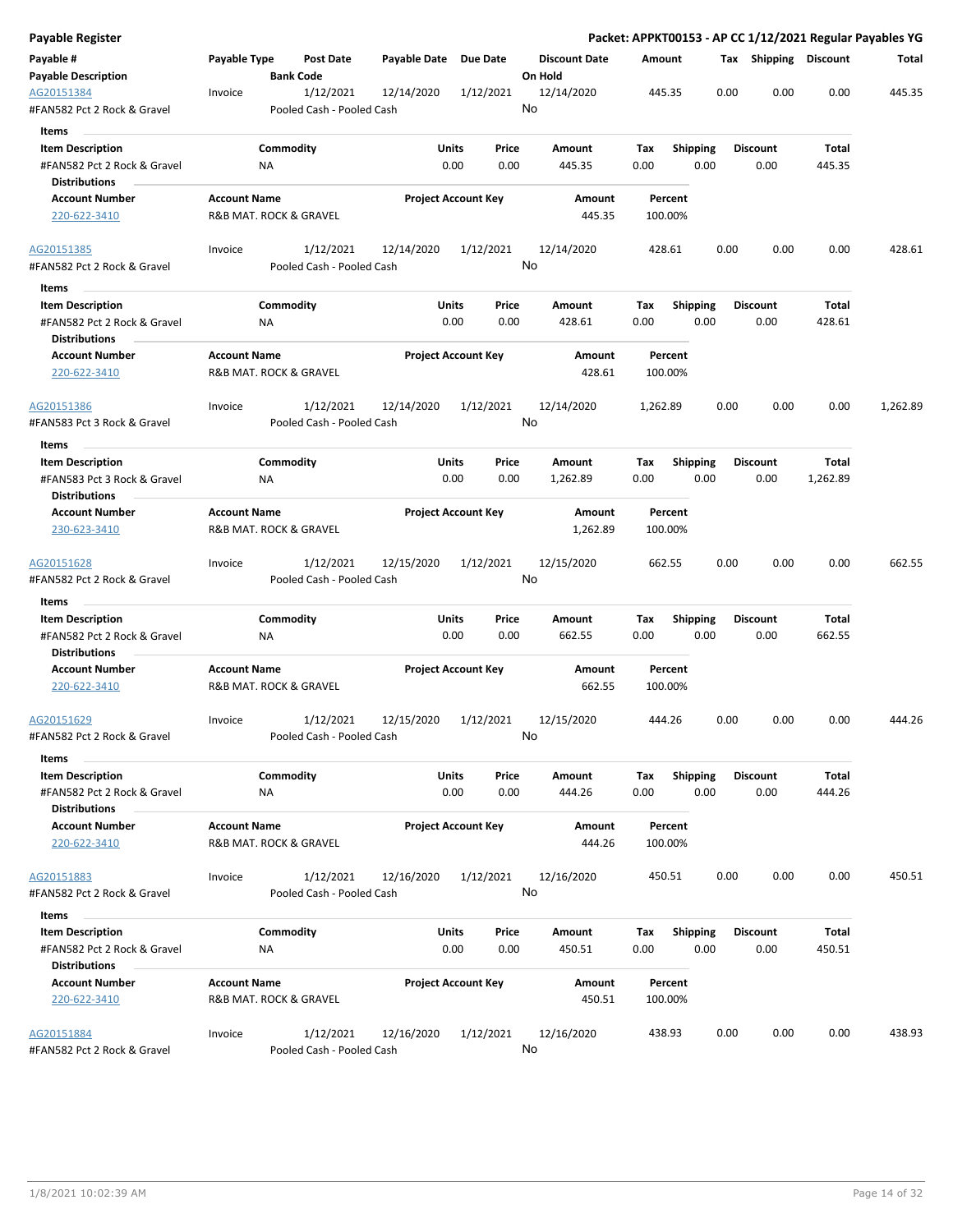**Payable Register** — **Packet: APPKT00153 - AP CC 1/12/2021 Regular Payables YG**

| Payable # | Payable Type | Post Date | Payable Date | Due Date | Discount Date | Amount | Tax | Shipping | Discount | Total |
|---|---|---|---|---|---|---|---|---|---|---|
| **Payable Description** | | **Bank Code** | | | **On Hold** | | | | | |
| AG20151384 | Invoice | 1/12/2021 | 12/14/2020 | 1/12/2021 | 12/14/2020 | 445.35 | 0.00 | 0.00 | 0.00 | 445.35 |
| #FAN582 Pct 2 Rock & Gravel | | Pooled Cash - Pooled Cash | | | No | | | | | |

**Items**

| Item Description | Commodity | Units | Price | Amount | Tax | Shipping | Discount | Total |
|---|---|---|---|---|---|---|---|---|
| #FAN582 Pct 2 Rock & Gravel | NA | 0.00 | 0.00 | 445.35 | 0.00 | 0.00 | 0.00 | 445.35 |

**Distributions**

| Account Number | Account Name | Project Account Key | Amount | Percent |
|---|---|---|---|---|
| 220-622-3410 | R&B MAT. ROCK & GRAVEL | | 445.35 | 100.00% |

| Payable # | Payable Type | Post Date | Payable Date | Due Date | Discount Date | Amount | Tax | Shipping | Discount | Total |
|---|---|---|---|---|---|---|---|---|---|---|
| AG20151385 | Invoice | 1/12/2021 | 12/14/2020 | 1/12/2021 | 12/14/2020 | 428.61 | 0.00 | 0.00 | 0.00 | 428.61 |
| #FAN582 Pct 2 Rock & Gravel | | Pooled Cash - Pooled Cash | | | No | | | | | |

**Items**

| Item Description | Commodity | Units | Price | Amount | Tax | Shipping | Discount | Total |
|---|---|---|---|---|---|---|---|---|
| #FAN582 Pct 2 Rock & Gravel | NA | 0.00 | 0.00 | 428.61 | 0.00 | 0.00 | 0.00 | 428.61 |

**Distributions**

| Account Number | Account Name | Project Account Key | Amount | Percent |
|---|---|---|---|---|
| 220-622-3410 | R&B MAT. ROCK & GRAVEL | | 428.61 | 100.00% |

| Payable # | Payable Type | Post Date | Payable Date | Due Date | Discount Date | Amount | Tax | Shipping | Discount | Total |
|---|---|---|---|---|---|---|---|---|---|---|
| AG20151386 | Invoice | 1/12/2021 | 12/14/2020 | 1/12/2021 | 12/14/2020 | 1,262.89 | 0.00 | 0.00 | 0.00 | 1,262.89 |
| #FAN583 Pct 3 Rock & Gravel | | Pooled Cash - Pooled Cash | | | No | | | | | |

**Items**

| Item Description | Commodity | Units | Price | Amount | Tax | Shipping | Discount | Total |
|---|---|---|---|---|---|---|---|---|
| #FAN583 Pct 3 Rock & Gravel | NA | 0.00 | 0.00 | 1,262.89 | 0.00 | 0.00 | 0.00 | 1,262.89 |

**Distributions**

| Account Number | Account Name | Project Account Key | Amount | Percent |
|---|---|---|---|---|
| 230-623-3410 | R&B MAT. ROCK & GRAVEL | | 1,262.89 | 100.00% |

| Payable # | Payable Type | Post Date | Payable Date | Due Date | Discount Date | Amount | Tax | Shipping | Discount | Total |
|---|---|---|---|---|---|---|---|---|---|---|
| AG20151628 | Invoice | 1/12/2021 | 12/15/2020 | 1/12/2021 | 12/15/2020 | 662.55 | 0.00 | 0.00 | 0.00 | 662.55 |
| #FAN582 Pct 2 Rock & Gravel | | Pooled Cash - Pooled Cash | | | No | | | | | |

**Items**

| Item Description | Commodity | Units | Price | Amount | Tax | Shipping | Discount | Total |
|---|---|---|---|---|---|---|---|---|
| #FAN582 Pct 2 Rock & Gravel | NA | 0.00 | 0.00 | 662.55 | 0.00 | 0.00 | 0.00 | 662.55 |

**Distributions**

| Account Number | Account Name | Project Account Key | Amount | Percent |
|---|---|---|---|---|
| 220-622-3410 | R&B MAT. ROCK & GRAVEL | | 662.55 | 100.00% |

| Payable # | Payable Type | Post Date | Payable Date | Due Date | Discount Date | Amount | Tax | Shipping | Discount | Total |
|---|---|---|---|---|---|---|---|---|---|---|
| AG20151629 | Invoice | 1/12/2021 | 12/15/2020 | 1/12/2021 | 12/15/2020 | 444.26 | 0.00 | 0.00 | 0.00 | 444.26 |
| #FAN582 Pct 2 Rock & Gravel | | Pooled Cash - Pooled Cash | | | No | | | | | |

**Items**

| Item Description | Commodity | Units | Price | Amount | Tax | Shipping | Discount | Total |
|---|---|---|---|---|---|---|---|---|
| #FAN582 Pct 2 Rock & Gravel | NA | 0.00 | 0.00 | 444.26 | 0.00 | 0.00 | 0.00 | 444.26 |

**Distributions**

| Account Number | Account Name | Project Account Key | Amount | Percent |
|---|---|---|---|---|
| 220-622-3410 | R&B MAT. ROCK & GRAVEL | | 444.26 | 100.00% |

| Payable # | Payable Type | Post Date | Payable Date | Due Date | Discount Date | Amount | Tax | Shipping | Discount | Total |
|---|---|---|---|---|---|---|---|---|---|---|
| AG20151883 | Invoice | 1/12/2021 | 12/16/2020 | 1/12/2021 | 12/16/2020 | 450.51 | 0.00 | 0.00 | 0.00 | 450.51 |
| #FAN582 Pct 2 Rock & Gravel | | Pooled Cash - Pooled Cash | | | No | | | | | |

**Items**

| Item Description | Commodity | Units | Price | Amount | Tax | Shipping | Discount | Total |
|---|---|---|---|---|---|---|---|---|
| #FAN582 Pct 2 Rock & Gravel | NA | 0.00 | 0.00 | 450.51 | 0.00 | 0.00 | 0.00 | 450.51 |

**Distributions**

| Account Number | Account Name | Project Account Key | Amount | Percent |
|---|---|---|---|---|
| 220-622-3410 | R&B MAT. ROCK & GRAVEL | | 450.51 | 100.00% |

| Payable # | Payable Type | Post Date | Payable Date | Due Date | Discount Date | Amount | Tax | Shipping | Discount | Total |
|---|---|---|---|---|---|---|---|---|---|---|
| AG20151884 | Invoice | 1/12/2021 | 12/16/2020 | 1/12/2021 | 12/16/2020 | 438.93 | 0.00 | 0.00 | 0.00 | 438.93 |
| #FAN582 Pct 2 Rock & Gravel | | Pooled Cash - Pooled Cash | | | No | | | | | |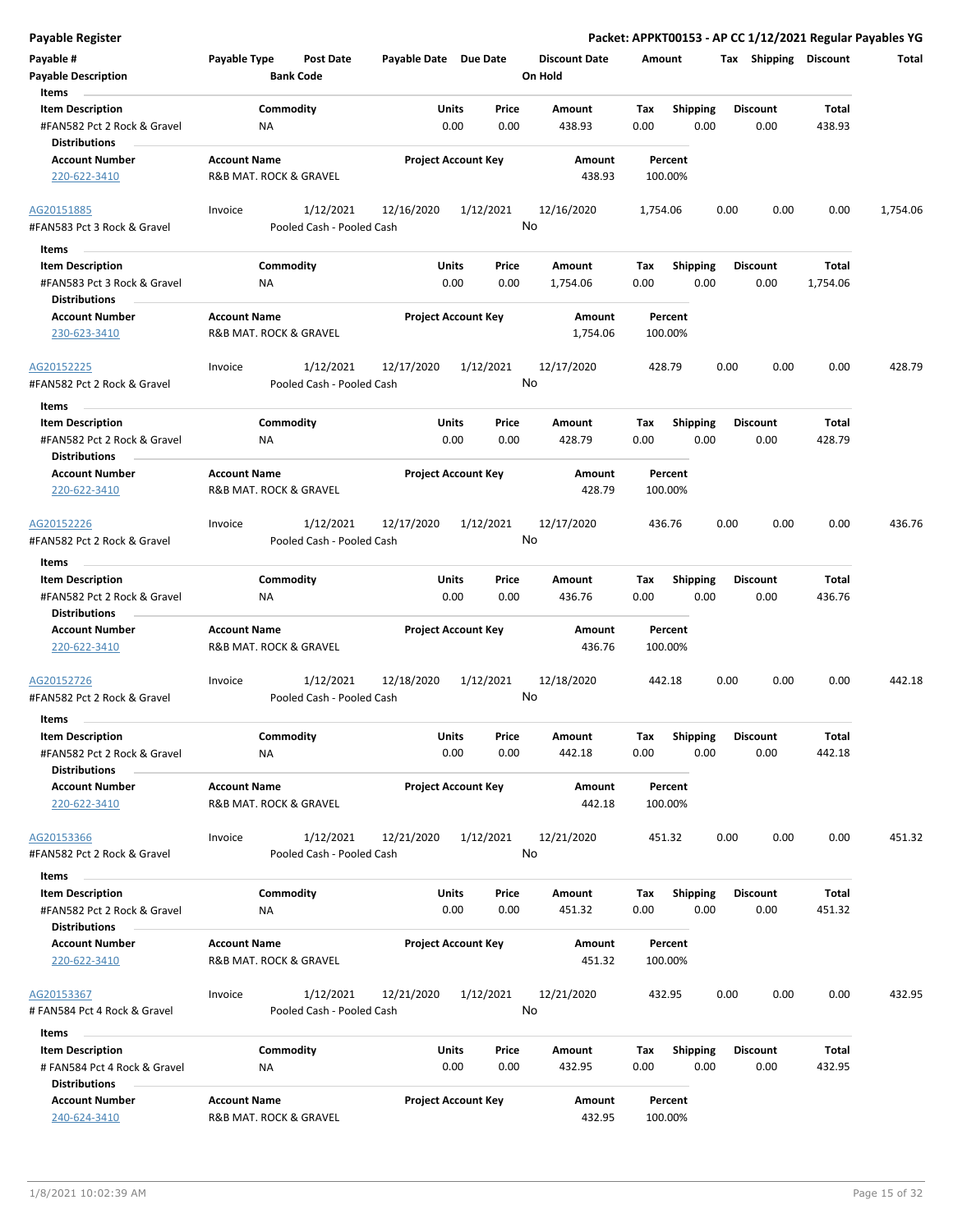**Payable Register** — **Packet: APPKT00153 - AP CC 1/12/2021 Regular Payables YG**

| Payable # | Payable Type | Post Date | Payable Date | Due Date | Discount Date | Amount | Tax | Shipping | Discount | Total |
|---|---|---|---|---|---|---|---|---|---|---|
| **Payable Description** | | **Bank Code** | | | **On Hold** | | | | | |

**Items**

| Item Description | Commodity | Units | Price | Amount | Tax | Shipping | Discount | Total |
|---|---|---|---|---|---|---|---|---|
| #FAN582 Pct 2 Rock & Gravel | NA | 0.00 | 0.00 | 438.93 | 0.00 | 0.00 | 0.00 | 438.93 |

**Distributions**

| Account Number | Account Name | Project Account Key | Amount | Percent |
|---|---|---|---|---|
| 220-622-3410 | R&B MAT. ROCK & GRAVEL | | 438.93 | 100.00% |

| Payable # | Payable Type | Post Date | Payable Date | Due Date | Discount Date | Amount | Tax | Shipping | Discount | Total |
|---|---|---|---|---|---|---|---|---|---|---|
| AG20151885 | Invoice | 1/12/2021 | 12/16/2020 | 1/12/2021 | 12/16/2020 | 1,754.06 | 0.00 | 0.00 | 0.00 | 1,754.06 |
| #FAN583 Pct 3 Rock & Gravel | | Pooled Cash - Pooled Cash | | | No | | | | | |

**Items**

| Item Description | Commodity | Units | Price | Amount | Tax | Shipping | Discount | Total |
|---|---|---|---|---|---|---|---|---|
| #FAN583 Pct 3 Rock & Gravel | NA | 0.00 | 0.00 | 1,754.06 | 0.00 | 0.00 | 0.00 | 1,754.06 |

**Distributions**

| Account Number | Account Name | Project Account Key | Amount | Percent |
|---|---|---|---|---|
| 230-623-3410 | R&B MAT. ROCK & GRAVEL | | 1,754.06 | 100.00% |

| Payable # | Payable Type | Post Date | Payable Date | Due Date | Discount Date | Amount | Tax | Shipping | Discount | Total |
|---|---|---|---|---|---|---|---|---|---|---|
| AG20152225 | Invoice | 1/12/2021 | 12/17/2020 | 1/12/2021 | 12/17/2020 | 428.79 | 0.00 | 0.00 | 0.00 | 428.79 |
| #FAN582 Pct 2 Rock & Gravel | | Pooled Cash - Pooled Cash | | | No | | | | | |

**Items**

| Item Description | Commodity | Units | Price | Amount | Tax | Shipping | Discount | Total |
|---|---|---|---|---|---|---|---|---|
| #FAN582 Pct 2 Rock & Gravel | NA | 0.00 | 0.00 | 428.79 | 0.00 | 0.00 | 0.00 | 428.79 |

**Distributions**

| Account Number | Account Name | Project Account Key | Amount | Percent |
|---|---|---|---|---|
| 220-622-3410 | R&B MAT. ROCK & GRAVEL | | 428.79 | 100.00% |

| Payable # | Payable Type | Post Date | Payable Date | Due Date | Discount Date | Amount | Tax | Shipping | Discount | Total |
|---|---|---|---|---|---|---|---|---|---|---|
| AG20152226 | Invoice | 1/12/2021 | 12/17/2020 | 1/12/2021 | 12/17/2020 | 436.76 | 0.00 | 0.00 | 0.00 | 436.76 |
| #FAN582 Pct 2 Rock & Gravel | | Pooled Cash - Pooled Cash | | | No | | | | | |

**Items**

| Item Description | Commodity | Units | Price | Amount | Tax | Shipping | Discount | Total |
|---|---|---|---|---|---|---|---|---|
| #FAN582 Pct 2 Rock & Gravel | NA | 0.00 | 0.00 | 436.76 | 0.00 | 0.00 | 0.00 | 436.76 |

**Distributions**

| Account Number | Account Name | Project Account Key | Amount | Percent |
|---|---|---|---|---|
| 220-622-3410 | R&B MAT. ROCK & GRAVEL | | 436.76 | 100.00% |

| Payable # | Payable Type | Post Date | Payable Date | Due Date | Discount Date | Amount | Tax | Shipping | Discount | Total |
|---|---|---|---|---|---|---|---|---|---|---|
| AG20152726 | Invoice | 1/12/2021 | 12/18/2020 | 1/12/2021 | 12/18/2020 | 442.18 | 0.00 | 0.00 | 0.00 | 442.18 |
| #FAN582 Pct 2 Rock & Gravel | | Pooled Cash - Pooled Cash | | | No | | | | | |

**Items**

| Item Description | Commodity | Units | Price | Amount | Tax | Shipping | Discount | Total |
|---|---|---|---|---|---|---|---|---|
| #FAN582 Pct 2 Rock & Gravel | NA | 0.00 | 0.00 | 442.18 | 0.00 | 0.00 | 0.00 | 442.18 |

**Distributions**

| Account Number | Account Name | Project Account Key | Amount | Percent |
|---|---|---|---|---|
| 220-622-3410 | R&B MAT. ROCK & GRAVEL | | 442.18 | 100.00% |

| Payable # | Payable Type | Post Date | Payable Date | Due Date | Discount Date | Amount | Tax | Shipping | Discount | Total |
|---|---|---|---|---|---|---|---|---|---|---|
| AG20153366 | Invoice | 1/12/2021 | 12/21/2020 | 1/12/2021 | 12/21/2020 | 451.32 | 0.00 | 0.00 | 0.00 | 451.32 |
| #FAN582 Pct 2 Rock & Gravel | | Pooled Cash - Pooled Cash | | | No | | | | | |

**Items**

| Item Description | Commodity | Units | Price | Amount | Tax | Shipping | Discount | Total |
|---|---|---|---|---|---|---|---|---|
| #FAN582 Pct 2 Rock & Gravel | NA | 0.00 | 0.00 | 451.32 | 0.00 | 0.00 | 0.00 | 451.32 |

**Distributions**

| Account Number | Account Name | Project Account Key | Amount | Percent |
|---|---|---|---|---|
| 220-622-3410 | R&B MAT. ROCK & GRAVEL | | 451.32 | 100.00% |

| Payable # | Payable Type | Post Date | Payable Date | Due Date | Discount Date | Amount | Tax | Shipping | Discount | Total |
|---|---|---|---|---|---|---|---|---|---|---|
| AG20153367 | Invoice | 1/12/2021 | 12/21/2020 | 1/12/2021 | 12/21/2020 | 432.95 | 0.00 | 0.00 | 0.00 | 432.95 |
| # FAN584 Pct 4 Rock & Gravel | | Pooled Cash - Pooled Cash | | | No | | | | | |

**Items**

| Item Description | Commodity | Units | Price | Amount | Tax | Shipping | Discount | Total |
|---|---|---|---|---|---|---|---|---|
| # FAN584 Pct 4 Rock & Gravel | NA | 0.00 | 0.00 | 432.95 | 0.00 | 0.00 | 0.00 | 432.95 |

**Distributions**

| Account Number | Account Name | Project Account Key | Amount | Percent |
|---|---|---|---|---|
| 240-624-3410 | R&B MAT. ROCK & GRAVEL | | 432.95 | 100.00% |

1/8/2021 10:02:39 AM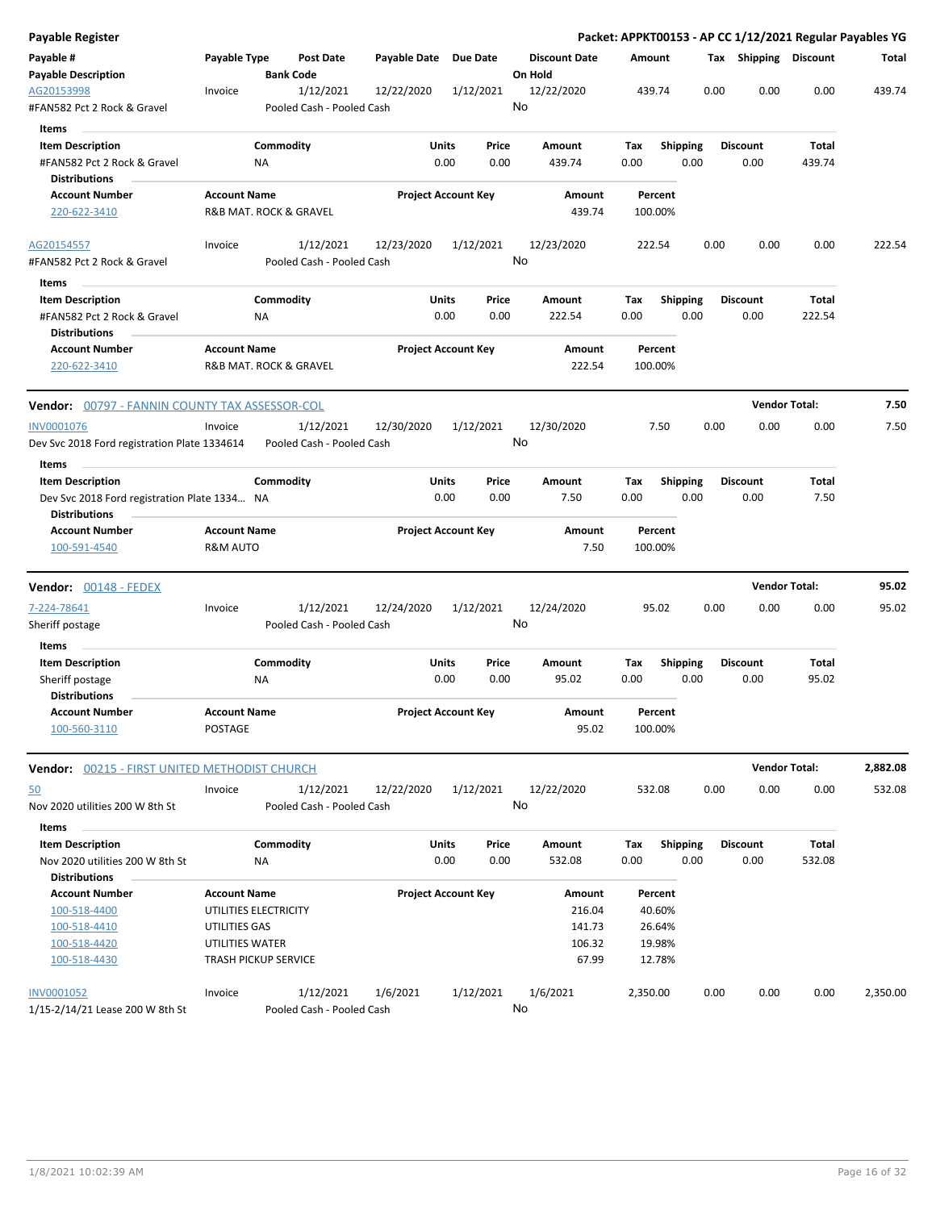# Payable Register

**Packet: APPKT00153 - AP CC 1/12/2021 Regular Payables YG**

| Payable # / Payable Description | Payable Type | Post Date / Bank Code | Payable Date | Due Date | Discount Date / On Hold | Amount | Tax | Shipping | Discount | Total |
|---|---|---|---|---|---|---|---|---|---|---|
| AG20153998 | Invoice | 1/12/2021 | 12/22/2020 | 1/12/2021 | 12/22/2020 | 439.74 | 0.00 | 0.00 | 0.00 | 439.74 |
| #FAN582 Pct 2 Rock & Gravel | | Pooled Cash - Pooled Cash | | | No | | | | | |

**Items**

| Item Description | Commodity | Units | Price | Amount | Tax | Shipping | Discount | Total |
|---|---|---|---|---|---|---|---|---|
| #FAN582 Pct 2 Rock & Gravel | NA | 0.00 | 0.00 | 439.74 | 0.00 | 0.00 | 0.00 | 439.74 |

**Distributions**

| Account Number | Account Name | Project Account Key | Amount | Percent |
|---|---|---|---|---|
| 220-622-3410 | R&B MAT. ROCK & GRAVEL | | 439.74 | 100.00% |

| Payable # / Payable Description | Payable Type | Post Date / Bank Code | Payable Date | Due Date | Discount Date / On Hold | Amount | Tax | Shipping | Discount | Total |
|---|---|---|---|---|---|---|---|---|---|---|
| AG20154557 | Invoice | 1/12/2021 | 12/23/2020 | 1/12/2021 | 12/23/2020 | 222.54 | 0.00 | 0.00 | 0.00 | 222.54 |
| #FAN582 Pct 2 Rock & Gravel | | Pooled Cash - Pooled Cash | | | No | | | | | |

**Items**

| Item Description | Commodity | Units | Price | Amount | Tax | Shipping | Discount | Total |
|---|---|---|---|---|---|---|---|---|
| #FAN582 Pct 2 Rock & Gravel | NA | 0.00 | 0.00 | 222.54 | 0.00 | 0.00 | 0.00 | 222.54 |

**Distributions**

| Account Number | Account Name | Project Account Key | Amount | Percent |
|---|---|---|---|---|
| 220-622-3410 | R&B MAT. ROCK & GRAVEL | | 222.54 | 100.00% |

## Vendor: 00797 - FANNIN COUNTY TAX ASSESSOR-COL — Vendor Total: 7.50

| Payable # / Payable Description | Payable Type | Post Date / Bank Code | Payable Date | Due Date | Discount Date / On Hold | Amount | Tax | Shipping | Discount | Total |
|---|---|---|---|---|---|---|---|---|---|---|
| INV0001076 | Invoice | 1/12/2021 | 12/30/2020 | 1/12/2021 | 12/30/2020 | 7.50 | 0.00 | 0.00 | 0.00 | 7.50 |
| Dev Svc 2018 Ford registration Plate 1334614 | | Pooled Cash - Pooled Cash | | | No | | | | | |

**Items**

| Item Description | Commodity | Units | Price | Amount | Tax | Shipping | Discount | Total |
|---|---|---|---|---|---|---|---|---|
| Dev Svc 2018 Ford registration Plate 1334... | NA | 0.00 | 0.00 | 7.50 | 0.00 | 0.00 | 0.00 | 7.50 |

**Distributions**

| Account Number | Account Name | Project Account Key | Amount | Percent |
|---|---|---|---|---|
| 100-591-4540 | R&M AUTO | | 7.50 | 100.00% |

## Vendor: 00148 - FEDEX — Vendor Total: 95.02

| Payable # / Payable Description | Payable Type | Post Date / Bank Code | Payable Date | Due Date | Discount Date / On Hold | Amount | Tax | Shipping | Discount | Total |
|---|---|---|---|---|---|---|---|---|---|---|
| 7-224-78641 | Invoice | 1/12/2021 | 12/24/2020 | 1/12/2021 | 12/24/2020 | 95.02 | 0.00 | 0.00 | 0.00 | 95.02 |
| Sheriff postage | | Pooled Cash - Pooled Cash | | | No | | | | | |

**Items**

| Item Description | Commodity | Units | Price | Amount | Tax | Shipping | Discount | Total |
|---|---|---|---|---|---|---|---|---|
| Sheriff postage | NA | 0.00 | 0.00 | 95.02 | 0.00 | 0.00 | 0.00 | 95.02 |

**Distributions**

| Account Number | Account Name | Project Account Key | Amount | Percent |
|---|---|---|---|---|
| 100-560-3110 | POSTAGE | | 95.02 | 100.00% |

## Vendor: 00215 - FIRST UNITED METHODIST CHURCH — Vendor Total: 2,882.08

| Payable # / Payable Description | Payable Type | Post Date / Bank Code | Payable Date | Due Date | Discount Date / On Hold | Amount | Tax | Shipping | Discount | Total |
|---|---|---|---|---|---|---|---|---|---|---|
| 50 | Invoice | 1/12/2021 | 12/22/2020 | 1/12/2021 | 12/22/2020 | 532.08 | 0.00 | 0.00 | 0.00 | 532.08 |
| Nov 2020 utilities 200 W 8th St | | Pooled Cash - Pooled Cash | | | No | | | | | |

**Items**

| Item Description | Commodity | Units | Price | Amount | Tax | Shipping | Discount | Total |
|---|---|---|---|---|---|---|---|---|
| Nov 2020 utilities 200 W 8th St | NA | 0.00 | 0.00 | 532.08 | 0.00 | 0.00 | 0.00 | 532.08 |

**Distributions**

| Account Number | Account Name | Project Account Key | Amount | Percent |
|---|---|---|---|---|
| 100-518-4400 | UTILITIES ELECTRICITY | | 216.04 | 40.60% |
| 100-518-4410 | UTILITIES GAS | | 141.73 | 26.64% |
| 100-518-4420 | UTILITIES WATER | | 106.32 | 19.98% |
| 100-518-4430 | TRASH PICKUP SERVICE | | 67.99 | 12.78% |

| Payable # / Payable Description | Payable Type | Post Date / Bank Code | Payable Date | Due Date | Discount Date / On Hold | Amount | Tax | Shipping | Discount | Total |
|---|---|---|---|---|---|---|---|---|---|---|
| INV0001052 | Invoice | 1/12/2021 | 1/6/2021 | 1/12/2021 | 1/6/2021 | 2,350.00 | 0.00 | 0.00 | 0.00 | 2,350.00 |
| 1/15-2/14/21 Lease 200 W 8th St | | Pooled Cash - Pooled Cash | | | No | | | | | |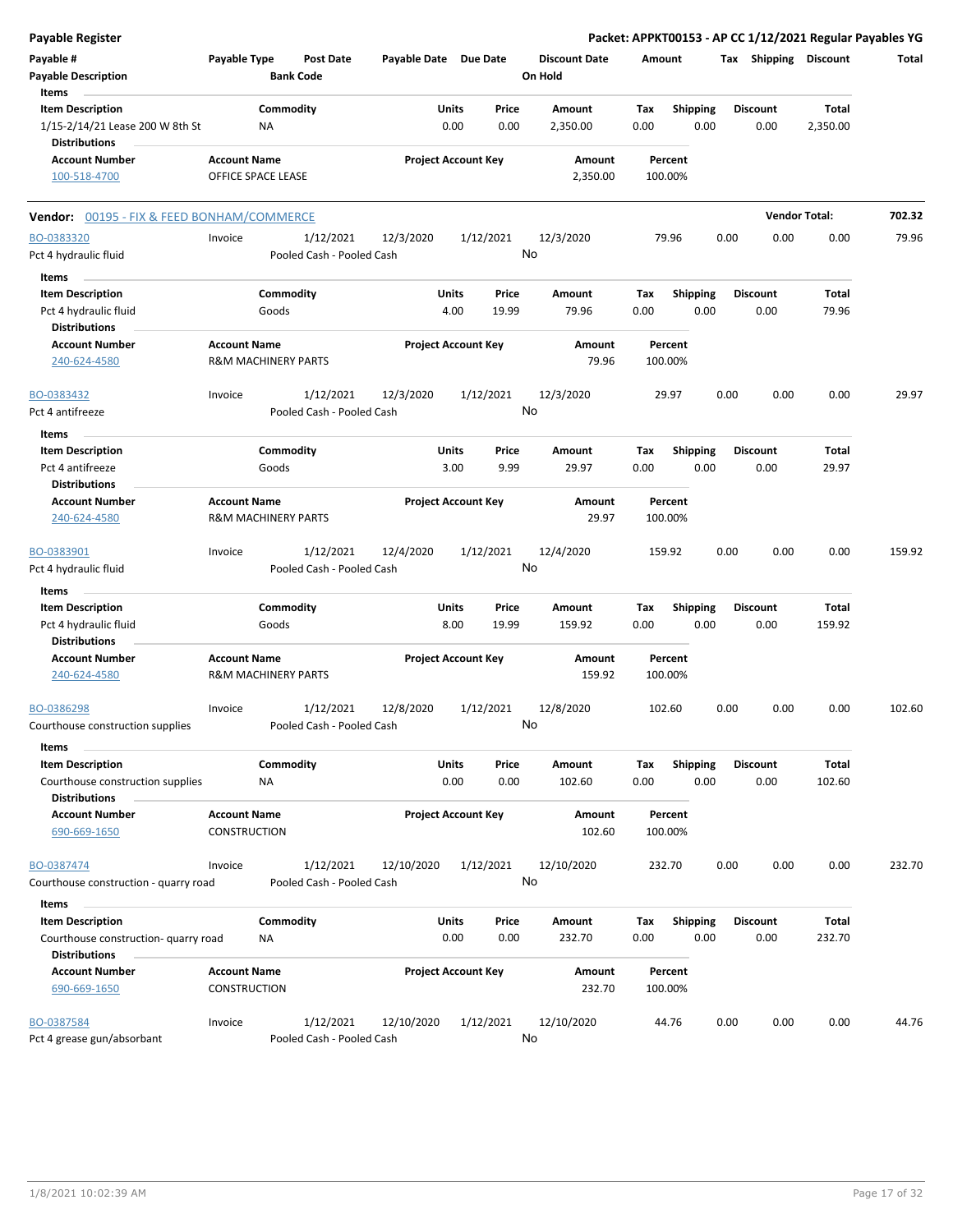# Payable Register

**Packet: APPKT00153 - AP CC 1/12/2021 Regular Payables YG**

| Payable # | Payable Type | Post Date | Payable Date | Due Date | Discount Date | Amount | Tax | Shipping | Discount | Total |
|---|---|---|---|---|---|---|---|---|---|---|
| Payable Description | | Bank Code | | | On Hold | | | | | |

**Items**

| Item Description | Commodity | Units | Price | Amount | Tax | Shipping | Discount | Total |
|---|---|---|---|---|---|---|---|---|
| 1/15-2/14/21 Lease 200 W 8th St | NA | 0.00 | 0.00 | 2,350.00 | 0.00 | 0.00 | 0.00 | 2,350.00 |

**Distributions**

| Account Number | Account Name | Project Account Key | Amount | Percent |
|---|---|---|---|---|
| 100-518-4700 | OFFICE SPACE LEASE | | 2,350.00 | 100.00% |

---

## Vendor: 00195 - FIX & FEED BONHAM/COMMERCE

**Vendor Total: 702.32**

| Payable # | Payable Type | Post Date | Payable Date | Due Date | Discount Date | Amount | Tax | Shipping | Discount | Total |
|---|---|---|---|---|---|---|---|---|---|---|
| BO-0383320 | Invoice | 1/12/2021 | 12/3/2020 | 1/12/2021 | 12/3/2020 | 79.96 | 0.00 | 0.00 | 0.00 | 79.96 |
| Pct 4 hydraulic fluid | | Pooled Cash - Pooled Cash | | | No | | | | | |

**Items**

| Item Description | Commodity | Units | Price | Amount | Tax | Shipping | Discount | Total |
|---|---|---|---|---|---|---|---|---|
| Pct 4 hydraulic fluid | Goods | 4.00 | 19.99 | 79.96 | 0.00 | 0.00 | 0.00 | 79.96 |

**Distributions**

| Account Number | Account Name | Project Account Key | Amount | Percent |
|---|---|---|---|---|
| 240-624-4580 | R&M MACHINERY PARTS | | 79.96 | 100.00% |

| Payable # | Payable Type | Post Date | Payable Date | Due Date | Discount Date | Amount | Tax | Shipping | Discount | Total |
|---|---|---|---|---|---|---|---|---|---|---|
| BO-0383432 | Invoice | 1/12/2021 | 12/3/2020 | 1/12/2021 | 12/3/2020 | 29.97 | 0.00 | 0.00 | 0.00 | 29.97 |
| Pct 4 antifreeze | | Pooled Cash - Pooled Cash | | | No | | | | | |

**Items**

| Item Description | Commodity | Units | Price | Amount | Tax | Shipping | Discount | Total |
|---|---|---|---|---|---|---|---|---|
| Pct 4 antifreeze | Goods | 3.00 | 9.99 | 29.97 | 0.00 | 0.00 | 0.00 | 29.97 |

**Distributions**

| Account Number | Account Name | Project Account Key | Amount | Percent |
|---|---|---|---|---|
| 240-624-4580 | R&M MACHINERY PARTS | | 29.97 | 100.00% |

| Payable # | Payable Type | Post Date | Payable Date | Due Date | Discount Date | Amount | Tax | Shipping | Discount | Total |
|---|---|---|---|---|---|---|---|---|---|---|
| BO-0383901 | Invoice | 1/12/2021 | 12/4/2020 | 1/12/2021 | 12/4/2020 | 159.92 | 0.00 | 0.00 | 0.00 | 159.92 |
| Pct 4 hydraulic fluid | | Pooled Cash - Pooled Cash | | | No | | | | | |

**Items**

| Item Description | Commodity | Units | Price | Amount | Tax | Shipping | Discount | Total |
|---|---|---|---|---|---|---|---|---|
| Pct 4 hydraulic fluid | Goods | 8.00 | 19.99 | 159.92 | 0.00 | 0.00 | 0.00 | 159.92 |

**Distributions**

| Account Number | Account Name | Project Account Key | Amount | Percent |
|---|---|---|---|---|
| 240-624-4580 | R&M MACHINERY PARTS | | 159.92 | 100.00% |

| Payable # | Payable Type | Post Date | Payable Date | Due Date | Discount Date | Amount | Tax | Shipping | Discount | Total |
|---|---|---|---|---|---|---|---|---|---|---|
| BO-0386298 | Invoice | 1/12/2021 | 12/8/2020 | 1/12/2021 | 12/8/2020 | 102.60 | 0.00 | 0.00 | 0.00 | 102.60 |
| Courthouse construction supplies | | Pooled Cash - Pooled Cash | | | No | | | | | |

**Items**

| Item Description | Commodity | Units | Price | Amount | Tax | Shipping | Discount | Total |
|---|---|---|---|---|---|---|---|---|
| Courthouse construction supplies | NA | 0.00 | 0.00 | 102.60 | 0.00 | 0.00 | 0.00 | 102.60 |

**Distributions**

| Account Number | Account Name | Project Account Key | Amount | Percent |
|---|---|---|---|---|
| 690-669-1650 | CONSTRUCTION | | 102.60 | 100.00% |

| Payable # | Payable Type | Post Date | Payable Date | Due Date | Discount Date | Amount | Tax | Shipping | Discount | Total |
|---|---|---|---|---|---|---|---|---|---|---|
| BO-0387474 | Invoice | 1/12/2021 | 12/10/2020 | 1/12/2021 | 12/10/2020 | 232.70 | 0.00 | 0.00 | 0.00 | 232.70 |
| Courthouse construction - quarry road | | Pooled Cash - Pooled Cash | | | No | | | | | |

**Items**

| Item Description | Commodity | Units | Price | Amount | Tax | Shipping | Discount | Total |
|---|---|---|---|---|---|---|---|---|
| Courthouse construction- quarry road | NA | 0.00 | 0.00 | 232.70 | 0.00 | 0.00 | 0.00 | 232.70 |

**Distributions**

| Account Number | Account Name | Project Account Key | Amount | Percent |
|---|---|---|---|---|
| 690-669-1650 | CONSTRUCTION | | 232.70 | 100.00% |

| Payable # | Payable Type | Post Date | Payable Date | Due Date | Discount Date | Amount | Tax | Shipping | Discount | Total |
|---|---|---|---|---|---|---|---|---|---|---|
| BO-0387584 | Invoice | 1/12/2021 | 12/10/2020 | 1/12/2021 | 12/10/2020 | 44.76 | 0.00 | 0.00 | 0.00 | 44.76 |
| Pct 4 grease gun/absorbant | | Pooled Cash - Pooled Cash | | | No | | | | | |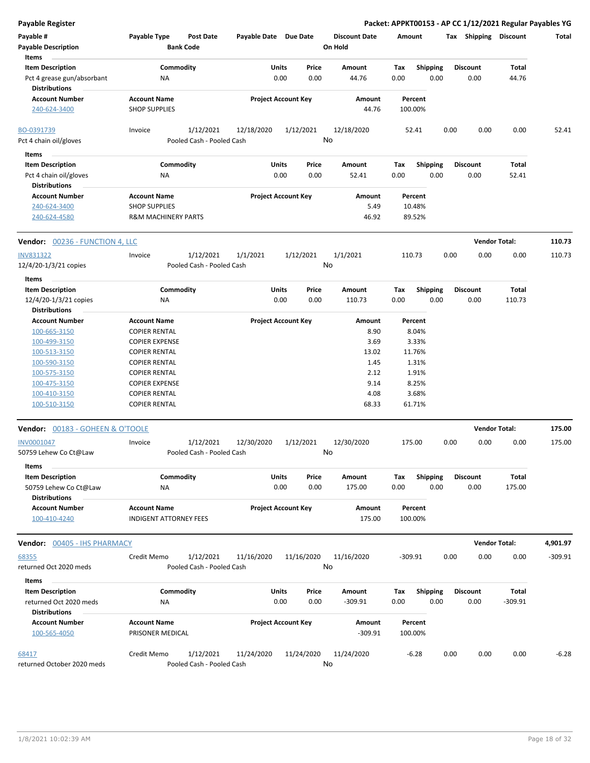| Payable # | Payable Type | Post Date | Payable Date | Due Date | Discount Date | Amount | Tax | Shipping | Discount | Total |
|---|---|---|---|---|---|---|---|---|---|---|
| Payable Description | | Bank Code | | | On Hold | | | | | |

**Items**

| Item Description | Commodity | Units | Price | Amount | Tax | Shipping | Discount | Total |
|---|---|---|---|---|---|---|---|---|
| Pct 4 grease gun/absorbant | NA | 0.00 | 0.00 | 44.76 | 0.00 | 0.00 | 0.00 | 44.76 |

**Distributions**

| Account Number | Account Name | Project Account Key | Amount | Percent |
|---|---|---|---|---|
| 240-624-3400 | SHOP SUPPLIES | | 44.76 | 100.00% |

| Payable # | Payable Type | Post Date | Payable Date | Due Date | Discount Date | Amount | Tax | Shipping | Discount | Total |
|---|---|---|---|---|---|---|---|---|---|---|
| BO-0391739 | Invoice | 1/12/2021 | 12/18/2020 | 1/12/2021 | 12/18/2020 | 52.41 | 0.00 | 0.00 | 0.00 | 52.41 |
| Pct 4 chain oil/gloves | | Pooled Cash - Pooled Cash | | | No | | | | | |

**Items**

| Item Description | Commodity | Units | Price | Amount | Tax | Shipping | Discount | Total |
|---|---|---|---|---|---|---|---|---|
| Pct 4 chain oil/gloves | NA | 0.00 | 0.00 | 52.41 | 0.00 | 0.00 | 0.00 | 52.41 |

**Distributions**

| Account Number | Account Name | Project Account Key | Amount | Percent |
|---|---|---|---|---|
| 240-624-3400 | SHOP SUPPLIES | | 5.49 | 10.48% |
| 240-624-4580 | R&M MACHINERY PARTS | | 46.92 | 89.52% |

## Vendor: 00236 - FUNCTION 4, LLC — Vendor Total: 110.73

| Payable # | Payable Type | Post Date | Payable Date | Due Date | Discount Date | Amount | Tax | Shipping | Discount | Total |
|---|---|---|---|---|---|---|---|---|---|---|
| INV831322 | Invoice | 1/12/2021 | 1/1/2021 | 1/12/2021 | 1/1/2021 | 110.73 | 0.00 | 0.00 | 0.00 | 110.73 |
| 12/4/20-1/3/21 copies | | Pooled Cash - Pooled Cash | | | No | | | | | |

**Items**

| Item Description | Commodity | Units | Price | Amount | Tax | Shipping | Discount | Total |
|---|---|---|---|---|---|---|---|---|
| 12/4/20-1/3/21 copies | NA | 0.00 | 0.00 | 110.73 | 0.00 | 0.00 | 0.00 | 110.73 |

**Distributions**

| Account Number | Account Name | Project Account Key | Amount | Percent |
|---|---|---|---|---|
| 100-665-3150 | COPIER RENTAL | | 8.90 | 8.04% |
| 100-499-3150 | COPIER EXPENSE | | 3.69 | 3.33% |
| 100-513-3150 | COPIER RENTAL | | 13.02 | 11.76% |
| 100-590-3150 | COPIER RENTAL | | 1.45 | 1.31% |
| 100-575-3150 | COPIER RENTAL | | 2.12 | 1.91% |
| 100-475-3150 | COPIER EXPENSE | | 9.14 | 8.25% |
| 100-410-3150 | COPIER RENTAL | | 4.08 | 3.68% |
| 100-510-3150 | COPIER RENTAL | | 68.33 | 61.71% |

## Vendor: 00183 - GOHEEN & O'TOOLE — Vendor Total: 175.00

| Payable # | Payable Type | Post Date | Payable Date | Due Date | Discount Date | Amount | Tax | Shipping | Discount | Total |
|---|---|---|---|---|---|---|---|---|---|---|
| INV0001047 | Invoice | 1/12/2021 | 12/30/2020 | 1/12/2021 | 12/30/2020 | 175.00 | 0.00 | 0.00 | 0.00 | 175.00 |
| 50759 Lehew Co Ct@Law | | Pooled Cash - Pooled Cash | | | No | | | | | |

**Items**

| Item Description | Commodity | Units | Price | Amount | Tax | Shipping | Discount | Total |
|---|---|---|---|---|---|---|---|---|
| 50759 Lehew Co Ct@Law | NA | 0.00 | 0.00 | 175.00 | 0.00 | 0.00 | 0.00 | 175.00 |

**Distributions**

| Account Number | Account Name | Project Account Key | Amount | Percent |
|---|---|---|---|---|
| 100-410-4240 | INDIGENT ATTORNEY FEES | | 175.00 | 100.00% |

## Vendor: 00405 - IHS PHARMACY — Vendor Total: 4,901.97

| Payable # | Payable Type | Post Date | Payable Date | Due Date | Discount Date | Amount | Tax | Shipping | Discount | Total |
|---|---|---|---|---|---|---|---|---|---|---|
| 68355 | Credit Memo | 1/12/2021 | 11/16/2020 | 11/16/2020 | 11/16/2020 | -309.91 | 0.00 | 0.00 | 0.00 | -309.91 |
| returned Oct 2020 meds | | Pooled Cash - Pooled Cash | | | No | | | | | |

**Items**

| Item Description | Commodity | Units | Price | Amount | Tax | Shipping | Discount | Total |
|---|---|---|---|---|---|---|---|---|
| returned Oct 2020 meds | NA | 0.00 | 0.00 | -309.91 | 0.00 | 0.00 | 0.00 | -309.91 |

**Distributions**

| Account Number | Account Name | Project Account Key | Amount | Percent |
|---|---|---|---|---|
| 100-565-4050 | PRISONER MEDICAL | | -309.91 | 100.00% |

| Payable # | Payable Type | Post Date | Payable Date | Due Date | Discount Date | Amount | Tax | Shipping | Discount | Total |
|---|---|---|---|---|---|---|---|---|---|---|
| 68417 | Credit Memo | 1/12/2021 | 11/24/2020 | 11/24/2020 | 11/24/2020 | -6.28 | 0.00 | 0.00 | 0.00 | -6.28 |
| returned October 2020 meds | | Pooled Cash - Pooled Cash | | | No | | | | | |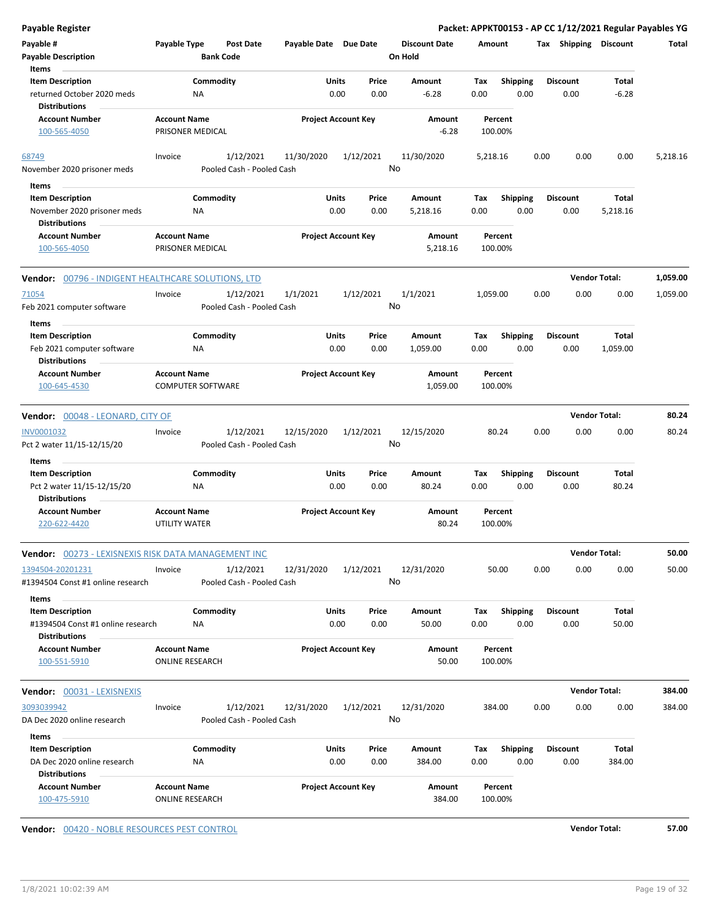| Payable # | Payable Type | Post Date | Payable Date | Due Date | Discount Date | Amount | Tax | Shipping | Discount | Total |
|---|---|---|---|---|---|---|---|---|---|---|
| Payable Description | | Bank Code | | | On Hold | | | | | |

**Items**

| Item Description | Commodity | Units | Price | Amount | Tax | Shipping | Discount | Total |
|---|---|---|---|---|---|---|---|---|
| returned October 2020 meds | NA | 0.00 | 0.00 | -6.28 | 0.00 | 0.00 | 0.00 | -6.28 |

**Distributions**

| Account Number | Account Name | Project Account Key | Amount | Percent |
|---|---|---|---|---|
| 100-565-4050 | PRISONER MEDICAL | | -6.28 | 100.00% |

| Payable # | Payable Type | Post Date | Payable Date | Due Date | Discount Date | Amount | Tax | Shipping | Discount | Total |
|---|---|---|---|---|---|---|---|---|---|---|
| 68749 | Invoice | 1/12/2021 | 11/30/2020 | 1/12/2021 | 11/30/2020 | 5,218.16 | 0.00 | 0.00 | 0.00 | 5,218.16 |
| November 2020 prisoner meds | | Pooled Cash - Pooled Cash | | | No | | | | | |

**Items**

| Item Description | Commodity | Units | Price | Amount | Tax | Shipping | Discount | Total |
|---|---|---|---|---|---|---|---|---|
| November 2020 prisoner meds | NA | 0.00 | 0.00 | 5,218.16 | 0.00 | 0.00 | 0.00 | 5,218.16 |

**Distributions**

| Account Number | Account Name | Project Account Key | Amount | Percent |
|---|---|---|---|---|
| 100-565-4050 | PRISONER MEDICAL | | 5,218.16 | 100.00% |

**Vendor:** 00796 - INDIGENT HEALTHCARE SOLUTIONS, LTD — **Vendor Total:** 1,059.00

| Payable # | Payable Type | Post Date | Payable Date | Due Date | Discount Date | Amount | Tax | Shipping | Discount | Total |
|---|---|---|---|---|---|---|---|---|---|---|
| 71054 | Invoice | 1/12/2021 | 1/1/2021 | 1/12/2021 | 1/1/2021 | 1,059.00 | 0.00 | 0.00 | 0.00 | 1,059.00 |
| Feb 2021 computer software | | Pooled Cash - Pooled Cash | | | No | | | | | |

**Items**

| Item Description | Commodity | Units | Price | Amount | Tax | Shipping | Discount | Total |
|---|---|---|---|---|---|---|---|---|
| Feb 2021 computer software | NA | 0.00 | 0.00 | 1,059.00 | 0.00 | 0.00 | 0.00 | 1,059.00 |

**Distributions**

| Account Number | Account Name | Project Account Key | Amount | Percent |
|---|---|---|---|---|
| 100-645-4530 | COMPUTER SOFTWARE | | 1,059.00 | 100.00% |

**Vendor:** 00048 - LEONARD, CITY OF — **Vendor Total:** 80.24

| Payable # | Payable Type | Post Date | Payable Date | Due Date | Discount Date | Amount | Tax | Shipping | Discount | Total |
|---|---|---|---|---|---|---|---|---|---|---|
| INV0001032 | Invoice | 1/12/2021 | 12/15/2020 | 1/12/2021 | 12/15/2020 | 80.24 | 0.00 | 0.00 | 0.00 | 80.24 |
| Pct 2 water 11/15-12/15/20 | | Pooled Cash - Pooled Cash | | | No | | | | | |

**Items**

| Item Description | Commodity | Units | Price | Amount | Tax | Shipping | Discount | Total |
|---|---|---|---|---|---|---|---|---|
| Pct 2 water 11/15-12/15/20 | NA | 0.00 | 0.00 | 80.24 | 0.00 | 0.00 | 0.00 | 80.24 |

**Distributions**

| Account Number | Account Name | Project Account Key | Amount | Percent |
|---|---|---|---|---|
| 220-622-4420 | UTILITY WATER | | 80.24 | 100.00% |

**Vendor:** 00273 - LEXISNEXIS RISK DATA MANAGEMENT INC — **Vendor Total:** 50.00

| Payable # | Payable Type | Post Date | Payable Date | Due Date | Discount Date | Amount | Tax | Shipping | Discount | Total |
|---|---|---|---|---|---|---|---|---|---|---|
| 1394504-20201231 | Invoice | 1/12/2021 | 12/31/2020 | 1/12/2021 | 12/31/2020 | 50.00 | 0.00 | 0.00 | 0.00 | 50.00 |
| #1394504 Const #1 online research | | Pooled Cash - Pooled Cash | | | No | | | | | |

**Items**

| Item Description | Commodity | Units | Price | Amount | Tax | Shipping | Discount | Total |
|---|---|---|---|---|---|---|---|---|
| #1394504 Const #1 online research | NA | 0.00 | 0.00 | 50.00 | 0.00 | 0.00 | 0.00 | 50.00 |

**Distributions**

| Account Number | Account Name | Project Account Key | Amount | Percent |
|---|---|---|---|---|
| 100-551-5910 | ONLINE RESEARCH | | 50.00 | 100.00% |

**Vendor:** 00031 - LEXISNEXIS — **Vendor Total:** 384.00

| Payable # | Payable Type | Post Date | Payable Date | Due Date | Discount Date | Amount | Tax | Shipping | Discount | Total |
|---|---|---|---|---|---|---|---|---|---|---|
| 3093039942 | Invoice | 1/12/2021 | 12/31/2020 | 1/12/2021 | 12/31/2020 | 384.00 | 0.00 | 0.00 | 0.00 | 384.00 |
| DA Dec 2020 online research | | Pooled Cash - Pooled Cash | | | No | | | | | |

**Items**

| Item Description | Commodity | Units | Price | Amount | Tax | Shipping | Discount | Total |
|---|---|---|---|---|---|---|---|---|
| DA Dec 2020 online research | NA | 0.00 | 0.00 | 384.00 | 0.00 | 0.00 | 0.00 | 384.00 |

**Distributions**

| Account Number | Account Name | Project Account Key | Amount | Percent |
|---|---|---|---|---|
| 100-475-5910 | ONLINE RESEARCH | | 384.00 | 100.00% |

**Vendor:** 00420 - NOBLE RESOURCES PEST CONTROL — **Vendor Total:** 57.00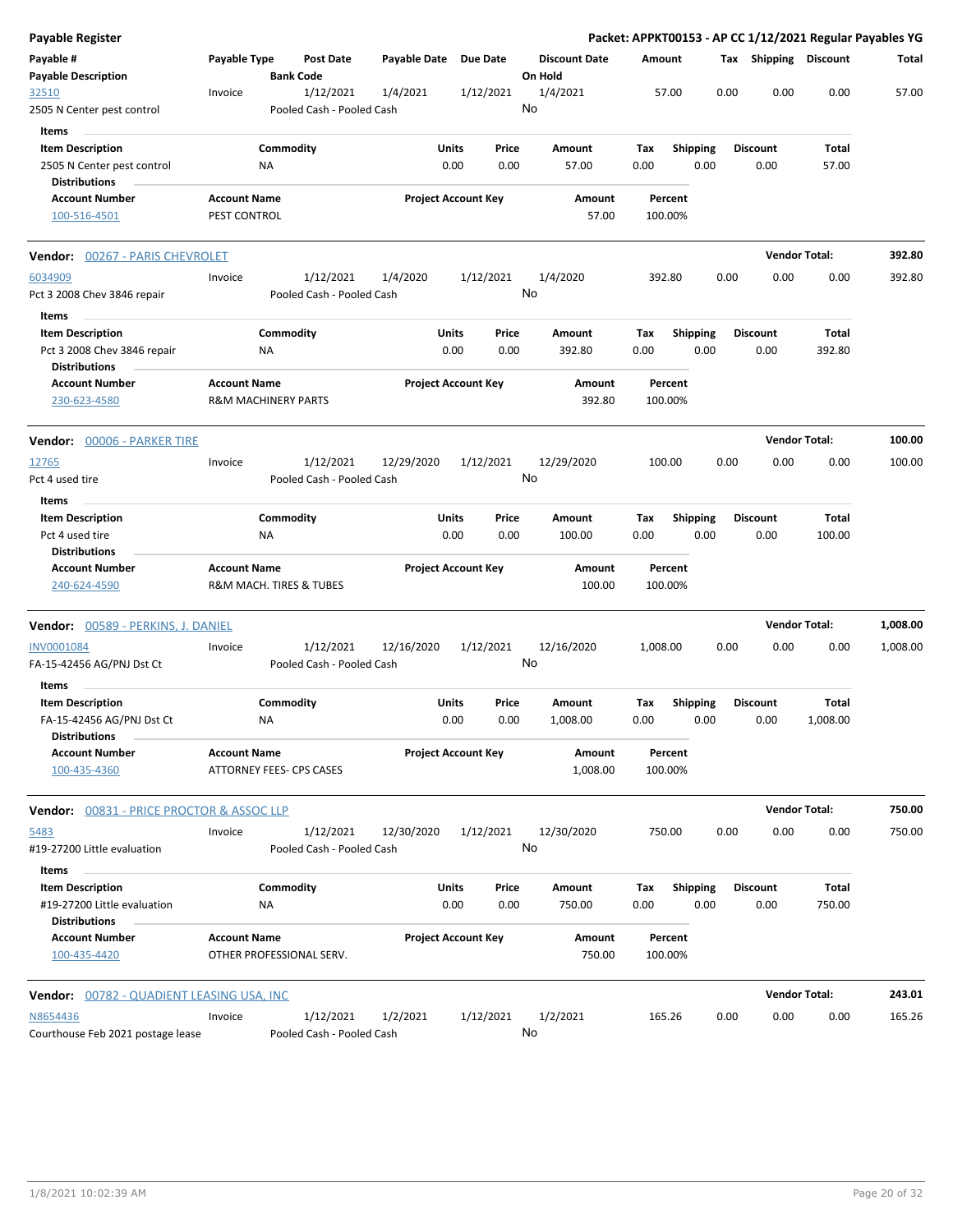## Payable Register

**Packet: APPKT00153 - AP CC 1/12/2021 Regular Payables YG**

| Payable # / Payable Description | Payable Type | Post Date / Bank Code | Payable Date | Due Date | Discount Date / On Hold | Amount | Tax | Shipping | Discount | Total |
|---|---|---|---|---|---|---|---|---|---|---|
| 32510 / 2505 N Center pest control | Invoice | 1/12/2021 / Pooled Cash - Pooled Cash | 1/4/2021 | 1/12/2021 | 1/4/2021 / No | 57.00 | 0.00 | 0.00 | 0.00 | 57.00 |

**Items**

| Item Description | Commodity | Units | Price | Amount | Tax | Shipping | Discount | Total |
|---|---|---|---|---|---|---|---|---|
| 2505 N Center pest control | NA | 0.00 | 0.00 | 57.00 | 0.00 | 0.00 | 0.00 | 57.00 |

**Distributions**

| Account Number | Account Name | Project Account Key | Amount | Percent |
|---|---|---|---|---|
| 100-516-4501 | PEST CONTROL | | 57.00 | 100.00% |

### Vendor: 00267 - PARIS CHEVROLET — Vendor Total: 392.80

| Payable # / Payable Description | Payable Type | Post Date / Bank Code | Payable Date | Due Date | Discount Date / On Hold | Amount | Tax | Shipping | Discount | Total |
|---|---|---|---|---|---|---|---|---|---|---|
| 6034909 / Pct 3 2008 Chev 3846 repair | Invoice | 1/12/2021 / Pooled Cash - Pooled Cash | 1/4/2020 | 1/12/2021 | 1/4/2020 / No | 392.80 | 0.00 | 0.00 | 0.00 | 392.80 |

**Items**

| Item Description | Commodity | Units | Price | Amount | Tax | Shipping | Discount | Total |
|---|---|---|---|---|---|---|---|---|
| Pct 3 2008 Chev 3846 repair | NA | 0.00 | 0.00 | 392.80 | 0.00 | 0.00 | 0.00 | 392.80 |

**Distributions**

| Account Number | Account Name | Project Account Key | Amount | Percent |
|---|---|---|---|---|
| 230-623-4580 | R&M MACHINERY PARTS | | 392.80 | 100.00% |

### Vendor: 00006 - PARKER TIRE — Vendor Total: 100.00

| Payable # / Payable Description | Payable Type | Post Date / Bank Code | Payable Date | Due Date | Discount Date / On Hold | Amount | Tax | Shipping | Discount | Total |
|---|---|---|---|---|---|---|---|---|---|---|
| 12765 / Pct 4 used tire | Invoice | 1/12/2021 / Pooled Cash - Pooled Cash | 12/29/2020 | 1/12/2021 | 12/29/2020 / No | 100.00 | 0.00 | 0.00 | 0.00 | 100.00 |

**Items**

| Item Description | Commodity | Units | Price | Amount | Tax | Shipping | Discount | Total |
|---|---|---|---|---|---|---|---|---|
| Pct 4 used tire | NA | 0.00 | 0.00 | 100.00 | 0.00 | 0.00 | 0.00 | 100.00 |

**Distributions**

| Account Number | Account Name | Project Account Key | Amount | Percent |
|---|---|---|---|---|
| 240-624-4590 | R&M MACH. TIRES & TUBES | | 100.00 | 100.00% |

### Vendor: 00589 - PERKINS, J. DANIEL — Vendor Total: 1,008.00

| Payable # / Payable Description | Payable Type | Post Date / Bank Code | Payable Date | Due Date | Discount Date / On Hold | Amount | Tax | Shipping | Discount | Total |
|---|---|---|---|---|---|---|---|---|---|---|
| INV0001084 / FA-15-42456 AG/PNJ Dst Ct | Invoice | 1/12/2021 / Pooled Cash - Pooled Cash | 12/16/2020 | 1/12/2021 | 12/16/2020 / No | 1,008.00 | 0.00 | 0.00 | 0.00 | 1,008.00 |

**Items**

| Item Description | Commodity | Units | Price | Amount | Tax | Shipping | Discount | Total |
|---|---|---|---|---|---|---|---|---|
| FA-15-42456 AG/PNJ Dst Ct | NA | 0.00 | 0.00 | 1,008.00 | 0.00 | 0.00 | 0.00 | 1,008.00 |

**Distributions**

| Account Number | Account Name | Project Account Key | Amount | Percent |
|---|---|---|---|---|
| 100-435-4360 | ATTORNEY FEES- CPS CASES | | 1,008.00 | 100.00% |

### Vendor: 00831 - PRICE PROCTOR & ASSOC LLP — Vendor Total: 750.00

| Payable # / Payable Description | Payable Type | Post Date / Bank Code | Payable Date | Due Date | Discount Date / On Hold | Amount | Tax | Shipping | Discount | Total |
|---|---|---|---|---|---|---|---|---|---|---|
| 5483 / #19-27200 Little evaluation | Invoice | 1/12/2021 / Pooled Cash - Pooled Cash | 12/30/2020 | 1/12/2021 | 12/30/2020 / No | 750.00 | 0.00 | 0.00 | 0.00 | 750.00 |

**Items**

| Item Description | Commodity | Units | Price | Amount | Tax | Shipping | Discount | Total |
|---|---|---|---|---|---|---|---|---|
| #19-27200 Little evaluation | NA | 0.00 | 0.00 | 750.00 | 0.00 | 0.00 | 0.00 | 750.00 |

**Distributions**

| Account Number | Account Name | Project Account Key | Amount | Percent |
|---|---|---|---|---|
| 100-435-4420 | OTHER PROFESSIONAL SERV. | | 750.00 | 100.00% |

### Vendor: 00782 - QUADIENT LEASING USA, INC — Vendor Total: 243.01

| Payable # / Payable Description | Payable Type | Post Date / Bank Code | Payable Date | Due Date | Discount Date / On Hold | Amount | Tax | Shipping | Discount | Total |
|---|---|---|---|---|---|---|---|---|---|---|
| N8654436 / Courthouse Feb 2021 postage lease | Invoice | 1/12/2021 / Pooled Cash - Pooled Cash | 1/2/2021 | 1/12/2021 | 1/2/2021 / No | 165.26 | 0.00 | 0.00 | 0.00 | 165.26 |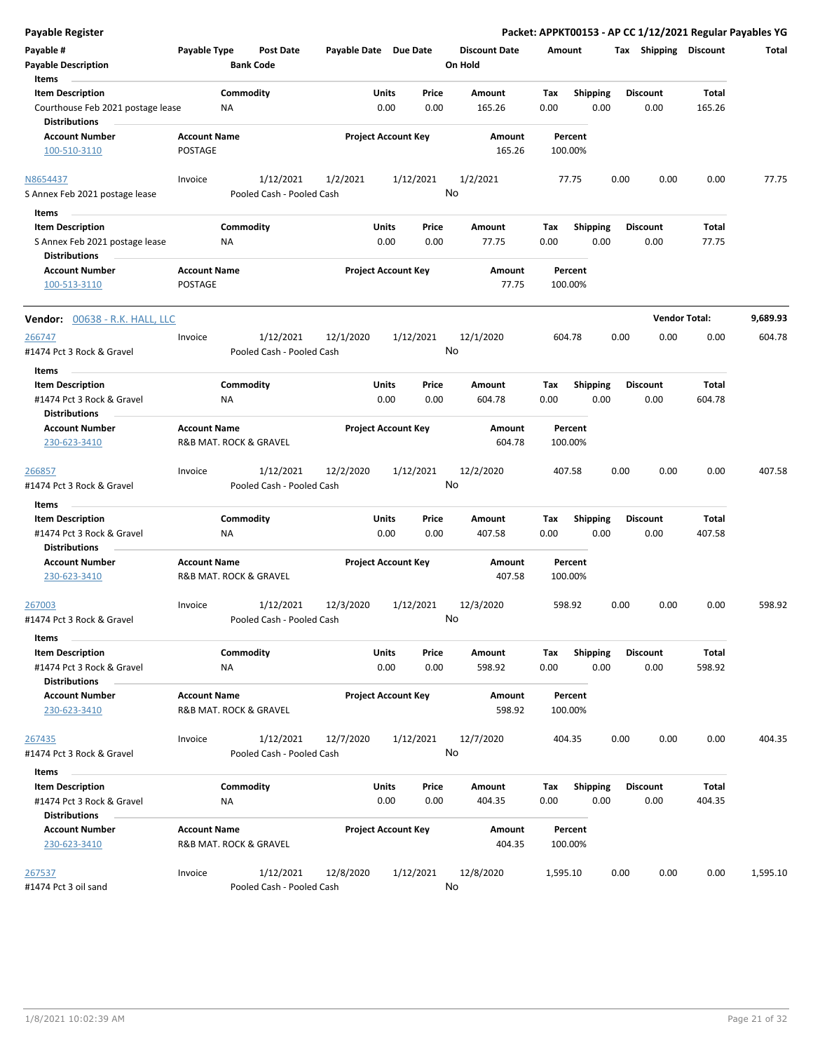**Payable Register** — **Packet: APPKT00153 - AP CC 1/12/2021 Regular Payables YG**

| Payable # | Payable Type | Post Date | Payable Date | Due Date | Discount Date | Amount | Tax | Shipping | Discount | Total |
|---|---|---|---|---|---|---|---|---|---|---|
| Payable Description | | Bank Code | | | On Hold | | | | | |

Items

| Item Description | Commodity | Units | Price | Amount | Tax | Shipping | Discount | Total |
|---|---|---|---|---|---|---|---|---|
| Courthouse Feb 2021 postage lease | NA | 0.00 | 0.00 | 165.26 | 0.00 | 0.00 | 0.00 | 165.26 |

Distributions

| Account Number | Account Name | Project Account Key | Amount | Percent |
|---|---|---|---|---|
| 100-510-3110 | POSTAGE | | 165.26 | 100.00% |

| Payable # | Payable Type | Post Date | Payable Date | Due Date | Discount Date | Amount | Tax | Shipping | Discount | Total |
|---|---|---|---|---|---|---|---|---|---|---|
| N8654437 | Invoice | 1/12/2021 | 1/2/2021 | 1/12/2021 | 1/2/2021 | 77.75 | 0.00 | 0.00 | 0.00 | 77.75 |
| S Annex Feb 2021 postage lease | | Pooled Cash - Pooled Cash | | | No | | | | | |

Items

| Item Description | Commodity | Units | Price | Amount | Tax | Shipping | Discount | Total |
|---|---|---|---|---|---|---|---|---|
| S Annex Feb 2021 postage lease | NA | 0.00 | 0.00 | 77.75 | 0.00 | 0.00 | 0.00 | 77.75 |

Distributions

| Account Number | Account Name | Project Account Key | Amount | Percent |
|---|---|---|---|---|
| 100-513-3110 | POSTAGE | | 77.75 | 100.00% |

**Vendor:** 00638 - R.K. HALL, LLC — **Vendor Total:** 9,689.93

| Payable # | Payable Type | Post Date | Payable Date | Due Date | Discount Date | Amount | Tax | Shipping | Discount | Total |
|---|---|---|---|---|---|---|---|---|---|---|
| 266747 | Invoice | 1/12/2021 | 12/1/2020 | 1/12/2021 | 12/1/2020 | 604.78 | 0.00 | 0.00 | 0.00 | 604.78 |
| #1474 Pct 3 Rock & Gravel | | Pooled Cash - Pooled Cash | | | No | | | | | |

Items

| Item Description | Commodity | Units | Price | Amount | Tax | Shipping | Discount | Total |
|---|---|---|---|---|---|---|---|---|
| #1474 Pct 3 Rock & Gravel | NA | 0.00 | 0.00 | 604.78 | 0.00 | 0.00 | 0.00 | 604.78 |

Distributions

| Account Number | Account Name | Project Account Key | Amount | Percent |
|---|---|---|---|---|
| 230-623-3410 | R&B MAT. ROCK & GRAVEL | | 604.78 | 100.00% |

| Payable # | Payable Type | Post Date | Payable Date | Due Date | Discount Date | Amount | Tax | Shipping | Discount | Total |
|---|---|---|---|---|---|---|---|---|---|---|
| 266857 | Invoice | 1/12/2021 | 12/2/2020 | 1/12/2021 | 12/2/2020 | 407.58 | 0.00 | 0.00 | 0.00 | 407.58 |
| #1474 Pct 3 Rock & Gravel | | Pooled Cash - Pooled Cash | | | No | | | | | |

Items

| Item Description | Commodity | Units | Price | Amount | Tax | Shipping | Discount | Total |
|---|---|---|---|---|---|---|---|---|
| #1474 Pct 3 Rock & Gravel | NA | 0.00 | 0.00 | 407.58 | 0.00 | 0.00 | 0.00 | 407.58 |

Distributions

| Account Number | Account Name | Project Account Key | Amount | Percent |
|---|---|---|---|---|
| 230-623-3410 | R&B MAT. ROCK & GRAVEL | | 407.58 | 100.00% |

| Payable # | Payable Type | Post Date | Payable Date | Due Date | Discount Date | Amount | Tax | Shipping | Discount | Total |
|---|---|---|---|---|---|---|---|---|---|---|
| 267003 | Invoice | 1/12/2021 | 12/3/2020 | 1/12/2021 | 12/3/2020 | 598.92 | 0.00 | 0.00 | 0.00 | 598.92 |
| #1474 Pct 3 Rock & Gravel | | Pooled Cash - Pooled Cash | | | No | | | | | |

Items

| Item Description | Commodity | Units | Price | Amount | Tax | Shipping | Discount | Total |
|---|---|---|---|---|---|---|---|---|
| #1474 Pct 3 Rock & Gravel | NA | 0.00 | 0.00 | 598.92 | 0.00 | 0.00 | 0.00 | 598.92 |

Distributions

| Account Number | Account Name | Project Account Key | Amount | Percent |
|---|---|---|---|---|
| 230-623-3410 | R&B MAT. ROCK & GRAVEL | | 598.92 | 100.00% |

| Payable # | Payable Type | Post Date | Payable Date | Due Date | Discount Date | Amount | Tax | Shipping | Discount | Total |
|---|---|---|---|---|---|---|---|---|---|---|
| 267435 | Invoice | 1/12/2021 | 12/7/2020 | 1/12/2021 | 12/7/2020 | 404.35 | 0.00 | 0.00 | 0.00 | 404.35 |
| #1474 Pct 3 Rock & Gravel | | Pooled Cash - Pooled Cash | | | No | | | | | |

Items

| Item Description | Commodity | Units | Price | Amount | Tax | Shipping | Discount | Total |
|---|---|---|---|---|---|---|---|---|
| #1474 Pct 3 Rock & Gravel | NA | 0.00 | 0.00 | 404.35 | 0.00 | 0.00 | 0.00 | 404.35 |

Distributions

| Account Number | Account Name | Project Account Key | Amount | Percent |
|---|---|---|---|---|
| 230-623-3410 | R&B MAT. ROCK & GRAVEL | | 404.35 | 100.00% |

| Payable # | Payable Type | Post Date | Payable Date | Due Date | Discount Date | Amount | Tax | Shipping | Discount | Total |
|---|---|---|---|---|---|---|---|---|---|---|
| 267537 | Invoice | 1/12/2021 | 12/8/2020 | 1/12/2021 | 12/8/2020 | 1,595.10 | 0.00 | 0.00 | 0.00 | 1,595.10 |
| #1474 Pct 3 oil sand | | Pooled Cash - Pooled Cash | | | No | | | | | |

1/8/2021 10:02:39 AM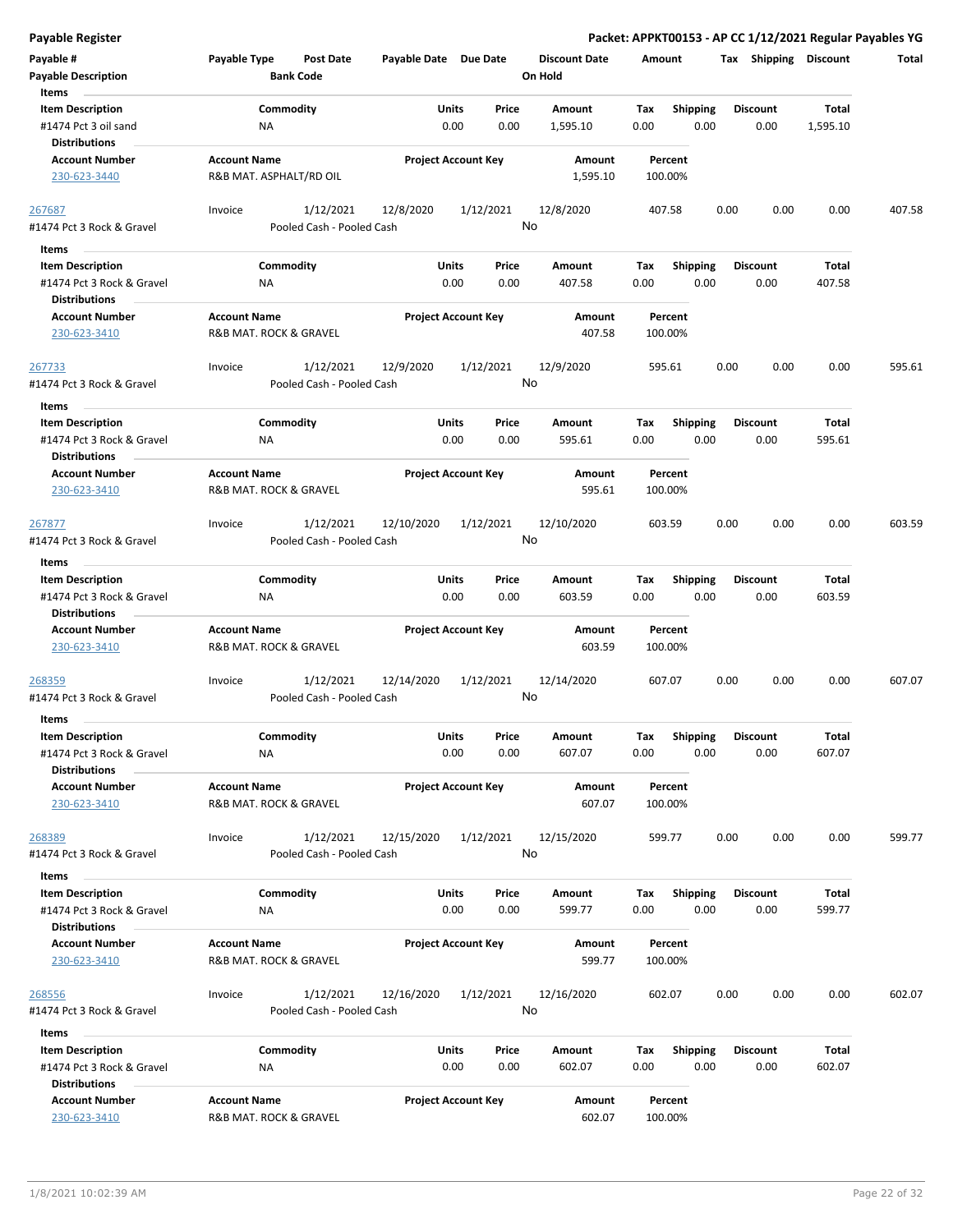| Payable # | Payable Type | Post Date | Payable Date | Due Date | Discount Date | Amount | Tax | Shipping | Discount | Total |
|---|---|---|---|---|---|---|---|---|---|---|
| Payable Description | | Bank Code | | | On Hold | | | | | |

**Items**

| Item Description | Commodity | Units | Price | Amount | Tax | Shipping | Discount | Total |
|---|---|---|---|---|---|---|---|---|
| #1474 Pct 3 oil sand | NA | 0.00 | 0.00 | 1,595.10 | 0.00 | 0.00 | 0.00 | 1,595.10 |

**Distributions**

| Account Number | Account Name | Project Account Key | Amount | Percent |
|---|---|---|---|---|
| 230-623-3440 | R&B MAT. ASPHALT/RD OIL | | 1,595.10 | 100.00% |

| Payable # | Payable Type | Post Date | Payable Date | Due Date | Discount Date | Amount | Tax | Shipping | Discount | Total |
|---|---|---|---|---|---|---|---|---|---|---|
| 267687 | Invoice | 1/12/2021 | 12/8/2020 | 1/12/2021 | 12/8/2020 | 407.58 | 0.00 | 0.00 | 0.00 | 407.58 |
| #1474 Pct 3 Rock & Gravel | | Pooled Cash - Pooled Cash | | | No | | | | | |

**Items**

| Item Description | Commodity | Units | Price | Amount | Tax | Shipping | Discount | Total |
|---|---|---|---|---|---|---|---|---|
| #1474 Pct 3 Rock & Gravel | NA | 0.00 | 0.00 | 407.58 | 0.00 | 0.00 | 0.00 | 407.58 |

**Distributions**

| Account Number | Account Name | Project Account Key | Amount | Percent |
|---|---|---|---|---|
| 230-623-3410 | R&B MAT. ROCK & GRAVEL | | 407.58 | 100.00% |

| Payable # | Payable Type | Post Date | Payable Date | Due Date | Discount Date | Amount | Tax | Shipping | Discount | Total |
|---|---|---|---|---|---|---|---|---|---|---|
| 267733 | Invoice | 1/12/2021 | 12/9/2020 | 1/12/2021 | 12/9/2020 | 595.61 | 0.00 | 0.00 | 0.00 | 595.61 |
| #1474 Pct 3 Rock & Gravel | | Pooled Cash - Pooled Cash | | | No | | | | | |

**Items**

| Item Description | Commodity | Units | Price | Amount | Tax | Shipping | Discount | Total |
|---|---|---|---|---|---|---|---|---|
| #1474 Pct 3 Rock & Gravel | NA | 0.00 | 0.00 | 595.61 | 0.00 | 0.00 | 0.00 | 595.61 |

**Distributions**

| Account Number | Account Name | Project Account Key | Amount | Percent |
|---|---|---|---|---|
| 230-623-3410 | R&B MAT. ROCK & GRAVEL | | 595.61 | 100.00% |

| Payable # | Payable Type | Post Date | Payable Date | Due Date | Discount Date | Amount | Tax | Shipping | Discount | Total |
|---|---|---|---|---|---|---|---|---|---|---|
| 267877 | Invoice | 1/12/2021 | 12/10/2020 | 1/12/2021 | 12/10/2020 | 603.59 | 0.00 | 0.00 | 0.00 | 603.59 |
| #1474 Pct 3 Rock & Gravel | | Pooled Cash - Pooled Cash | | | No | | | | | |

**Items**

| Item Description | Commodity | Units | Price | Amount | Tax | Shipping | Discount | Total |
|---|---|---|---|---|---|---|---|---|
| #1474 Pct 3 Rock & Gravel | NA | 0.00 | 0.00 | 603.59 | 0.00 | 0.00 | 0.00 | 603.59 |

**Distributions**

| Account Number | Account Name | Project Account Key | Amount | Percent |
|---|---|---|---|---|
| 230-623-3410 | R&B MAT. ROCK & GRAVEL | | 603.59 | 100.00% |

| Payable # | Payable Type | Post Date | Payable Date | Due Date | Discount Date | Amount | Tax | Shipping | Discount | Total |
|---|---|---|---|---|---|---|---|---|---|---|
| 268359 | Invoice | 1/12/2021 | 12/14/2020 | 1/12/2021 | 12/14/2020 | 607.07 | 0.00 | 0.00 | 0.00 | 607.07 |
| #1474 Pct 3 Rock & Gravel | | Pooled Cash - Pooled Cash | | | No | | | | | |

**Items**

| Item Description | Commodity | Units | Price | Amount | Tax | Shipping | Discount | Total |
|---|---|---|---|---|---|---|---|---|
| #1474 Pct 3 Rock & Gravel | NA | 0.00 | 0.00 | 607.07 | 0.00 | 0.00 | 0.00 | 607.07 |

**Distributions**

| Account Number | Account Name | Project Account Key | Amount | Percent |
|---|---|---|---|---|
| 230-623-3410 | R&B MAT. ROCK & GRAVEL | | 607.07 | 100.00% |

| Payable # | Payable Type | Post Date | Payable Date | Due Date | Discount Date | Amount | Tax | Shipping | Discount | Total |
|---|---|---|---|---|---|---|---|---|---|---|
| 268389 | Invoice | 1/12/2021 | 12/15/2020 | 1/12/2021 | 12/15/2020 | 599.77 | 0.00 | 0.00 | 0.00 | 599.77 |
| #1474 Pct 3 Rock & Gravel | | Pooled Cash - Pooled Cash | | | No | | | | | |

**Items**

| Item Description | Commodity | Units | Price | Amount | Tax | Shipping | Discount | Total |
|---|---|---|---|---|---|---|---|---|
| #1474 Pct 3 Rock & Gravel | NA | 0.00 | 0.00 | 599.77 | 0.00 | 0.00 | 0.00 | 599.77 |

**Distributions**

| Account Number | Account Name | Project Account Key | Amount | Percent |
|---|---|---|---|---|
| 230-623-3410 | R&B MAT. ROCK & GRAVEL | | 599.77 | 100.00% |

| Payable # | Payable Type | Post Date | Payable Date | Due Date | Discount Date | Amount | Tax | Shipping | Discount | Total |
|---|---|---|---|---|---|---|---|---|---|---|
| 268556 | Invoice | 1/12/2021 | 12/16/2020 | 1/12/2021 | 12/16/2020 | 602.07 | 0.00 | 0.00 | 0.00 | 602.07 |
| #1474 Pct 3 Rock & Gravel | | Pooled Cash - Pooled Cash | | | No | | | | | |

**Items**

| Item Description | Commodity | Units | Price | Amount | Tax | Shipping | Discount | Total |
|---|---|---|---|---|---|---|---|---|
| #1474 Pct 3 Rock & Gravel | NA | 0.00 | 0.00 | 602.07 | 0.00 | 0.00 | 0.00 | 602.07 |

**Distributions**

| Account Number | Account Name | Project Account Key | Amount | Percent |
|---|---|---|---|---|
| 230-623-3410 | R&B MAT. ROCK & GRAVEL | | 602.07 | 100.00% |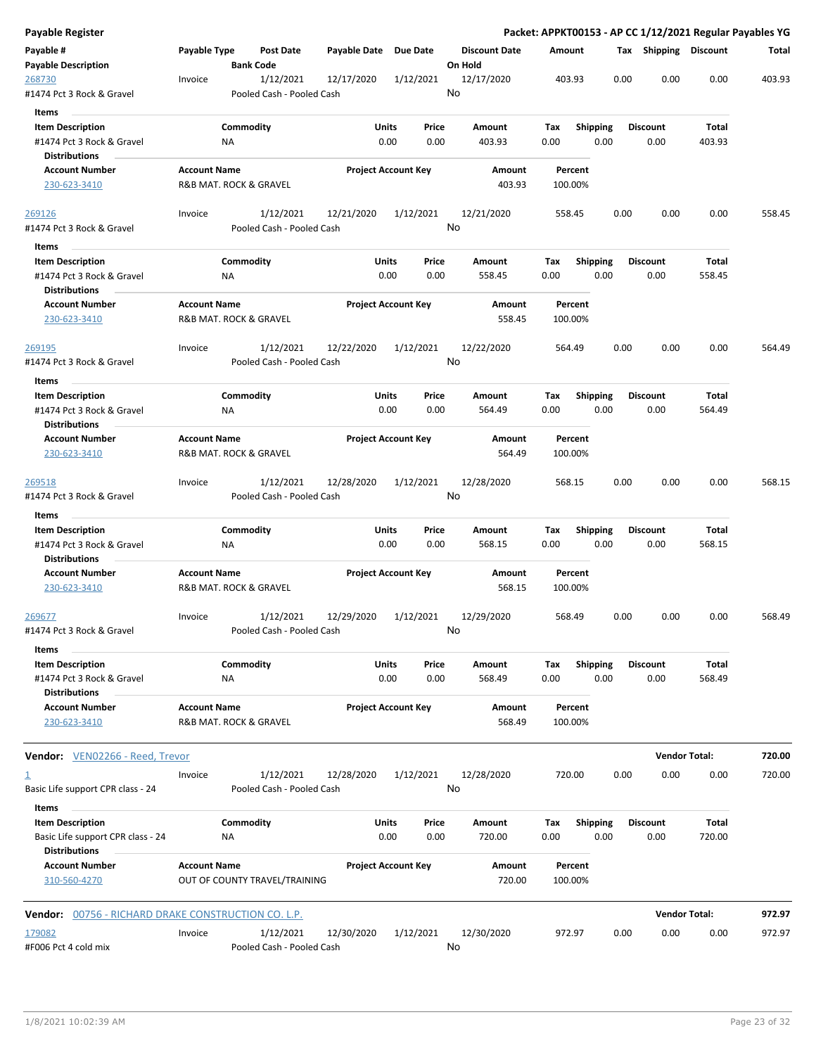**Payable Register** | **Packet: APPKT00153 - AP CC 1/12/2021 Regular Payables YG**

| Payable # / Payable Description | Payable Type | Post Date / Bank Code | Payable Date | Due Date | Discount Date / On Hold | Amount | Tax | Shipping | Discount | Total |
|---|---|---|---|---|---|---|---|---|---|---|
| 268730 | Invoice | 1/12/2021 | 12/17/2020 | 1/12/2021 | 12/17/2020 | 403.93 | 0.00 | 0.00 | 0.00 | 403.93 |
| #1474 Pct 3 Rock & Gravel | | Pooled Cash - Pooled Cash | | | No | | | | | |

**Items**

| Item Description | Commodity | Units | Price | Amount | Tax | Shipping | Discount | Total |
|---|---|---|---|---|---|---|---|---|
| #1474 Pct 3 Rock & Gravel | NA | 0.00 | 0.00 | 403.93 | 0.00 | 0.00 | 0.00 | 403.93 |

**Distributions**

| Account Number | Account Name | Project Account Key | Amount | Percent |
|---|---|---|---|---|
| 230-623-3410 | R&B MAT. ROCK & GRAVEL | | 403.93 | 100.00% |

| Payable # / Payable Description | Payable Type | Post Date / Bank Code | Payable Date | Due Date | Discount Date / On Hold | Amount | Tax | Shipping | Discount | Total |
|---|---|---|---|---|---|---|---|---|---|---|
| 269126 | Invoice | 1/12/2021 | 12/21/2020 | 1/12/2021 | 12/21/2020 | 558.45 | 0.00 | 0.00 | 0.00 | 558.45 |
| #1474 Pct 3 Rock & Gravel | | Pooled Cash - Pooled Cash | | | No | | | | | |

**Items**

| Item Description | Commodity | Units | Price | Amount | Tax | Shipping | Discount | Total |
|---|---|---|---|---|---|---|---|---|
| #1474 Pct 3 Rock & Gravel | NA | 0.00 | 0.00 | 558.45 | 0.00 | 0.00 | 0.00 | 558.45 |

**Distributions**

| Account Number | Account Name | Project Account Key | Amount | Percent |
|---|---|---|---|---|
| 230-623-3410 | R&B MAT. ROCK & GRAVEL | | 558.45 | 100.00% |

| Payable # / Payable Description | Payable Type | Post Date / Bank Code | Payable Date | Due Date | Discount Date / On Hold | Amount | Tax | Shipping | Discount | Total |
|---|---|---|---|---|---|---|---|---|---|---|
| 269195 | Invoice | 1/12/2021 | 12/22/2020 | 1/12/2021 | 12/22/2020 | 564.49 | 0.00 | 0.00 | 0.00 | 564.49 |
| #1474 Pct 3 Rock & Gravel | | Pooled Cash - Pooled Cash | | | No | | | | | |

**Items**

| Item Description | Commodity | Units | Price | Amount | Tax | Shipping | Discount | Total |
|---|---|---|---|---|---|---|---|---|
| #1474 Pct 3 Rock & Gravel | NA | 0.00 | 0.00 | 564.49 | 0.00 | 0.00 | 0.00 | 564.49 |

**Distributions**

| Account Number | Account Name | Project Account Key | Amount | Percent |
|---|---|---|---|---|
| 230-623-3410 | R&B MAT. ROCK & GRAVEL | | 564.49 | 100.00% |

| Payable # / Payable Description | Payable Type | Post Date / Bank Code | Payable Date | Due Date | Discount Date / On Hold | Amount | Tax | Shipping | Discount | Total |
|---|---|---|---|---|---|---|---|---|---|---|
| 269518 | Invoice | 1/12/2021 | 12/28/2020 | 1/12/2021 | 12/28/2020 | 568.15 | 0.00 | 0.00 | 0.00 | 568.15 |
| #1474 Pct 3 Rock & Gravel | | Pooled Cash - Pooled Cash | | | No | | | | | |

**Items**

| Item Description | Commodity | Units | Price | Amount | Tax | Shipping | Discount | Total |
|---|---|---|---|---|---|---|---|---|
| #1474 Pct 3 Rock & Gravel | NA | 0.00 | 0.00 | 568.15 | 0.00 | 0.00 | 0.00 | 568.15 |

**Distributions**

| Account Number | Account Name | Project Account Key | Amount | Percent |
|---|---|---|---|---|
| 230-623-3410 | R&B MAT. ROCK & GRAVEL | | 568.15 | 100.00% |

| Payable # / Payable Description | Payable Type | Post Date / Bank Code | Payable Date | Due Date | Discount Date / On Hold | Amount | Tax | Shipping | Discount | Total |
|---|---|---|---|---|---|---|---|---|---|---|
| 269677 | Invoice | 1/12/2021 | 12/29/2020 | 1/12/2021 | 12/29/2020 | 568.49 | 0.00 | 0.00 | 0.00 | 568.49 |
| #1474 Pct 3 Rock & Gravel | | Pooled Cash - Pooled Cash | | | No | | | | | |

**Items**

| Item Description | Commodity | Units | Price | Amount | Tax | Shipping | Discount | Total |
|---|---|---|---|---|---|---|---|---|
| #1474 Pct 3 Rock & Gravel | NA | 0.00 | 0.00 | 568.49 | 0.00 | 0.00 | 0.00 | 568.49 |

**Distributions**

| Account Number | Account Name | Project Account Key | Amount | Percent |
|---|---|---|---|---|
| 230-623-3410 | R&B MAT. ROCK & GRAVEL | | 568.49 | 100.00% |

**Vendor:** VEN02266 - Reed, Trevor — **Vendor Total: 720.00**

| Payable # / Payable Description | Payable Type | Post Date / Bank Code | Payable Date | Due Date | Discount Date / On Hold | Amount | Tax | Shipping | Discount | Total |
|---|---|---|---|---|---|---|---|---|---|---|
| 1 | Invoice | 1/12/2021 | 12/28/2020 | 1/12/2021 | 12/28/2020 | 720.00 | 0.00 | 0.00 | 0.00 | 720.00 |
| Basic Life support CPR class - 24 | | Pooled Cash - Pooled Cash | | | No | | | | | |

**Items**

| Item Description | Commodity | Units | Price | Amount | Tax | Shipping | Discount | Total |
|---|---|---|---|---|---|---|---|---|
| Basic Life support CPR class - 24 | NA | 0.00 | 0.00 | 720.00 | 0.00 | 0.00 | 0.00 | 720.00 |

**Distributions**

| Account Number | Account Name | Project Account Key | Amount | Percent |
|---|---|---|---|---|
| 310-560-4270 | OUT OF COUNTY TRAVEL/TRAINING | | 720.00 | 100.00% |

**Vendor:** 00756 - RICHARD DRAKE CONSTRUCTION CO. L.P. — **Vendor Total: 972.97**

| Payable # / Payable Description | Payable Type | Post Date / Bank Code | Payable Date | Due Date | Discount Date / On Hold | Amount | Tax | Shipping | Discount | Total |
|---|---|---|---|---|---|---|---|---|---|---|
| 179082 | Invoice | 1/12/2021 | 12/30/2020 | 1/12/2021 | 12/30/2020 | 972.97 | 0.00 | 0.00 | 0.00 | 972.97 |
| #F006 Pct 4 cold mix | | Pooled Cash - Pooled Cash | | | No | | | | | |

1/8/2021 10:02:39 AM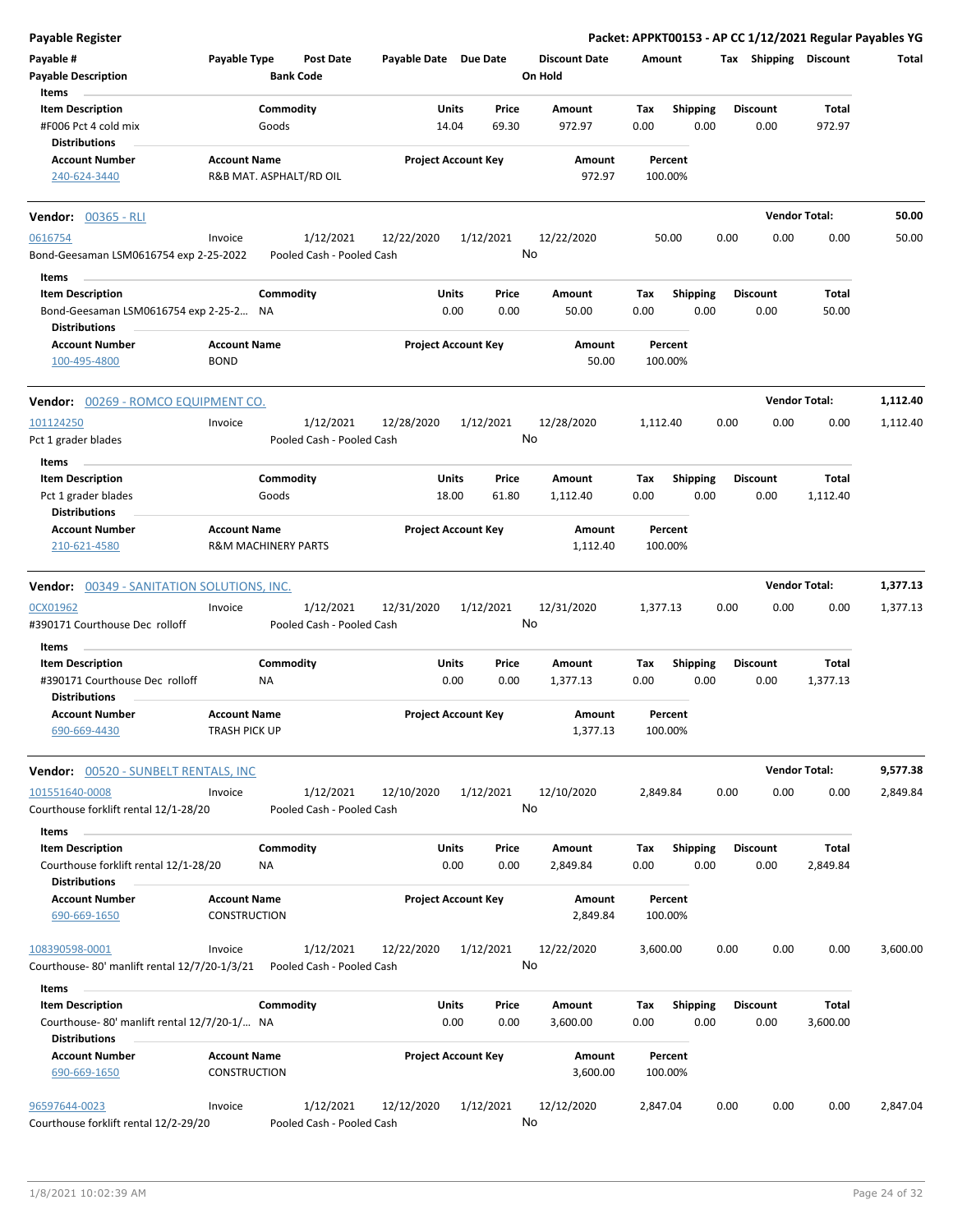**Payable Register** — **Packet: APPKT00153 - AP CC 1/12/2021 Regular Payables YG**

| Payable # | Payable Type | Post Date | Payable Date | Due Date | Discount Date | Amount | Tax | Shipping | Discount | Total |
|---|---|---|---|---|---|---|---|---|---|---|
| Payable Description | | Bank Code | | | On Hold | | | | | |

**Items**

| Item Description | Commodity | Units | Price | Amount | Tax | Shipping | Discount | Total |
|---|---|---|---|---|---|---|---|---|
| #F006 Pct 4 cold mix | Goods | 14.04 | 69.30 | 972.97 | 0.00 | 0.00 | 0.00 | 972.97 |

**Distributions**

| Account Number | Account Name | Project Account Key | Amount | Percent |
|---|---|---|---|---|
| 240-624-3440 | R&B MAT. ASPHALT/RD OIL | | 972.97 | 100.00% |

---

**Vendor: 00365 - RLI** — **Vendor Total: 50.00**

| Payable # | Payable Type | Post Date | Payable Date | Due Date | Discount Date | Amount | Tax | Shipping | Discount | Total |
|---|---|---|---|---|---|---|---|---|---|---|
| 0616754 | Invoice | 1/12/2021 | 12/22/2020 | 1/12/2021 | 12/22/2020 | 50.00 | 0.00 | 0.00 | 0.00 | 50.00 |
| Bond-Geesaman LSM0616754 exp 2-25-2022 | | Pooled Cash - Pooled Cash | | | No | | | | | |

**Items**

| Item Description | Commodity | Units | Price | Amount | Tax | Shipping | Discount | Total |
|---|---|---|---|---|---|---|---|---|
| Bond-Geesaman LSM0616754 exp 2-25-2... | NA | 0.00 | 0.00 | 50.00 | 0.00 | 0.00 | 0.00 | 50.00 |

**Distributions**

| Account Number | Account Name | Project Account Key | Amount | Percent |
|---|---|---|---|---|
| 100-495-4800 | BOND | | 50.00 | 100.00% |

---

**Vendor: 00269 - ROMCO EQUIPMENT CO.** — **Vendor Total: 1,112.40**

| Payable # | Payable Type | Post Date | Payable Date | Due Date | Discount Date | Amount | Tax | Shipping | Discount | Total |
|---|---|---|---|---|---|---|---|---|---|---|
| 101124250 | Invoice | 1/12/2021 | 12/28/2020 | 1/12/2021 | 12/28/2020 | 1,112.40 | 0.00 | 0.00 | 0.00 | 1,112.40 |
| Pct 1 grader blades | | Pooled Cash - Pooled Cash | | | No | | | | | |

**Items**

| Item Description | Commodity | Units | Price | Amount | Tax | Shipping | Discount | Total |
|---|---|---|---|---|---|---|---|---|
| Pct 1 grader blades | Goods | 18.00 | 61.80 | 1,112.40 | 0.00 | 0.00 | 0.00 | 1,112.40 |

**Distributions**

| Account Number | Account Name | Project Account Key | Amount | Percent |
|---|---|---|---|---|
| 210-621-4580 | R&M MACHINERY PARTS | | 1,112.40 | 100.00% |

---

**Vendor: 00349 - SANITATION SOLUTIONS, INC.** — **Vendor Total: 1,377.13**

| Payable # | Payable Type | Post Date | Payable Date | Due Date | Discount Date | Amount | Tax | Shipping | Discount | Total |
|---|---|---|---|---|---|---|---|---|---|---|
| 0CX01962 | Invoice | 1/12/2021 | 12/31/2020 | 1/12/2021 | 12/31/2020 | 1,377.13 | 0.00 | 0.00 | 0.00 | 1,377.13 |
| #390171 Courthouse Dec rolloff | | Pooled Cash - Pooled Cash | | | No | | | | | |

**Items**

| Item Description | Commodity | Units | Price | Amount | Tax | Shipping | Discount | Total |
|---|---|---|---|---|---|---|---|---|
| #390171 Courthouse Dec rolloff | NA | 0.00 | 0.00 | 1,377.13 | 0.00 | 0.00 | 0.00 | 1,377.13 |

**Distributions**

| Account Number | Account Name | Project Account Key | Amount | Percent |
|---|---|---|---|---|
| 690-669-4430 | TRASH PICK UP | | 1,377.13 | 100.00% |

---

**Vendor: 00520 - SUNBELT RENTALS, INC** — **Vendor Total: 9,577.38**

| Payable # | Payable Type | Post Date | Payable Date | Due Date | Discount Date | Amount | Tax | Shipping | Discount | Total |
|---|---|---|---|---|---|---|---|---|---|---|
| 101551640-0008 | Invoice | 1/12/2021 | 12/10/2020 | 1/12/2021 | 12/10/2020 | 2,849.84 | 0.00 | 0.00 | 0.00 | 2,849.84 |
| Courthouse forklift rental 12/1-28/20 | | Pooled Cash - Pooled Cash | | | No | | | | | |

**Items**

| Item Description | Commodity | Units | Price | Amount | Tax | Shipping | Discount | Total |
|---|---|---|---|---|---|---|---|---|
| Courthouse forklift rental 12/1-28/20 | NA | 0.00 | 0.00 | 2,849.84 | 0.00 | 0.00 | 0.00 | 2,849.84 |

**Distributions**

| Account Number | Account Name | Project Account Key | Amount | Percent |
|---|---|---|---|---|
| 690-669-1650 | CONSTRUCTION | | 2,849.84 | 100.00% |

| Payable # | Payable Type | Post Date | Payable Date | Due Date | Discount Date | Amount | Tax | Shipping | Discount | Total |
|---|---|---|---|---|---|---|---|---|---|---|
| 108390598-0001 | Invoice | 1/12/2021 | 12/22/2020 | 1/12/2021 | 12/22/2020 | 3,600.00 | 0.00 | 0.00 | 0.00 | 3,600.00 |
| Courthouse- 80' manlift rental 12/7/20-1/3/21 | | Pooled Cash - Pooled Cash | | | No | | | | | |

**Items**

| Item Description | Commodity | Units | Price | Amount | Tax | Shipping | Discount | Total |
|---|---|---|---|---|---|---|---|---|
| Courthouse- 80' manlift rental 12/7/20-1/... | NA | 0.00 | 0.00 | 3,600.00 | 0.00 | 0.00 | 0.00 | 3,600.00 |

**Distributions**

| Account Number | Account Name | Project Account Key | Amount | Percent |
|---|---|---|---|---|
| 690-669-1650 | CONSTRUCTION | | 3,600.00 | 100.00% |

| Payable # | Payable Type | Post Date | Payable Date | Due Date | Discount Date | Amount | Tax | Shipping | Discount | Total |
|---|---|---|---|---|---|---|---|---|---|---|
| 96597644-0023 | Invoice | 1/12/2021 | 12/12/2020 | 1/12/2021 | 12/12/2020 | 2,847.04 | 0.00 | 0.00 | 0.00 | 2,847.04 |
| Courthouse forklift rental 12/2-29/20 | | Pooled Cash - Pooled Cash | | | No | | | | | |

1/8/2021 10:02:39 AM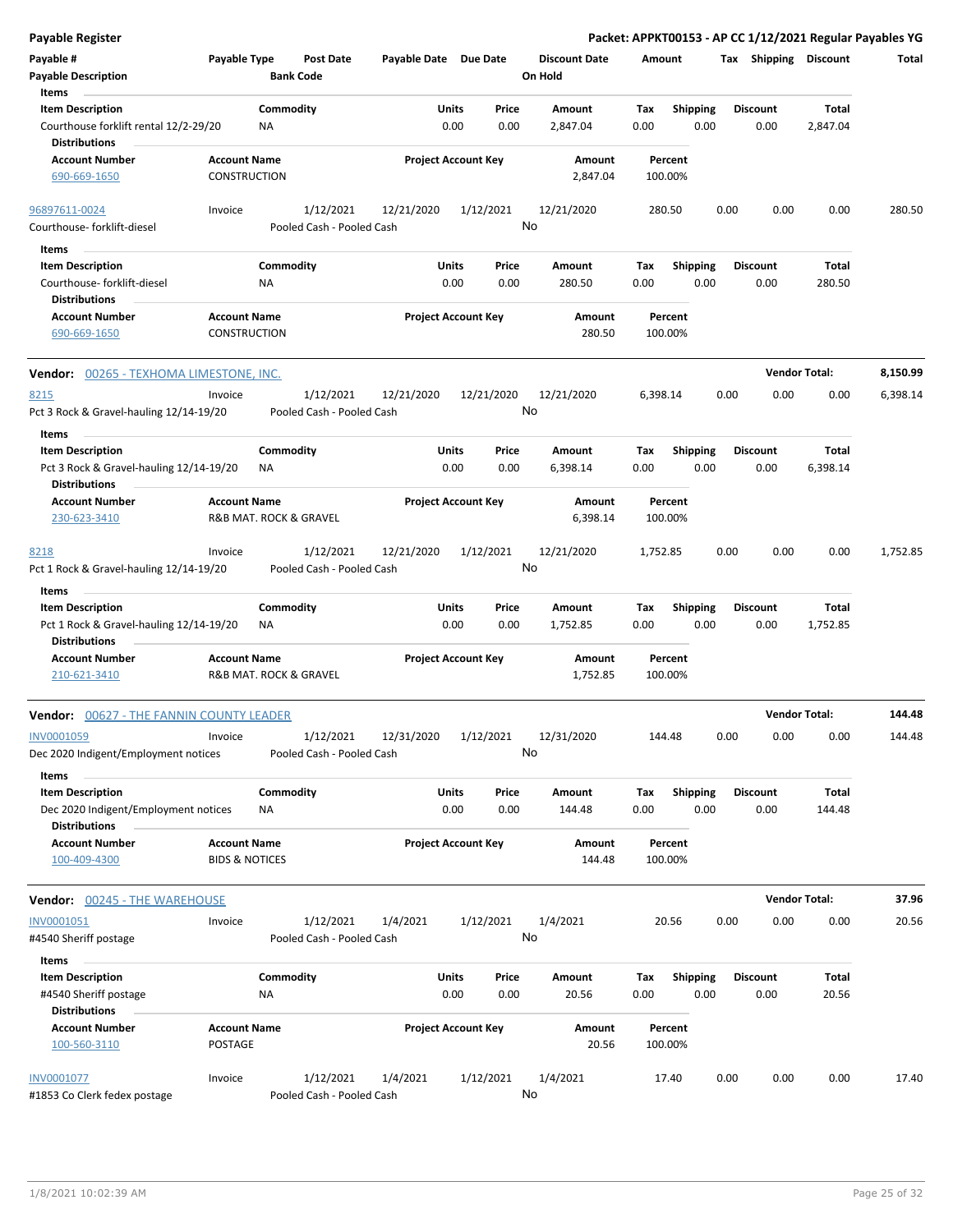# Payable Register

**Packet: APPKT00153 - AP CC 1/12/2021 Regular Payables YG**

| Payable # | Payable Type | Post Date | Payable Date | Due Date | Discount Date | Amount | Tax | Shipping | Discount | Total |
|---|---|---|---|---|---|---|---|---|---|---|
| **Payable Description** | | **Bank Code** | | | **On Hold** | | | | | |

**Items**

| Item Description | Commodity | Units | Price | Amount | Tax | Shipping | Discount | Total |
|---|---|---|---|---|---|---|---|---|
| Courthouse forklift rental 12/2-29/20 | NA | 0.00 | 0.00 | 2,847.04 | 0.00 | 0.00 | 0.00 | 2,847.04 |

**Distributions**

| Account Number | Account Name | Project Account Key | Amount | Percent |
|---|---|---|---|---|
| 690-669-1650 | CONSTRUCTION | | 2,847.04 | 100.00% |

| Payable # | Payable Type | Post Date | Payable Date | Due Date | Discount Date | Amount | Tax | Shipping | Discount | Total |
|---|---|---|---|---|---|---|---|---|---|---|
| 96897611-0024 | Invoice | 1/12/2021 | 12/21/2020 | 1/12/2021 | 12/21/2020 | 280.50 | 0.00 | 0.00 | 0.00 | 280.50 |
| Courthouse- forklift-diesel | | Pooled Cash - Pooled Cash | | | No | | | | | |

**Items**

| Item Description | Commodity | Units | Price | Amount | Tax | Shipping | Discount | Total |
|---|---|---|---|---|---|---|---|---|
| Courthouse- forklift-diesel | NA | 0.00 | 0.00 | 280.50 | 0.00 | 0.00 | 0.00 | 280.50 |

**Distributions**

| Account Number | Account Name | Project Account Key | Amount | Percent |
|---|---|---|---|---|
| 690-669-1650 | CONSTRUCTION | | 280.50 | 100.00% |

## Vendor: 00265 - TEXHOMA LIMESTONE, INC. — Vendor Total: 8,150.99

| Payable # | Payable Type | Post Date | Payable Date | Due Date | Discount Date | Amount | Tax | Shipping | Discount | Total |
|---|---|---|---|---|---|---|---|---|---|---|
| 8215 | Invoice | 1/12/2021 | 12/21/2020 | 12/21/2020 | 12/21/2020 | 6,398.14 | 0.00 | 0.00 | 0.00 | 6,398.14 |
| Pct 3 Rock & Gravel-hauling 12/14-19/20 | | Pooled Cash - Pooled Cash | | | No | | | | | |

**Items**

| Item Description | Commodity | Units | Price | Amount | Tax | Shipping | Discount | Total |
|---|---|---|---|---|---|---|---|---|
| Pct 3 Rock & Gravel-hauling 12/14-19/20 | NA | 0.00 | 0.00 | 6,398.14 | 0.00 | 0.00 | 0.00 | 6,398.14 |

**Distributions**

| Account Number | Account Name | Project Account Key | Amount | Percent |
|---|---|---|---|---|
| 230-623-3410 | R&B MAT. ROCK & GRAVEL | | 6,398.14 | 100.00% |

| Payable # | Payable Type | Post Date | Payable Date | Due Date | Discount Date | Amount | Tax | Shipping | Discount | Total |
|---|---|---|---|---|---|---|---|---|---|---|
| 8218 | Invoice | 1/12/2021 | 12/21/2020 | 1/12/2021 | 12/21/2020 | 1,752.85 | 0.00 | 0.00 | 0.00 | 1,752.85 |
| Pct 1 Rock & Gravel-hauling 12/14-19/20 | | Pooled Cash - Pooled Cash | | | No | | | | | |

**Items**

| Item Description | Commodity | Units | Price | Amount | Tax | Shipping | Discount | Total |
|---|---|---|---|---|---|---|---|---|
| Pct 1 Rock & Gravel-hauling 12/14-19/20 | NA | 0.00 | 0.00 | 1,752.85 | 0.00 | 0.00 | 0.00 | 1,752.85 |

**Distributions**

| Account Number | Account Name | Project Account Key | Amount | Percent |
|---|---|---|---|---|
| 210-621-3410 | R&B MAT. ROCK & GRAVEL | | 1,752.85 | 100.00% |

## Vendor: 00627 - THE FANNIN COUNTY LEADER — Vendor Total: 144.48

| Payable # | Payable Type | Post Date | Payable Date | Due Date | Discount Date | Amount | Tax | Shipping | Discount | Total |
|---|---|---|---|---|---|---|---|---|---|---|
| INV0001059 | Invoice | 1/12/2021 | 12/31/2020 | 1/12/2021 | 12/31/2020 | 144.48 | 0.00 | 0.00 | 0.00 | 144.48 |
| Dec 2020 Indigent/Employment notices | | Pooled Cash - Pooled Cash | | | No | | | | | |

**Items**

| Item Description | Commodity | Units | Price | Amount | Tax | Shipping | Discount | Total |
|---|---|---|---|---|---|---|---|---|
| Dec 2020 Indigent/Employment notices | NA | 0.00 | 0.00 | 144.48 | 0.00 | 0.00 | 0.00 | 144.48 |

**Distributions**

| Account Number | Account Name | Project Account Key | Amount | Percent |
|---|---|---|---|---|
| 100-409-4300 | BIDS & NOTICES | | 144.48 | 100.00% |

## Vendor: 00245 - THE WAREHOUSE — Vendor Total: 37.96

| Payable # | Payable Type | Post Date | Payable Date | Due Date | Discount Date | Amount | Tax | Shipping | Discount | Total |
|---|---|---|---|---|---|---|---|---|---|---|
| INV0001051 | Invoice | 1/12/2021 | 1/4/2021 | 1/12/2021 | 1/4/2021 | 20.56 | 0.00 | 0.00 | 0.00 | 20.56 |
| #4540 Sheriff postage | | Pooled Cash - Pooled Cash | | | No | | | | | |

**Items**

| Item Description | Commodity | Units | Price | Amount | Tax | Shipping | Discount | Total |
|---|---|---|---|---|---|---|---|---|
| #4540 Sheriff postage | NA | 0.00 | 0.00 | 20.56 | 0.00 | 0.00 | 0.00 | 20.56 |

**Distributions**

| Account Number | Account Name | Project Account Key | Amount | Percent |
|---|---|---|---|---|
| 100-560-3110 | POSTAGE | | 20.56 | 100.00% |

| Payable # | Payable Type | Post Date | Payable Date | Due Date | Discount Date | Amount | Tax | Shipping | Discount | Total |
|---|---|---|---|---|---|---|---|---|---|---|
| INV0001077 | Invoice | 1/12/2021 | 1/4/2021 | 1/12/2021 | 1/4/2021 | 17.40 | 0.00 | 0.00 | 0.00 | 17.40 |
| #1853 Co Clerk fedex postage | | Pooled Cash - Pooled Cash | | | No | | | | | |

1/8/2021 10:02:39 AM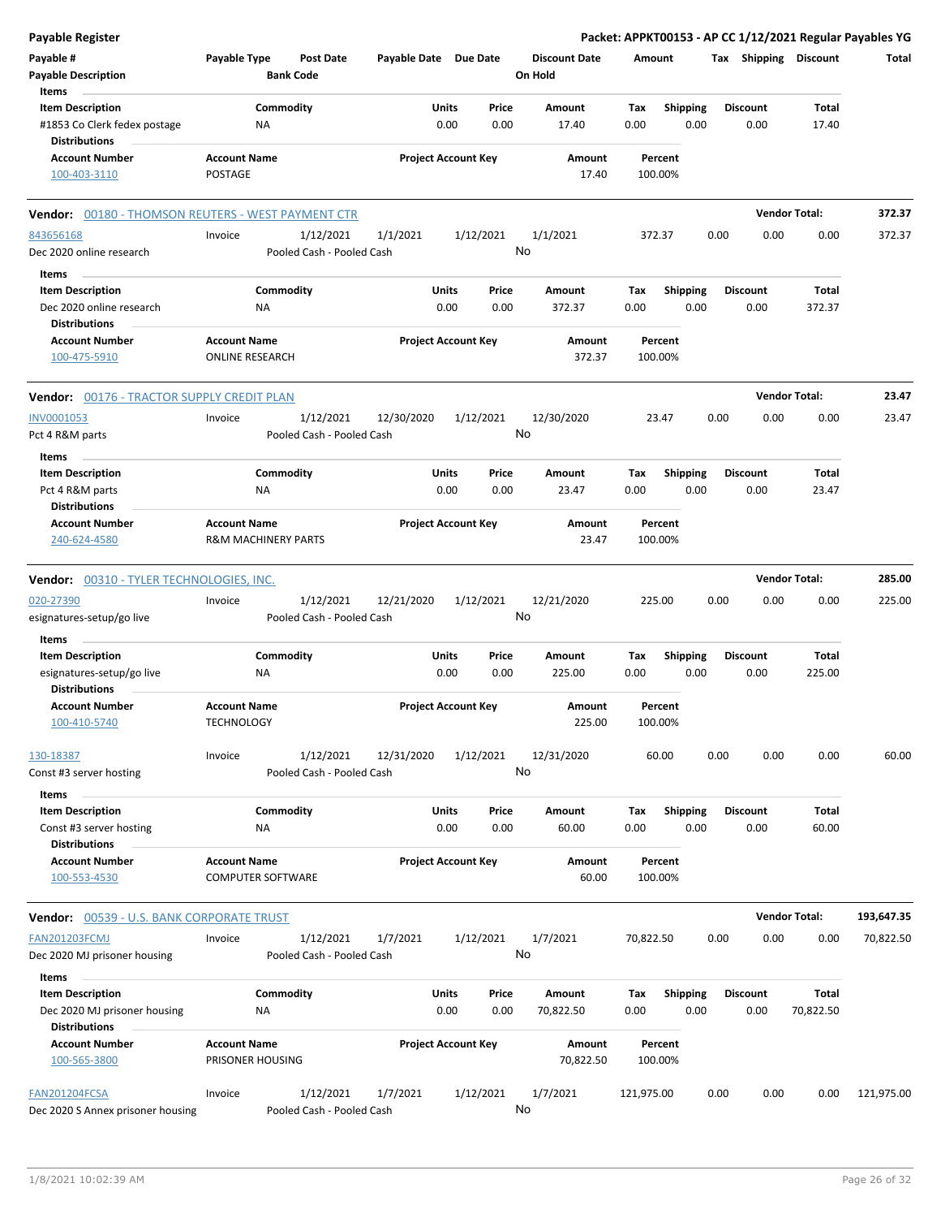**Payable Register** — Packet: APPKT00153 - AP CC 1/12/2021 Regular Payables YG

| Payable # | Payable Type | Post Date | Payable Date | Due Date | Discount Date | Amount | Tax | Shipping | Discount | Total |
|---|---|---|---|---|---|---|---|---|---|---|
| Payable Description | | Bank Code | | | On Hold | | | | | |

**Items**

| Item Description | Commodity | Units | Price | Amount | Tax | Shipping | Discount | Total |
|---|---|---|---|---|---|---|---|---|
| #1853 Co Clerk fedex postage | NA | 0.00 | 0.00 | 17.40 | 0.00 | 0.00 | 0.00 | 17.40 |

**Distributions**

| Account Number | Account Name | Project Account Key | Amount | Percent |
|---|---|---|---|---|
| 100-403-3110 | POSTAGE | | 17.40 | 100.00% |

---

**Vendor: 00180 - THOMSON REUTERS - WEST PAYMENT CTR** — Vendor Total: **372.37**

| Payable # | Payable Type | Post Date | Payable Date | Due Date | Discount Date | Amount | Tax | Shipping | Discount | Total |
|---|---|---|---|---|---|---|---|---|---|---|
| 843656168 | Invoice | 1/12/2021 | 1/1/2021 | 1/12/2021 | 1/1/2021 | 372.37 | 0.00 | 0.00 | 0.00 | 372.37 |
| Dec 2020 online research | | Pooled Cash - Pooled Cash | | | No | | | | | |

**Items**

| Item Description | Commodity | Units | Price | Amount | Tax | Shipping | Discount | Total |
|---|---|---|---|---|---|---|---|---|
| Dec 2020 online research | NA | 0.00 | 0.00 | 372.37 | 0.00 | 0.00 | 0.00 | 372.37 |

**Distributions**

| Account Number | Account Name | Project Account Key | Amount | Percent |
|---|---|---|---|---|
| 100-475-5910 | ONLINE RESEARCH | | 372.37 | 100.00% |

---

**Vendor: 00176 - TRACTOR SUPPLY CREDIT PLAN** — Vendor Total: **23.47**

| Payable # | Payable Type | Post Date | Payable Date | Due Date | Discount Date | Amount | Tax | Shipping | Discount | Total |
|---|---|---|---|---|---|---|---|---|---|---|
| INV0001053 | Invoice | 1/12/2021 | 12/30/2020 | 1/12/2021 | 12/30/2020 | 23.47 | 0.00 | 0.00 | 0.00 | 23.47 |
| Pct 4 R&M parts | | Pooled Cash - Pooled Cash | | | No | | | | | |

**Items**

| Item Description | Commodity | Units | Price | Amount | Tax | Shipping | Discount | Total |
|---|---|---|---|---|---|---|---|---|
| Pct 4 R&M parts | NA | 0.00 | 0.00 | 23.47 | 0.00 | 0.00 | 0.00 | 23.47 |

**Distributions**

| Account Number | Account Name | Project Account Key | Amount | Percent |
|---|---|---|---|---|
| 240-624-4580 | R&M MACHINERY PARTS | | 23.47 | 100.00% |

---

**Vendor: 00310 - TYLER TECHNOLOGIES, INC.** — Vendor Total: **285.00**

| Payable # | Payable Type | Post Date | Payable Date | Due Date | Discount Date | Amount | Tax | Shipping | Discount | Total |
|---|---|---|---|---|---|---|---|---|---|---|
| 020-27390 | Invoice | 1/12/2021 | 12/21/2020 | 1/12/2021 | 12/21/2020 | 225.00 | 0.00 | 0.00 | 0.00 | 225.00 |
| esignatures-setup/go live | | Pooled Cash - Pooled Cash | | | No | | | | | |

**Items**

| Item Description | Commodity | Units | Price | Amount | Tax | Shipping | Discount | Total |
|---|---|---|---|---|---|---|---|---|
| esignatures-setup/go live | NA | 0.00 | 0.00 | 225.00 | 0.00 | 0.00 | 0.00 | 225.00 |

**Distributions**

| Account Number | Account Name | Project Account Key | Amount | Percent |
|---|---|---|---|---|
| 100-410-5740 | TECHNOLOGY | | 225.00 | 100.00% |

| Payable # | Payable Type | Post Date | Payable Date | Due Date | Discount Date | Amount | Tax | Shipping | Discount | Total |
|---|---|---|---|---|---|---|---|---|---|---|
| 130-18387 | Invoice | 1/12/2021 | 12/31/2020 | 1/12/2021 | 12/31/2020 | 60.00 | 0.00 | 0.00 | 0.00 | 60.00 |
| Const #3 server hosting | | Pooled Cash - Pooled Cash | | | No | | | | | |

**Items**

| Item Description | Commodity | Units | Price | Amount | Tax | Shipping | Discount | Total |
|---|---|---|---|---|---|---|---|---|
| Const #3 server hosting | NA | 0.00 | 0.00 | 60.00 | 0.00 | 0.00 | 0.00 | 60.00 |

**Distributions**

| Account Number | Account Name | Project Account Key | Amount | Percent |
|---|---|---|---|---|
| 100-553-4530 | COMPUTER SOFTWARE | | 60.00 | 100.00% |

---

**Vendor: 00539 - U.S. BANK CORPORATE TRUST** — Vendor Total: **193,647.35**

| Payable # | Payable Type | Post Date | Payable Date | Due Date | Discount Date | Amount | Tax | Shipping | Discount | Total |
|---|---|---|---|---|---|---|---|---|---|---|
| FAN201203FCMJ | Invoice | 1/12/2021 | 1/7/2021 | 1/12/2021 | 1/7/2021 | 70,822.50 | 0.00 | 0.00 | 0.00 | 70,822.50 |
| Dec 2020 MJ prisoner housing | | Pooled Cash - Pooled Cash | | | No | | | | | |

**Items**

| Item Description | Commodity | Units | Price | Amount | Tax | Shipping | Discount | Total |
|---|---|---|---|---|---|---|---|---|
| Dec 2020 MJ prisoner housing | NA | 0.00 | 0.00 | 70,822.50 | 0.00 | 0.00 | 0.00 | 70,822.50 |

**Distributions**

| Account Number | Account Name | Project Account Key | Amount | Percent |
|---|---|---|---|---|
| 100-565-3800 | PRISONER HOUSING | | 70,822.50 | 100.00% |

| Payable # | Payable Type | Post Date | Payable Date | Due Date | Discount Date | Amount | Tax | Shipping | Discount | Total |
|---|---|---|---|---|---|---|---|---|---|---|
| FAN201204FCSA | Invoice | 1/12/2021 | 1/7/2021 | 1/12/2021 | 1/7/2021 | 121,975.00 | 0.00 | 0.00 | 0.00 | 121,975.00 |
| Dec 2020 S Annex prisoner housing | | Pooled Cash - Pooled Cash | | | No | | | | | |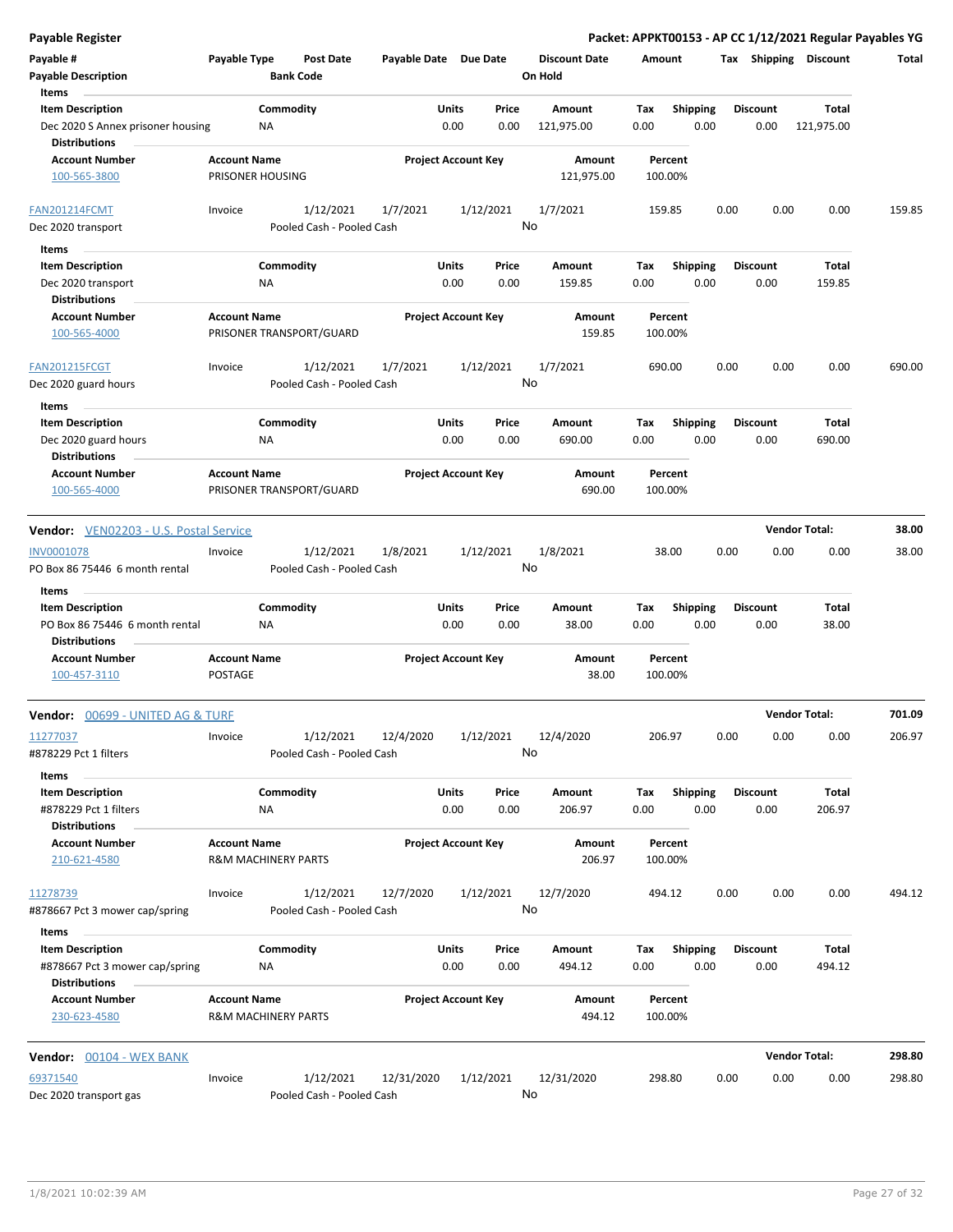**Payable Register** — **Packet: APPKT00153 - AP CC 1/12/2021 Regular Payables YG**

| Payable # | Payable Type | Post Date | Payable Date | Due Date | Discount Date | Amount | Tax | Shipping | Discount | Total |
|---|---|---|---|---|---|---|---|---|---|---|
| Payable Description | | Bank Code | | | On Hold | | | | | |

Items

| Item Description | Commodity | Units | Price | Amount | Tax | Shipping | Discount | Total |
|---|---|---|---|---|---|---|---|---|
| Dec 2020 S Annex prisoner housing | NA | 0.00 | 0.00 | 121,975.00 | 0.00 | 0.00 | 0.00 | 121,975.00 |

Distributions

| Account Number | Account Name | Project Account Key | Amount | Percent |
|---|---|---|---|---|
| 100-565-3800 | PRISONER HOUSING | | 121,975.00 | 100.00% |

| Payable # | Payable Type | Post Date | Payable Date | Due Date | Discount Date | Amount | Tax | Shipping | Discount | Total |
|---|---|---|---|---|---|---|---|---|---|---|
| FAN201214FCMT | Invoice | 1/12/2021 | 1/7/2021 | 1/12/2021 | 1/7/2021 | 159.85 | 0.00 | 0.00 | 0.00 | 159.85 |
| Dec 2020 transport | | Pooled Cash - Pooled Cash | | | No | | | | | |

Items

| Item Description | Commodity | Units | Price | Amount | Tax | Shipping | Discount | Total |
|---|---|---|---|---|---|---|---|---|
| Dec 2020 transport | NA | 0.00 | 0.00 | 159.85 | 0.00 | 0.00 | 0.00 | 159.85 |

Distributions

| Account Number | Account Name | Project Account Key | Amount | Percent |
|---|---|---|---|---|
| 100-565-4000 | PRISONER TRANSPORT/GUARD | | 159.85 | 100.00% |

| Payable # | Payable Type | Post Date | Payable Date | Due Date | Discount Date | Amount | Tax | Shipping | Discount | Total |
|---|---|---|---|---|---|---|---|---|---|---|
| FAN201215FCGT | Invoice | 1/12/2021 | 1/7/2021 | 1/12/2021 | 1/7/2021 | 690.00 | 0.00 | 0.00 | 0.00 | 690.00 |
| Dec 2020 guard hours | | Pooled Cash - Pooled Cash | | | No | | | | | |

Items

| Item Description | Commodity | Units | Price | Amount | Tax | Shipping | Discount | Total |
|---|---|---|---|---|---|---|---|---|
| Dec 2020 guard hours | NA | 0.00 | 0.00 | 690.00 | 0.00 | 0.00 | 0.00 | 690.00 |

Distributions

| Account Number | Account Name | Project Account Key | Amount | Percent |
|---|---|---|---|---|
| 100-565-4000 | PRISONER TRANSPORT/GUARD | | 690.00 | 100.00% |

**Vendor:** VEN02203 - U.S. Postal Service — **Vendor Total: 38.00**

| Payable # | Payable Type | Post Date | Payable Date | Due Date | Discount Date | Amount | Tax | Shipping | Discount | Total |
|---|---|---|---|---|---|---|---|---|---|---|
| INV0001078 | Invoice | 1/12/2021 | 1/8/2021 | 1/12/2021 | 1/8/2021 | 38.00 | 0.00 | 0.00 | 0.00 | 38.00 |
| PO Box 86 75446 6 month rental | | Pooled Cash - Pooled Cash | | | No | | | | | |

Items

| Item Description | Commodity | Units | Price | Amount | Tax | Shipping | Discount | Total |
|---|---|---|---|---|---|---|---|---|
| PO Box 86 75446 6 month rental | NA | 0.00 | 0.00 | 38.00 | 0.00 | 0.00 | 0.00 | 38.00 |

Distributions

| Account Number | Account Name | Project Account Key | Amount | Percent |
|---|---|---|---|---|
| 100-457-3110 | POSTAGE | | 38.00 | 100.00% |

**Vendor:** 00699 - UNITED AG & TURF — **Vendor Total: 701.09**

| Payable # | Payable Type | Post Date | Payable Date | Due Date | Discount Date | Amount | Tax | Shipping | Discount | Total |
|---|---|---|---|---|---|---|---|---|---|---|
| 11277037 | Invoice | 1/12/2021 | 12/4/2020 | 1/12/2021 | 12/4/2020 | 206.97 | 0.00 | 0.00 | 0.00 | 206.97 |
| #878229 Pct 1 filters | | Pooled Cash - Pooled Cash | | | No | | | | | |

Items

| Item Description | Commodity | Units | Price | Amount | Tax | Shipping | Discount | Total |
|---|---|---|---|---|---|---|---|---|
| #878229 Pct 1 filters | NA | 0.00 | 0.00 | 206.97 | 0.00 | 0.00 | 0.00 | 206.97 |

Distributions

| Account Number | Account Name | Project Account Key | Amount | Percent |
|---|---|---|---|---|
| 210-621-4580 | R&M MACHINERY PARTS | | 206.97 | 100.00% |

| Payable # | Payable Type | Post Date | Payable Date | Due Date | Discount Date | Amount | Tax | Shipping | Discount | Total |
|---|---|---|---|---|---|---|---|---|---|---|
| 11278739 | Invoice | 1/12/2021 | 12/7/2020 | 1/12/2021 | 12/7/2020 | 494.12 | 0.00 | 0.00 | 0.00 | 494.12 |
| #878667 Pct 3 mower cap/spring | | Pooled Cash - Pooled Cash | | | No | | | | | |

Items

| Item Description | Commodity | Units | Price | Amount | Tax | Shipping | Discount | Total |
|---|---|---|---|---|---|---|---|---|
| #878667 Pct 3 mower cap/spring | NA | 0.00 | 0.00 | 494.12 | 0.00 | 0.00 | 0.00 | 494.12 |

Distributions

| Account Number | Account Name | Project Account Key | Amount | Percent |
|---|---|---|---|---|
| 230-623-4580 | R&M MACHINERY PARTS | | 494.12 | 100.00% |

**Vendor:** 00104 - WEX BANK — **Vendor Total: 298.80**

| Payable # | Payable Type | Post Date | Payable Date | Due Date | Discount Date | Amount | Tax | Shipping | Discount | Total |
|---|---|---|---|---|---|---|---|---|---|---|
| 69371540 | Invoice | 1/12/2021 | 12/31/2020 | 1/12/2021 | 12/31/2020 | 298.80 | 0.00 | 0.00 | 0.00 | 298.80 |
| Dec 2020 transport gas | | Pooled Cash - Pooled Cash | | | No | | | | | |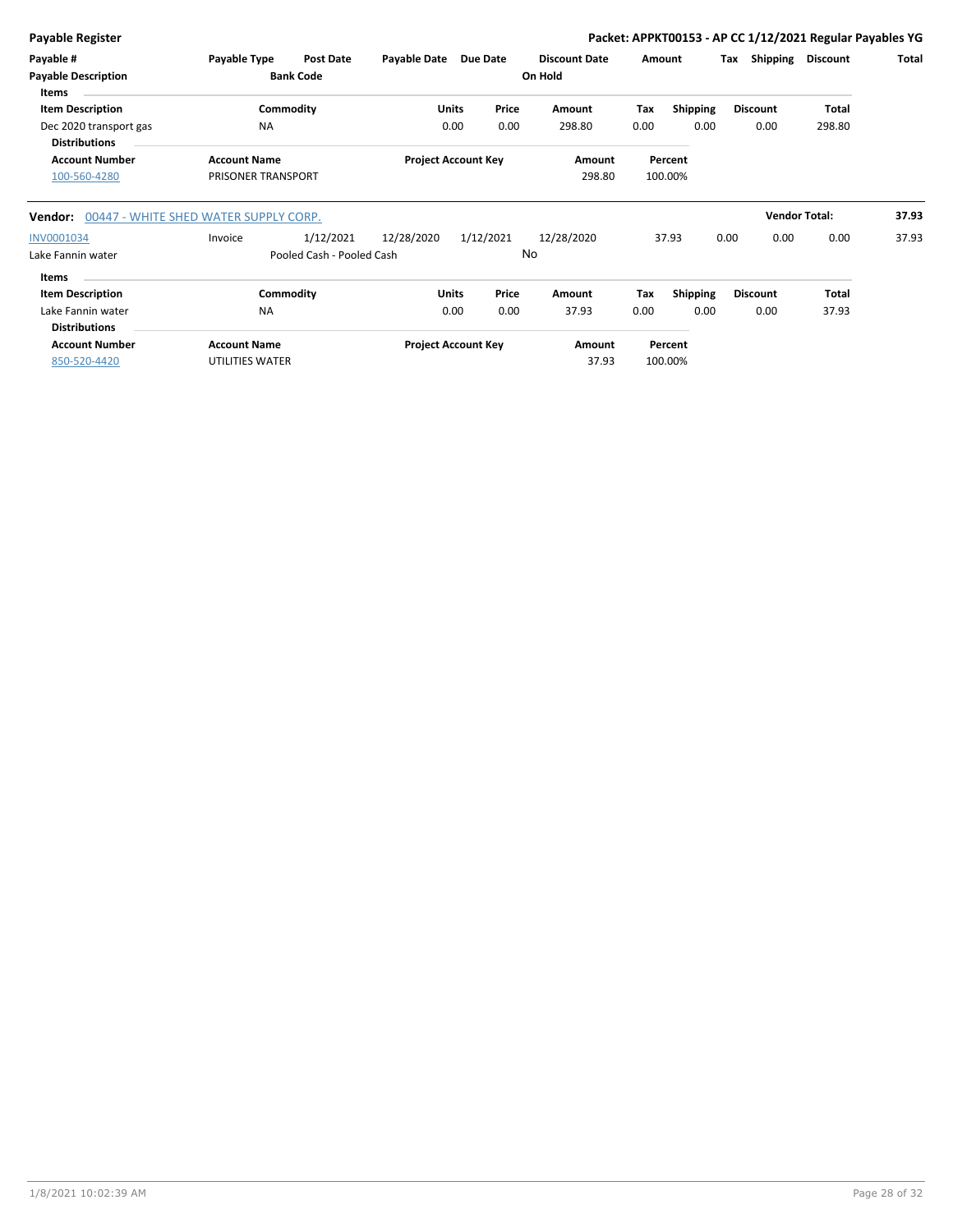**Payable Register** **Packet: APPKT00153 - AP CC 1/12/2021 Regular Payables YG**

| Payable # | Payable Type | Post Date | Payable Date | Due Date | Discount Date | Amount | Tax | Shipping | Discount | Total |
|---|---|---|---|---|---|---|---|---|---|---|
| Payable Description | | Bank Code | | | On Hold | | | | | |

**Items**

| Item Description | Commodity | Units | Price | Amount | Tax | Shipping | Discount | Total |
|---|---|---|---|---|---|---|---|---|
| Dec 2020 transport gas | NA | 0.00 | 0.00 | 298.80 | 0.00 | 0.00 | 0.00 | 298.80 |

**Distributions**

| Account Number | Account Name | Project Account Key | Amount | Percent |
|---|---|---|---|---|
| 100-560-4280 | PRISONER TRANSPORT | | 298.80 | 100.00% |

**Vendor:** 00447 - WHITE SHED WATER SUPPLY CORP. **Vendor Total: 37.93**

| Payable # | Payable Type | Post Date | Payable Date | Due Date | Discount Date | Amount | Tax | Shipping | Discount | Total |
|---|---|---|---|---|---|---|---|---|---|---|
| INV0001034 | Invoice | 1/12/2021 | 12/28/2020 | 1/12/2021 | 12/28/2020 | 37.93 | 0.00 | 0.00 | 0.00 | 37.93 |
| Lake Fannin water | | Pooled Cash - Pooled Cash | | | No | | | | | |

**Items**

| Item Description | Commodity | Units | Price | Amount | Tax | Shipping | Discount | Total |
|---|---|---|---|---|---|---|---|---|
| Lake Fannin water | NA | 0.00 | 0.00 | 37.93 | 0.00 | 0.00 | 0.00 | 37.93 |

**Distributions**

| Account Number | Account Name | Project Account Key | Amount | Percent |
|---|---|---|---|---|
| 850-520-4420 | UTILITIES WATER | | 37.93 | 100.00% |

1/8/2021 10:02:39 AM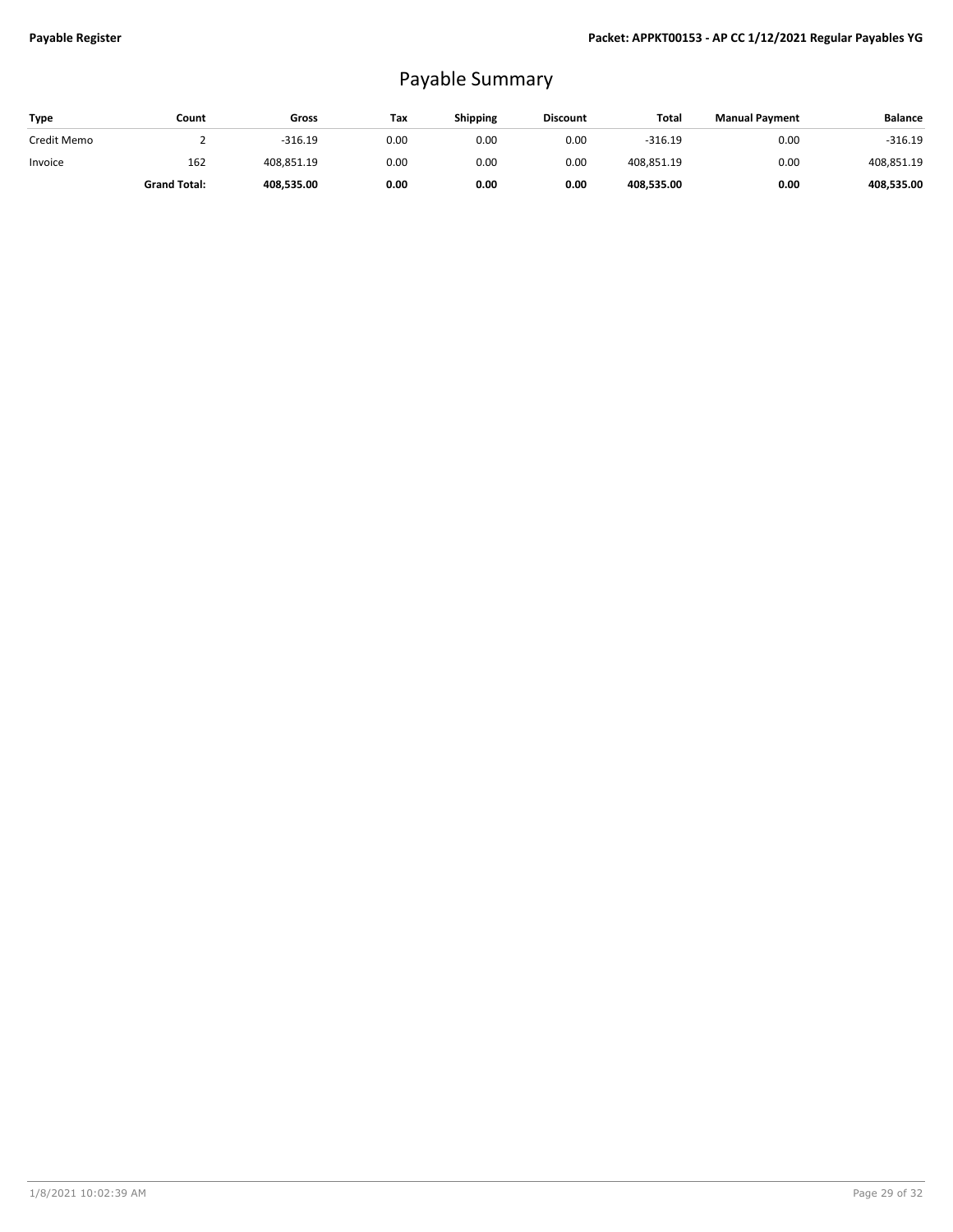# Payable Summary

| Type | Count | Gross | Tax | Shipping | Discount | Total | Manual Payment | Balance |
|---|---|---|---|---|---|---|---|---|
| Credit Memo | 2 | -316.19 | 0.00 | 0.00 | 0.00 | -316.19 | 0.00 | -316.19 |
| Invoice | 162 | 408,851.19 | 0.00 | 0.00 | 0.00 | 408,851.19 | 0.00 | 408,851.19 |
| | **Grand Total:** | **408,535.00** | **0.00** | **0.00** | **0.00** | **408,535.00** | **0.00** | **408,535.00** |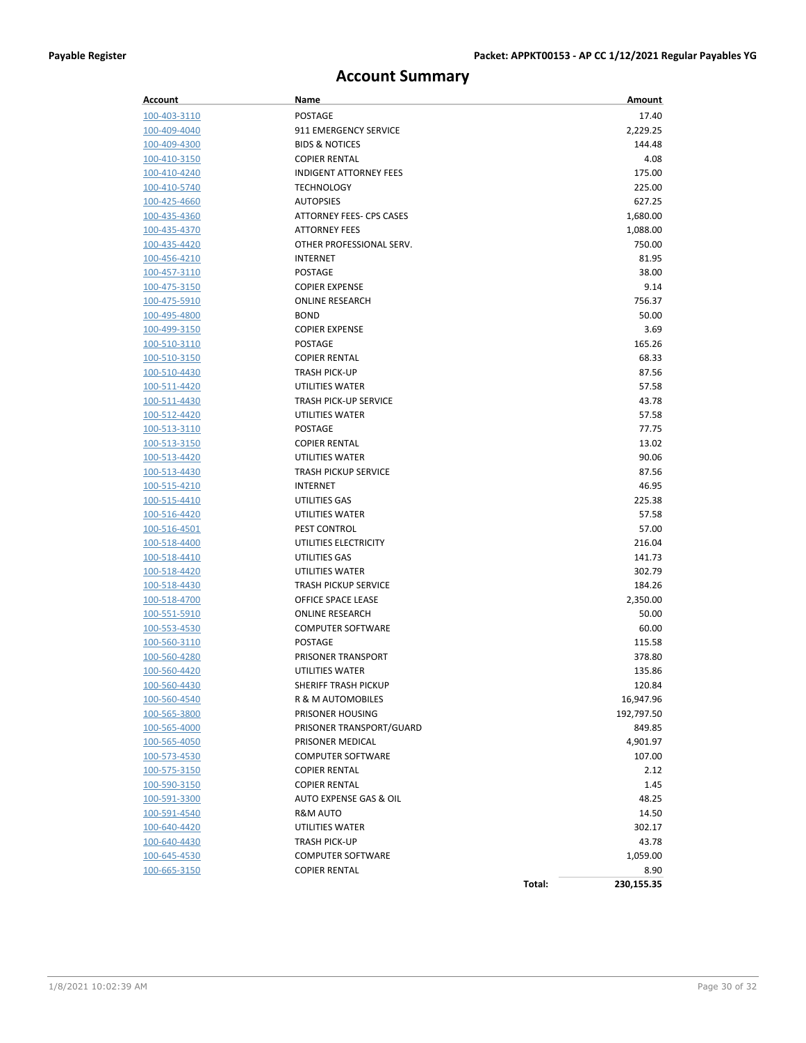# Account Summary

| Account | Name | Amount |
|---|---|---|
| 100-403-3110 | POSTAGE | 17.40 |
| 100-409-4040 | 911 EMERGENCY SERVICE | 2,229.25 |
| 100-409-4300 | BIDS & NOTICES | 144.48 |
| 100-410-3150 | COPIER RENTAL | 4.08 |
| 100-410-4240 | INDIGENT ATTORNEY FEES | 175.00 |
| 100-410-5740 | TECHNOLOGY | 225.00 |
| 100-425-4660 | AUTOPSIES | 627.25 |
| 100-435-4360 | ATTORNEY FEES- CPS CASES | 1,680.00 |
| 100-435-4370 | ATTORNEY FEES | 1,088.00 |
| 100-435-4420 | OTHER PROFESSIONAL SERV. | 750.00 |
| 100-456-4210 | INTERNET | 81.95 |
| 100-457-3110 | POSTAGE | 38.00 |
| 100-475-3150 | COPIER EXPENSE | 9.14 |
| 100-475-5910 | ONLINE RESEARCH | 756.37 |
| 100-495-4800 | BOND | 50.00 |
| 100-499-3150 | COPIER EXPENSE | 3.69 |
| 100-510-3110 | POSTAGE | 165.26 |
| 100-510-3150 | COPIER RENTAL | 68.33 |
| 100-510-4430 | TRASH PICK-UP | 87.56 |
| 100-511-4420 | UTILITIES WATER | 57.58 |
| 100-511-4430 | TRASH PICK-UP SERVICE | 43.78 |
| 100-512-4420 | UTILITIES WATER | 57.58 |
| 100-513-3110 | POSTAGE | 77.75 |
| 100-513-3150 | COPIER RENTAL | 13.02 |
| 100-513-4420 | UTILITIES WATER | 90.06 |
| 100-513-4430 | TRASH PICKUP SERVICE | 87.56 |
| 100-515-4210 | INTERNET | 46.95 |
| 100-515-4410 | UTILITIES GAS | 225.38 |
| 100-516-4420 | UTILITIES WATER | 57.58 |
| 100-516-4501 | PEST CONTROL | 57.00 |
| 100-518-4400 | UTILITIES ELECTRICITY | 216.04 |
| 100-518-4410 | UTILITIES GAS | 141.73 |
| 100-518-4420 | UTILITIES WATER | 302.79 |
| 100-518-4430 | TRASH PICKUP SERVICE | 184.26 |
| 100-518-4700 | OFFICE SPACE LEASE | 2,350.00 |
| 100-551-5910 | ONLINE RESEARCH | 50.00 |
| 100-553-4530 | COMPUTER SOFTWARE | 60.00 |
| 100-560-3110 | POSTAGE | 115.58 |
| 100-560-4280 | PRISONER TRANSPORT | 378.80 |
| 100-560-4420 | UTILITIES WATER | 135.86 |
| 100-560-4430 | SHERIFF TRASH PICKUP | 120.84 |
| 100-560-4540 | R & M AUTOMOBILES | 16,947.96 |
| 100-565-3800 | PRISONER HOUSING | 192,797.50 |
| 100-565-4000 | PRISONER TRANSPORT/GUARD | 849.85 |
| 100-565-4050 | PRISONER MEDICAL | 4,901.97 |
| 100-573-4530 | COMPUTER SOFTWARE | 107.00 |
| 100-575-3150 | COPIER RENTAL | 2.12 |
| 100-590-3150 | COPIER RENTAL | 1.45 |
| 100-591-3300 | AUTO EXPENSE GAS & OIL | 48.25 |
| 100-591-4540 | R&M AUTO | 14.50 |
| 100-640-4420 | UTILITIES WATER | 302.17 |
| 100-640-4430 | TRASH PICK-UP | 43.78 |
| 100-645-4530 | COMPUTER SOFTWARE | 1,059.00 |
| 100-665-3150 | COPIER RENTAL | 8.90 |
| | **Total:** | **230,155.35** |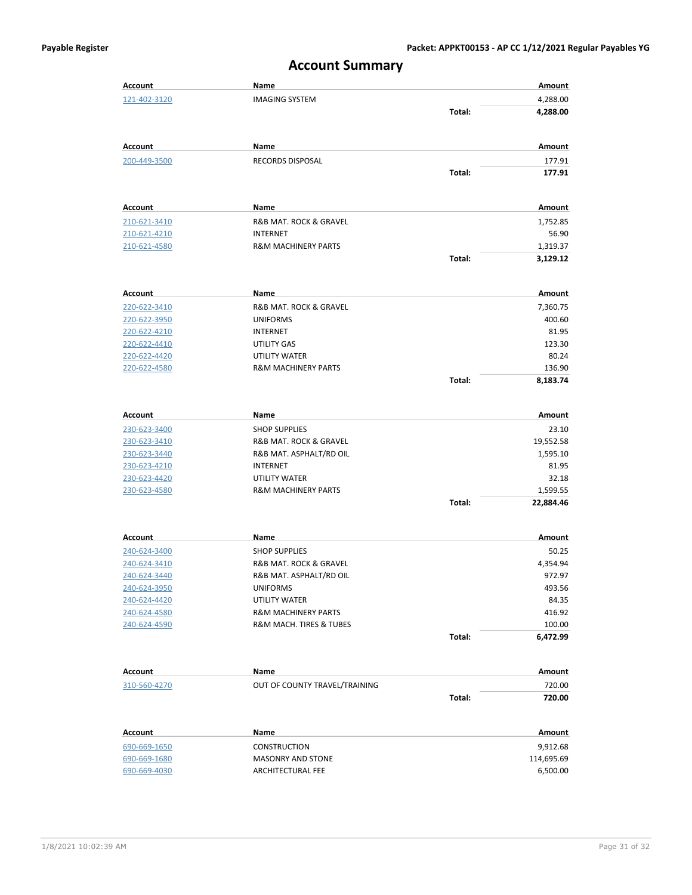## Account Summary

| Account | Name | | Amount |
|---|---|---|---|
| 121-402-3120 | IMAGING SYSTEM | | 4,288.00 |
| | | **Total:** | **4,288.00** |

| Account | Name | | Amount |
|---|---|---|---|
| 200-449-3500 | RECORDS DISPOSAL | | 177.91 |
| | | **Total:** | **177.91** |

| Account | Name | | Amount |
|---|---|---|---|
| 210-621-3410 | R&B MAT. ROCK & GRAVEL | | 1,752.85 |
| 210-621-4210 | INTERNET | | 56.90 |
| 210-621-4580 | R&M MACHINERY PARTS | | 1,319.37 |
| | | **Total:** | **3,129.12** |

| Account | Name | | Amount |
|---|---|---|---|
| 220-622-3410 | R&B MAT. ROCK & GRAVEL | | 7,360.75 |
| 220-622-3950 | UNIFORMS | | 400.60 |
| 220-622-4210 | INTERNET | | 81.95 |
| 220-622-4410 | UTILITY GAS | | 123.30 |
| 220-622-4420 | UTILITY WATER | | 80.24 |
| 220-622-4580 | R&M MACHINERY PARTS | | 136.90 |
| | | **Total:** | **8,183.74** |

| Account | Name | | Amount |
|---|---|---|---|
| 230-623-3400 | SHOP SUPPLIES | | 23.10 |
| 230-623-3410 | R&B MAT. ROCK & GRAVEL | | 19,552.58 |
| 230-623-3440 | R&B MAT. ASPHALT/RD OIL | | 1,595.10 |
| 230-623-4210 | INTERNET | | 81.95 |
| 230-623-4420 | UTILITY WATER | | 32.18 |
| 230-623-4580 | R&M MACHINERY PARTS | | 1,599.55 |
| | | **Total:** | **22,884.46** |

| Account | Name | | Amount |
|---|---|---|---|
| 240-624-3400 | SHOP SUPPLIES | | 50.25 |
| 240-624-3410 | R&B MAT. ROCK & GRAVEL | | 4,354.94 |
| 240-624-3440 | R&B MAT. ASPHALT/RD OIL | | 972.97 |
| 240-624-3950 | UNIFORMS | | 493.56 |
| 240-624-4420 | UTILITY WATER | | 84.35 |
| 240-624-4580 | R&M MACHINERY PARTS | | 416.92 |
| 240-624-4590 | R&M MACH. TIRES & TUBES | | 100.00 |
| | | **Total:** | **6,472.99** |

| Account | Name | | Amount |
|---|---|---|---|
| 310-560-4270 | OUT OF COUNTY TRAVEL/TRAINING | | 720.00 |
| | | **Total:** | **720.00** |

| Account | Name | | Amount |
|---|---|---|---|
| 690-669-1650 | CONSTRUCTION | | 9,912.68 |
| 690-669-1680 | MASONRY AND STONE | | 114,695.69 |
| 690-669-4030 | ARCHITECTURAL FEE | | 6,500.00 |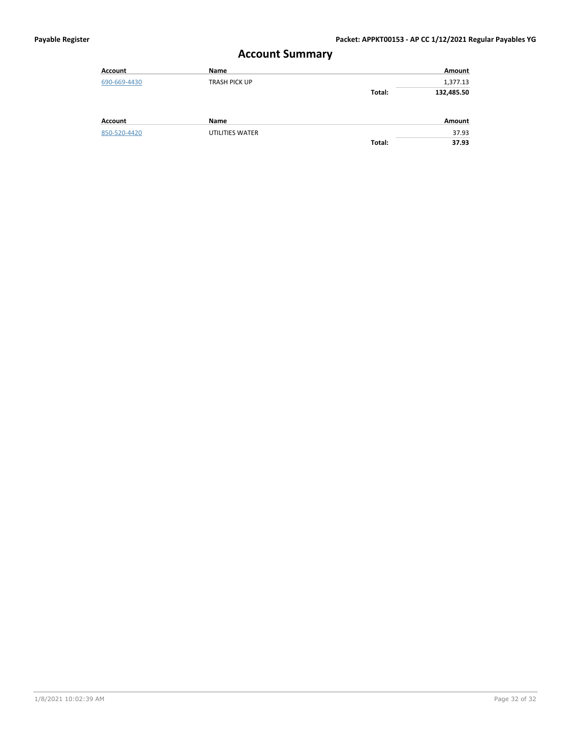# Account Summary

| Account | Name | | Amount |
|---|---|---|---|
| 690-669-4430 | TRASH PICK UP | | 1,377.13 |
| | | **Total:** | **132,485.50** |

| Account | Name | | Amount |
|---|---|---|---|
| 850-520-4420 | UTILITIES WATER | | 37.93 |
| | | **Total:** | **37.93** |